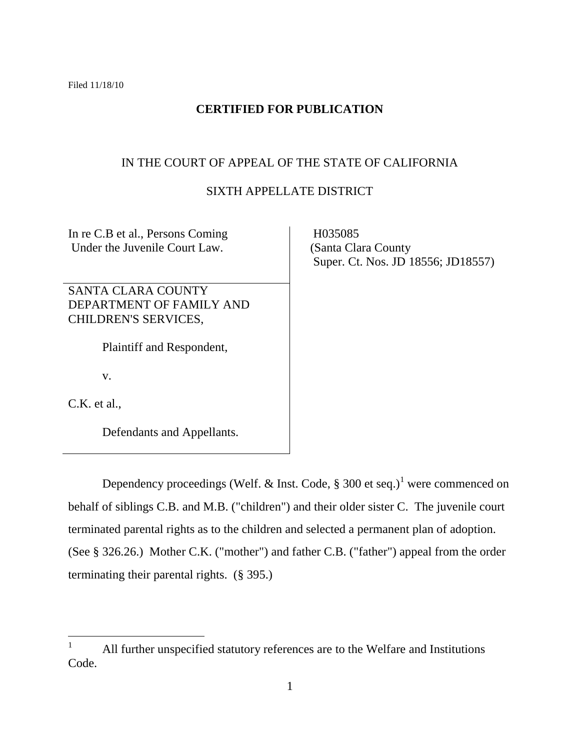Filed 11/18/10

**CERTIFIED FOR PUBLICATION**

IN THE COURT OF APPEAL OF THE STATE OF CALIFORNIA

SIXTH APPELLATE DISTRICT

| | |
|---|---|
| In re C.B et al., Persons Coming Under the Juvenile Court Law. | H035085 (Santa Clara County Super. Ct. Nos. JD 18556; JD18557) |
| SANTA CLARA COUNTY DEPARTMENT OF FAMILY AND CHILDREN'S SERVICES,<br><br>Plaintiff and Respondent,<br><br>v.<br><br>C.K. et al.,<br><br>Defendants and Appellants. | |

Dependency proceedings (Welf. & Inst. Code, § 300 et seq.)[1] were commenced on behalf of siblings C.B. and M.B. ("children") and their older sister C. The juvenile court terminated parental rights as to the children and selected a permanent plan of adoption. (See § 326.26.) Mother C.K. ("mother") and father C.B. ("father") appeal from the order terminating their parental rights. (§ 395.)

---

[1] All further unspecified statutory references are to the Welfare and Institutions Code.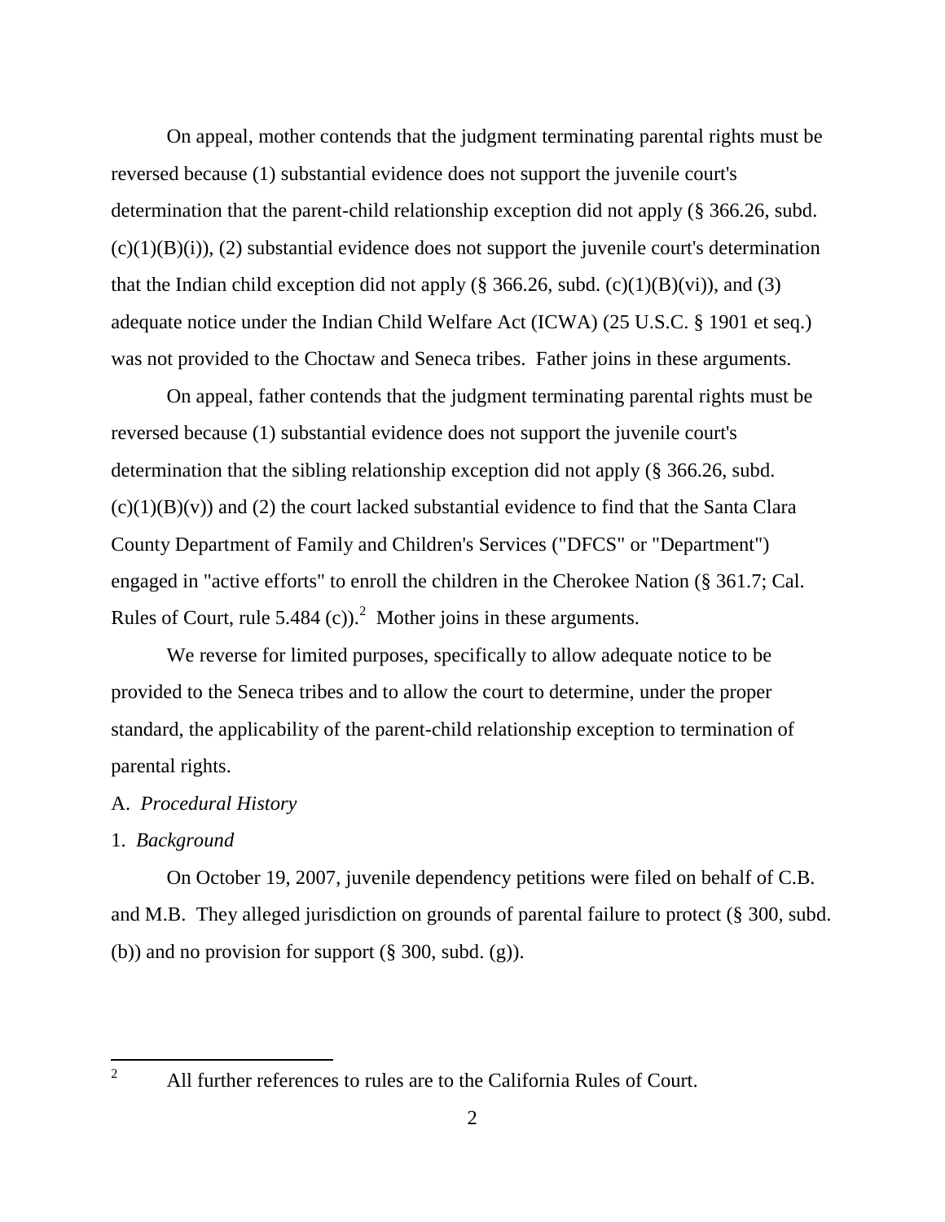On appeal, mother contends that the judgment terminating parental rights must be reversed because (1) substantial evidence does not support the juvenile court's determination that the parent-child relationship exception did not apply (§ 366.26, subd. (c)(1)(B)(i)), (2) substantial evidence does not support the juvenile court's determination that the Indian child exception did not apply (§ 366.26, subd. (c)(1)(B)(vi)), and (3) adequate notice under the Indian Child Welfare Act (ICWA) (25 U.S.C. § 1901 et seq.) was not provided to the Choctaw and Seneca tribes. Father joins in these arguments.

On appeal, father contends that the judgment terminating parental rights must be reversed because (1) substantial evidence does not support the juvenile court's determination that the sibling relationship exception did not apply (§ 366.26, subd. (c)(1)(B)(v)) and (2) the court lacked substantial evidence to find that the Santa Clara County Department of Family and Children's Services ("DFCS" or "Department") engaged in "active efforts" to enroll the children in the Cherokee Nation (§ 361.7; Cal. Rules of Court, rule 5.484 (c)).[2] Mother joins in these arguments.

We reverse for limited purposes, specifically to allow adequate notice to be provided to the Seneca tribes and to allow the court to determine, under the proper standard, the applicability of the parent-child relationship exception to termination of parental rights.

A. *Procedural History*

1. *Background*

On October 19, 2007, juvenile dependency petitions were filed on behalf of C.B. and M.B. They alleged jurisdiction on grounds of parental failure to protect (§ 300, subd. (b)) and no provision for support (§ 300, subd. (g)).

[2] All further references to rules are to the California Rules of Court.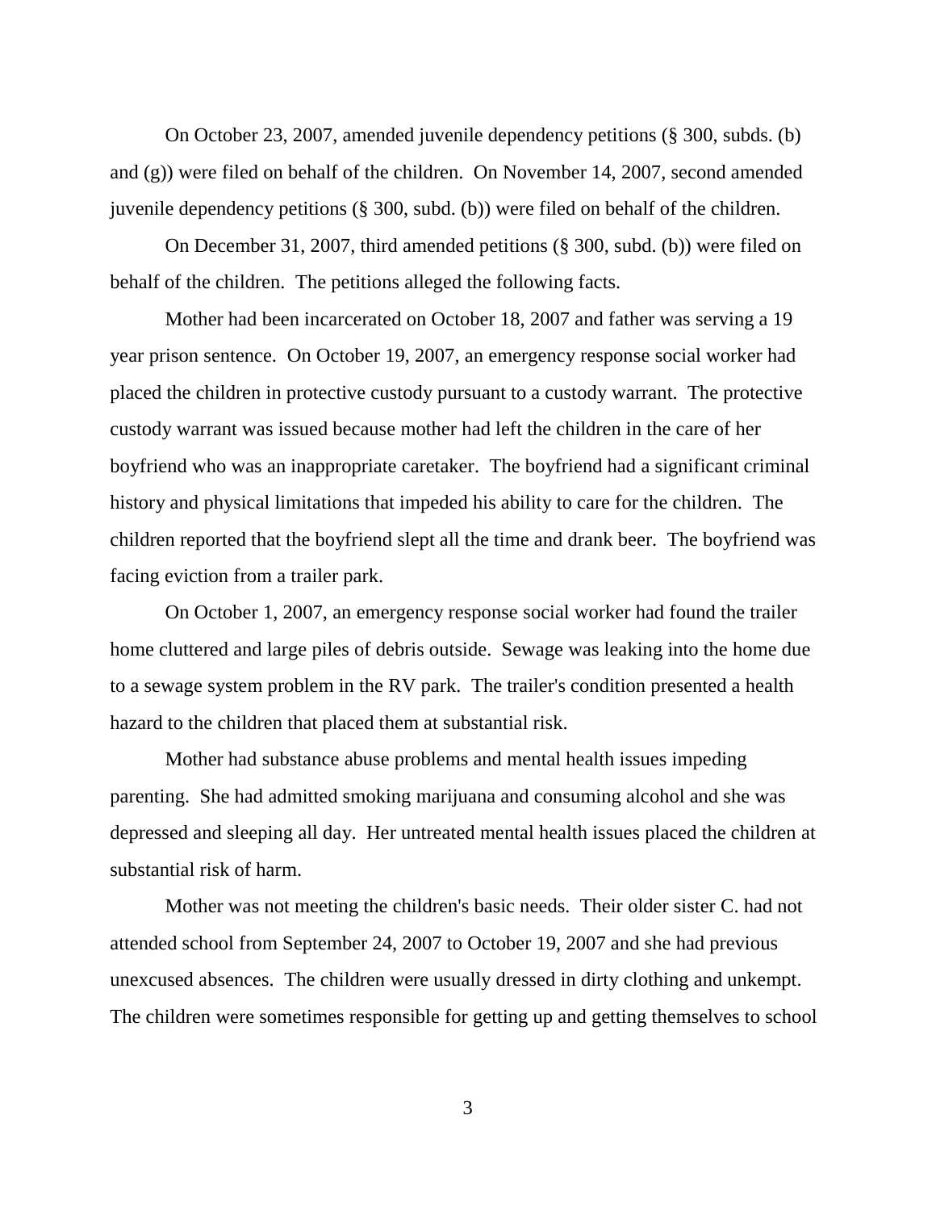On October 23, 2007, amended juvenile dependency petitions (§ 300, subds. (b) and (g)) were filed on behalf of the children. On November 14, 2007, second amended juvenile dependency petitions (§ 300, subd. (b)) were filed on behalf of the children.

On December 31, 2007, third amended petitions (§ 300, subd. (b)) were filed on behalf of the children. The petitions alleged the following facts.

Mother had been incarcerated on October 18, 2007 and father was serving a 19 year prison sentence. On October 19, 2007, an emergency response social worker had placed the children in protective custody pursuant to a custody warrant. The protective custody warrant was issued because mother had left the children in the care of her boyfriend who was an inappropriate caretaker. The boyfriend had a significant criminal history and physical limitations that impeded his ability to care for the children. The children reported that the boyfriend slept all the time and drank beer. The boyfriend was facing eviction from a trailer park.

On October 1, 2007, an emergency response social worker had found the trailer home cluttered and large piles of debris outside. Sewage was leaking into the home due to a sewage system problem in the RV park. The trailer's condition presented a health hazard to the children that placed them at substantial risk.

Mother had substance abuse problems and mental health issues impeding parenting. She had admitted smoking marijuana and consuming alcohol and she was depressed and sleeping all day. Her untreated mental health issues placed the children at substantial risk of harm.

Mother was not meeting the children's basic needs. Their older sister C. had not attended school from September 24, 2007 to October 19, 2007 and she had previous unexcused absences. The children were usually dressed in dirty clothing and unkempt. The children were sometimes responsible for getting up and getting themselves to school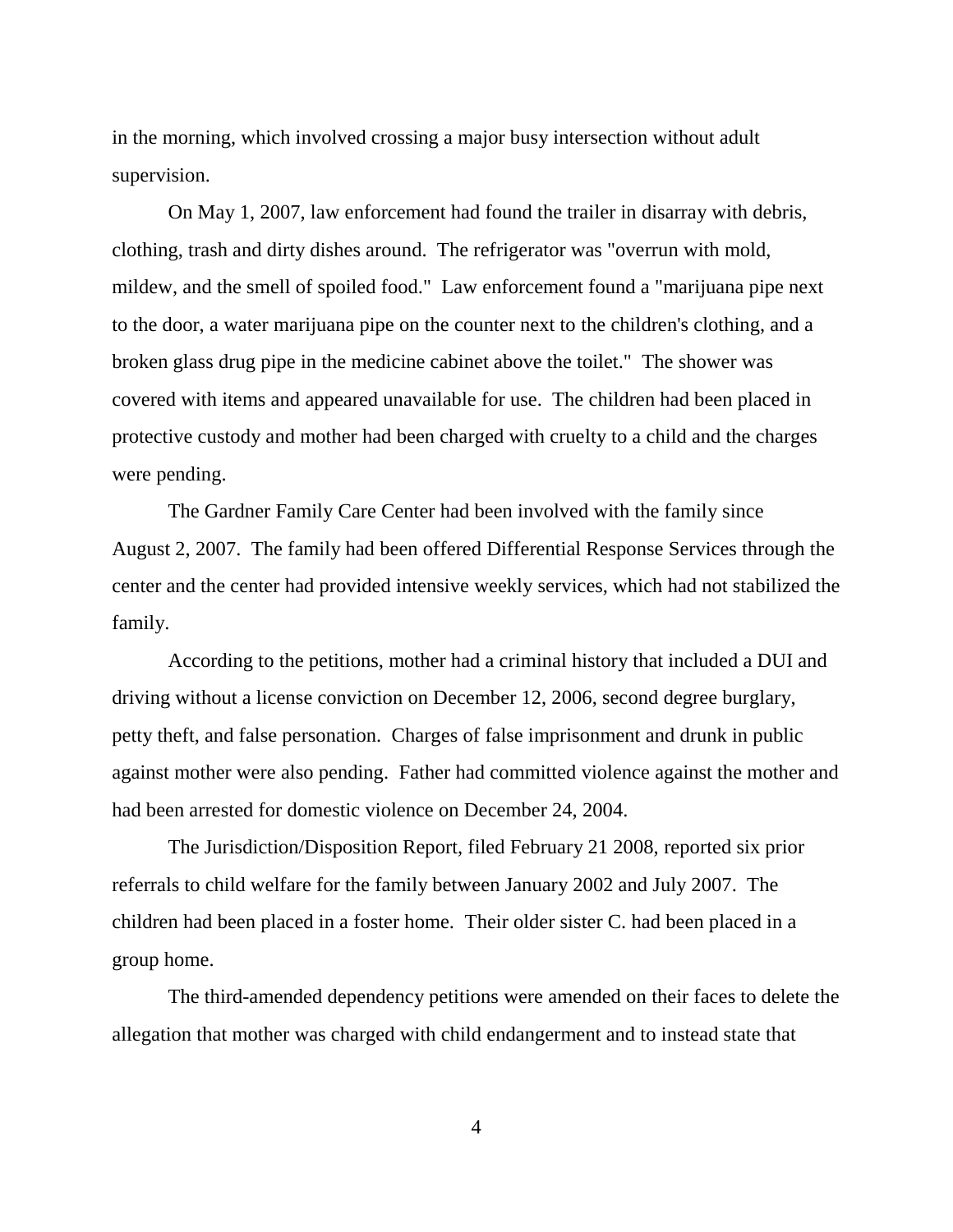in the morning, which involved crossing a major busy intersection without adult supervision.

On May 1, 2007, law enforcement had found the trailer in disarray with debris, clothing, trash and dirty dishes around. The refrigerator was "overrun with mold, mildew, and the smell of spoiled food." Law enforcement found a "marijuana pipe next to the door, a water marijuana pipe on the counter next to the children's clothing, and a broken glass drug pipe in the medicine cabinet above the toilet." The shower was covered with items and appeared unavailable for use. The children had been placed in protective custody and mother had been charged with cruelty to a child and the charges were pending.

The Gardner Family Care Center had been involved with the family since August 2, 2007. The family had been offered Differential Response Services through the center and the center had provided intensive weekly services, which had not stabilized the family.

According to the petitions, mother had a criminal history that included a DUI and driving without a license conviction on December 12, 2006, second degree burglary, petty theft, and false personation. Charges of false imprisonment and drunk in public against mother were also pending. Father had committed violence against the mother and had been arrested for domestic violence on December 24, 2004.

The Jurisdiction/Disposition Report, filed February 21 2008, reported six prior referrals to child welfare for the family between January 2002 and July 2007. The children had been placed in a foster home. Their older sister C. had been placed in a group home.

The third-amended dependency petitions were amended on their faces to delete the allegation that mother was charged with child endangerment and to instead state that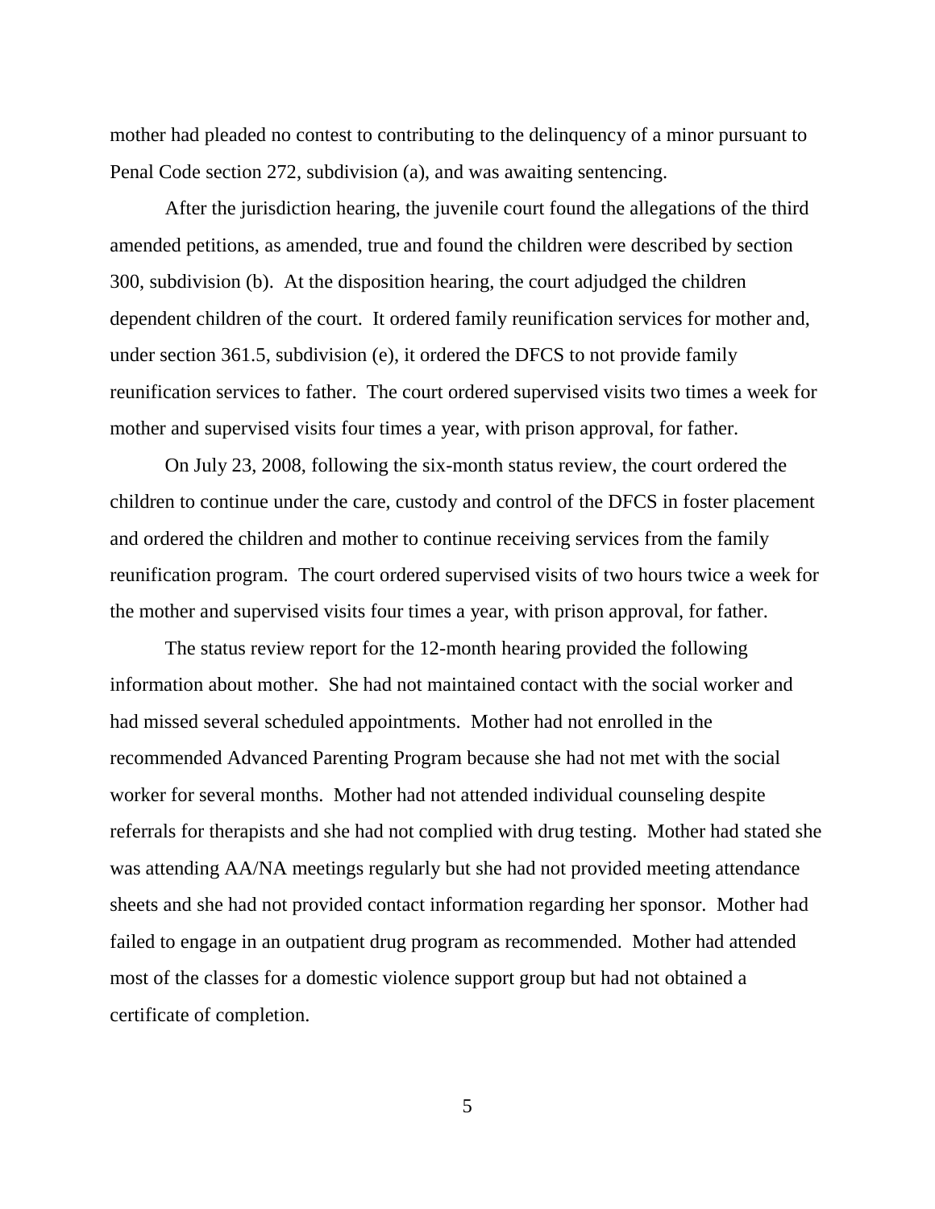mother had pleaded no contest to contributing to the delinquency of a minor pursuant to Penal Code section 272, subdivision (a), and was awaiting sentencing.

After the jurisdiction hearing, the juvenile court found the allegations of the third amended petitions, as amended, true and found the children were described by section 300, subdivision (b). At the disposition hearing, the court adjudged the children dependent children of the court. It ordered family reunification services for mother and, under section 361.5, subdivision (e), it ordered the DFCS to not provide family reunification services to father. The court ordered supervised visits two times a week for mother and supervised visits four times a year, with prison approval, for father.

On July 23, 2008, following the six-month status review, the court ordered the children to continue under the care, custody and control of the DFCS in foster placement and ordered the children and mother to continue receiving services from the family reunification program. The court ordered supervised visits of two hours twice a week for the mother and supervised visits four times a year, with prison approval, for father.

The status review report for the 12-month hearing provided the following information about mother. She had not maintained contact with the social worker and had missed several scheduled appointments. Mother had not enrolled in the recommended Advanced Parenting Program because she had not met with the social worker for several months. Mother had not attended individual counseling despite referrals for therapists and she had not complied with drug testing. Mother had stated she was attending AA/NA meetings regularly but she had not provided meeting attendance sheets and she had not provided contact information regarding her sponsor. Mother had failed to engage in an outpatient drug program as recommended. Mother had attended most of the classes for a domestic violence support group but had not obtained a certificate of completion.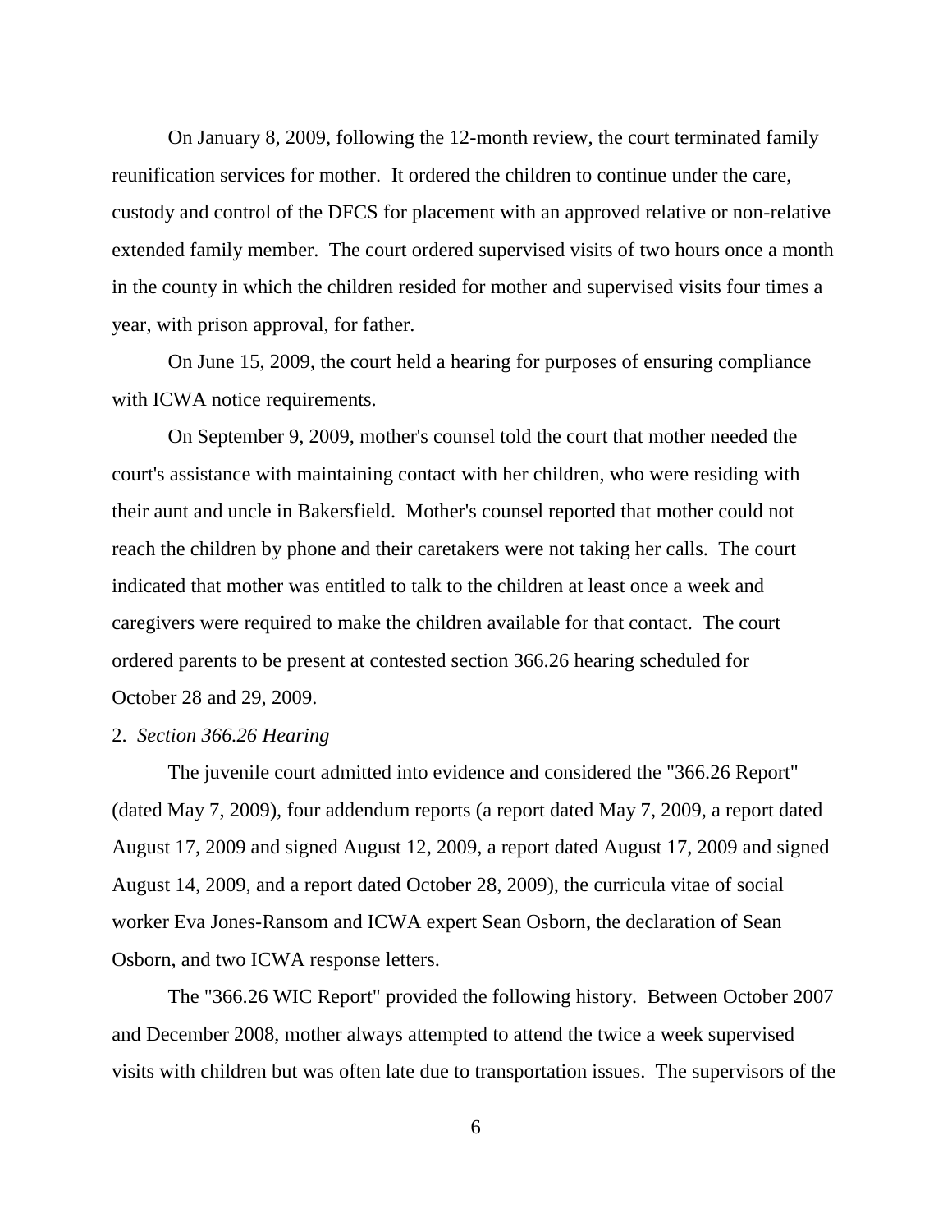On January 8, 2009, following the 12-month review, the court terminated family reunification services for mother. It ordered the children to continue under the care, custody and control of the DFCS for placement with an approved relative or non-relative extended family member. The court ordered supervised visits of two hours once a month in the county in which the children resided for mother and supervised visits four times a year, with prison approval, for father.

On June 15, 2009, the court held a hearing for purposes of ensuring compliance with ICWA notice requirements.

On September 9, 2009, mother's counsel told the court that mother needed the court's assistance with maintaining contact with her children, who were residing with their aunt and uncle in Bakersfield. Mother's counsel reported that mother could not reach the children by phone and their caretakers were not taking her calls. The court indicated that mother was entitled to talk to the children at least once a week and caregivers were required to make the children available for that contact. The court ordered parents to be present at contested section 366.26 hearing scheduled for October 28 and 29, 2009.

2. *Section 366.26 Hearing*

The juvenile court admitted into evidence and considered the "366.26 Report" (dated May 7, 2009), four addendum reports (a report dated May 7, 2009, a report dated August 17, 2009 and signed August 12, 2009, a report dated August 17, 2009 and signed August 14, 2009, and a report dated October 28, 2009), the curricula vitae of social worker Eva Jones-Ransom and ICWA expert Sean Osborn, the declaration of Sean Osborn, and two ICWA response letters.

The "366.26 WIC Report" provided the following history. Between October 2007 and December 2008, mother always attempted to attend the twice a week supervised visits with children but was often late due to transportation issues. The supervisors of the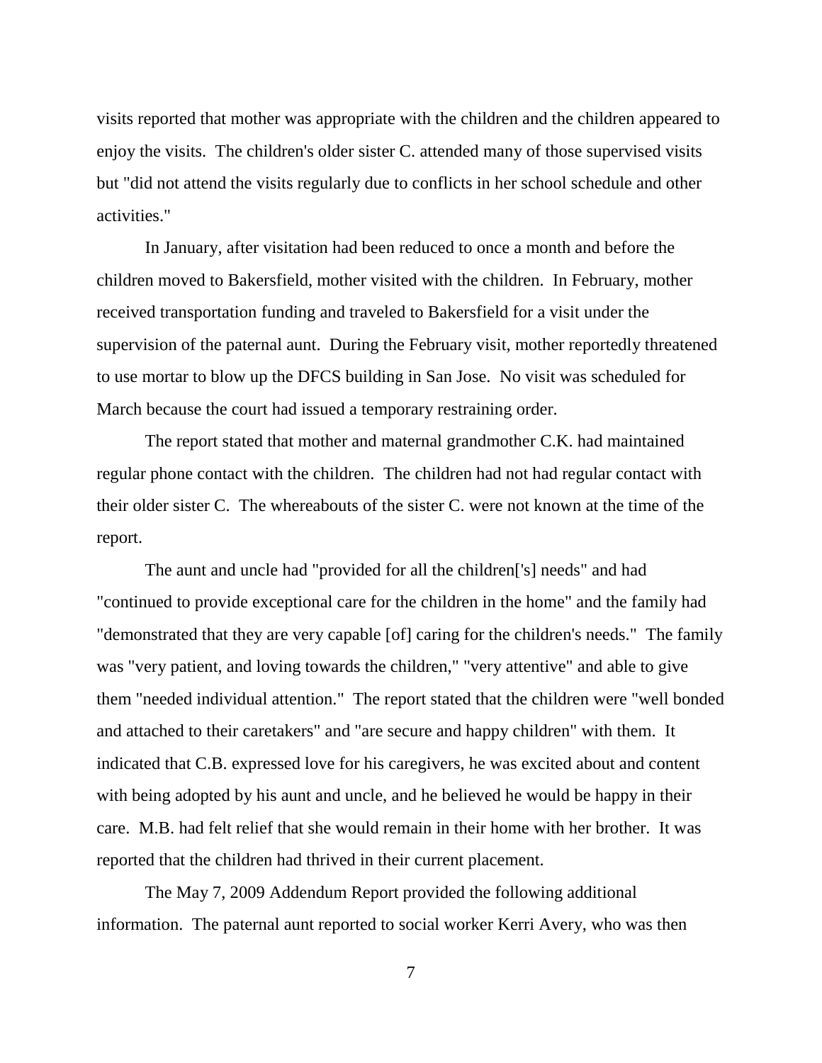visits reported that mother was appropriate with the children and the children appeared to enjoy the visits. The children's older sister C. attended many of those supervised visits but "did not attend the visits regularly due to conflicts in her school schedule and other activities."

In January, after visitation had been reduced to once a month and before the children moved to Bakersfield, mother visited with the children. In February, mother received transportation funding and traveled to Bakersfield for a visit under the supervision of the paternal aunt. During the February visit, mother reportedly threatened to use mortar to blow up the DFCS building in San Jose. No visit was scheduled for March because the court had issued a temporary restraining order.

The report stated that mother and maternal grandmother C.K. had maintained regular phone contact with the children. The children had not had regular contact with their older sister C. The whereabouts of the sister C. were not known at the time of the report.

The aunt and uncle had "provided for all the children['s] needs" and had "continued to provide exceptional care for the children in the home" and the family had "demonstrated that they are very capable [of] caring for the children's needs." The family was "very patient, and loving towards the children," "very attentive" and able to give them "needed individual attention." The report stated that the children were "well bonded and attached to their caretakers" and "are secure and happy children" with them. It indicated that C.B. expressed love for his caregivers, he was excited about and content with being adopted by his aunt and uncle, and he believed he would be happy in their care. M.B. had felt relief that she would remain in their home with her brother. It was reported that the children had thrived in their current placement.

The May 7, 2009 Addendum Report provided the following additional information. The paternal aunt reported to social worker Kerri Avery, who was then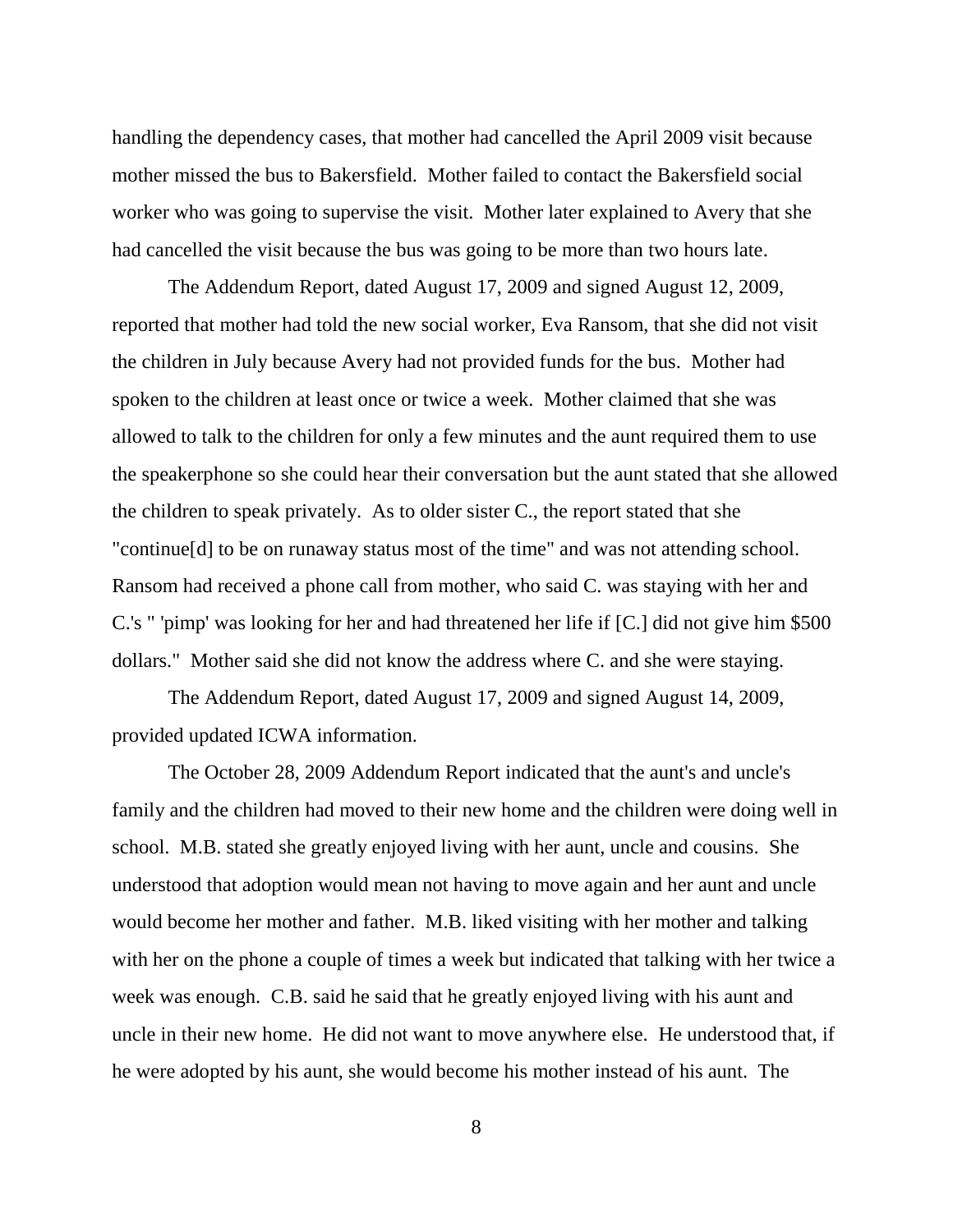handling the dependency cases, that mother had cancelled the April 2009 visit because mother missed the bus to Bakersfield. Mother failed to contact the Bakersfield social worker who was going to supervise the visit. Mother later explained to Avery that she had cancelled the visit because the bus was going to be more than two hours late.

The Addendum Report, dated August 17, 2009 and signed August 12, 2009, reported that mother had told the new social worker, Eva Ransom, that she did not visit the children in July because Avery had not provided funds for the bus. Mother had spoken to the children at least once or twice a week. Mother claimed that she was allowed to talk to the children for only a few minutes and the aunt required them to use the speakerphone so she could hear their conversation but the aunt stated that she allowed the children to speak privately. As to older sister C., the report stated that she "continue[d] to be on runaway status most of the time" and was not attending school. Ransom had received a phone call from mother, who said C. was staying with her and C.'s " 'pimp' was looking for her and had threatened her life if [C.] did not give him $500 dollars." Mother said she did not know the address where C. and she were staying.

The Addendum Report, dated August 17, 2009 and signed August 14, 2009, provided updated ICWA information.

The October 28, 2009 Addendum Report indicated that the aunt's and uncle's family and the children had moved to their new home and the children were doing well in school. M.B. stated she greatly enjoyed living with her aunt, uncle and cousins. She understood that adoption would mean not having to move again and her aunt and uncle would become her mother and father. M.B. liked visiting with her mother and talking with her on the phone a couple of times a week but indicated that talking with her twice a week was enough. C.B. said he said that he greatly enjoyed living with his aunt and uncle in their new home. He did not want to move anywhere else. He understood that, if he were adopted by his aunt, she would become his mother instead of his aunt. The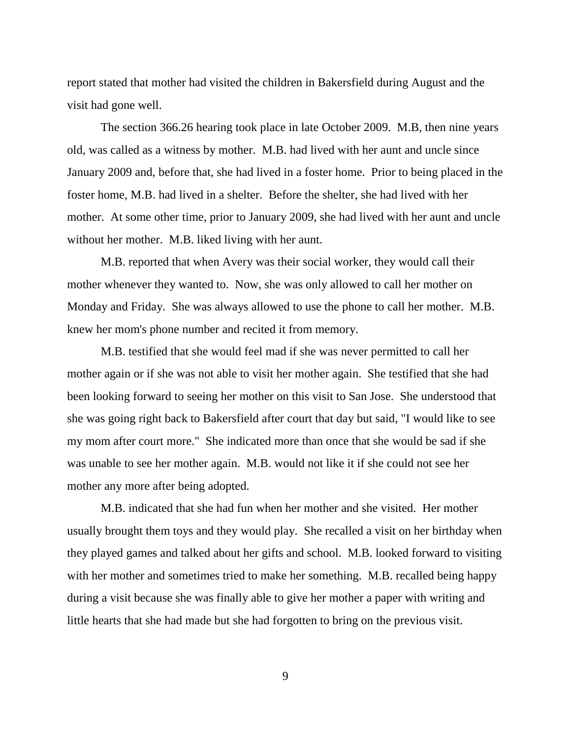report stated that mother had visited the children in Bakersfield during August and the visit had gone well.

The section 366.26 hearing took place in late October 2009. M.B, then nine years old, was called as a witness by mother. M.B. had lived with her aunt and uncle since January 2009 and, before that, she had lived in a foster home. Prior to being placed in the foster home, M.B. had lived in a shelter. Before the shelter, she had lived with her mother. At some other time, prior to January 2009, she had lived with her aunt and uncle without her mother. M.B. liked living with her aunt.

M.B. reported that when Avery was their social worker, they would call their mother whenever they wanted to. Now, she was only allowed to call her mother on Monday and Friday. She was always allowed to use the phone to call her mother. M.B. knew her mom's phone number and recited it from memory.

M.B. testified that she would feel mad if she was never permitted to call her mother again or if she was not able to visit her mother again. She testified that she had been looking forward to seeing her mother on this visit to San Jose. She understood that she was going right back to Bakersfield after court that day but said, "I would like to see my mom after court more." She indicated more than once that she would be sad if she was unable to see her mother again. M.B. would not like it if she could not see her mother any more after being adopted.

M.B. indicated that she had fun when her mother and she visited. Her mother usually brought them toys and they would play. She recalled a visit on her birthday when they played games and talked about her gifts and school. M.B. looked forward to visiting with her mother and sometimes tried to make her something. M.B. recalled being happy during a visit because she was finally able to give her mother a paper with writing and little hearts that she had made but she had forgotten to bring on the previous visit.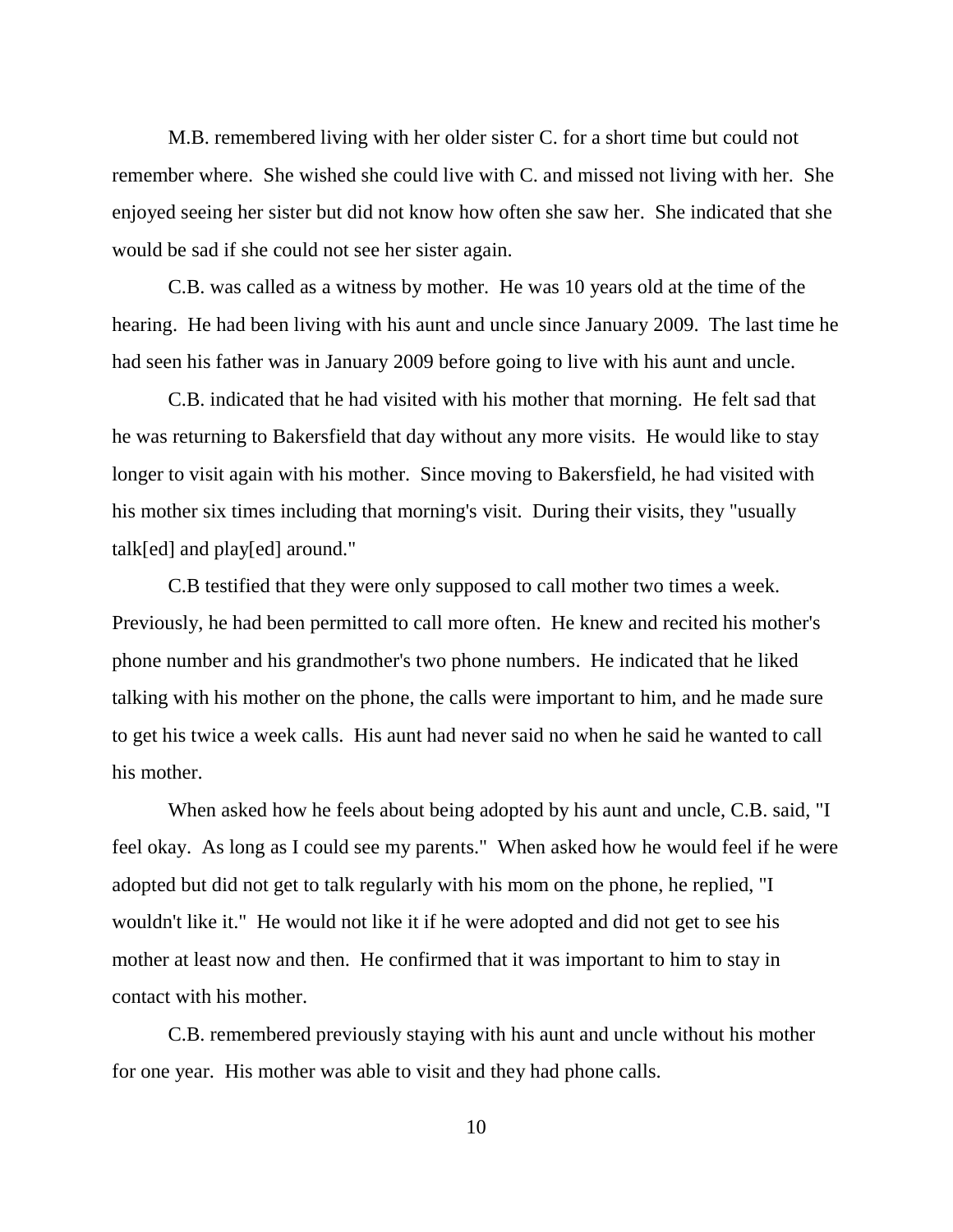M.B. remembered living with her older sister C. for a short time but could not remember where. She wished she could live with C. and missed not living with her. She enjoyed seeing her sister but did not know how often she saw her. She indicated that she would be sad if she could not see her sister again.

C.B. was called as a witness by mother. He was 10 years old at the time of the hearing. He had been living with his aunt and uncle since January 2009. The last time he had seen his father was in January 2009 before going to live with his aunt and uncle.

C.B. indicated that he had visited with his mother that morning. He felt sad that he was returning to Bakersfield that day without any more visits. He would like to stay longer to visit again with his mother. Since moving to Bakersfield, he had visited with his mother six times including that morning's visit. During their visits, they "usually talk[ed] and play[ed] around."

C.B testified that they were only supposed to call mother two times a week. Previously, he had been permitted to call more often. He knew and recited his mother's phone number and his grandmother's two phone numbers. He indicated that he liked talking with his mother on the phone, the calls were important to him, and he made sure to get his twice a week calls. His aunt had never said no when he said he wanted to call his mother.

When asked how he feels about being adopted by his aunt and uncle, C.B. said, "I feel okay. As long as I could see my parents." When asked how he would feel if he were adopted but did not get to talk regularly with his mom on the phone, he replied, "I wouldn't like it." He would not like it if he were adopted and did not get to see his mother at least now and then. He confirmed that it was important to him to stay in contact with his mother.

C.B. remembered previously staying with his aunt and uncle without his mother for one year. His mother was able to visit and they had phone calls.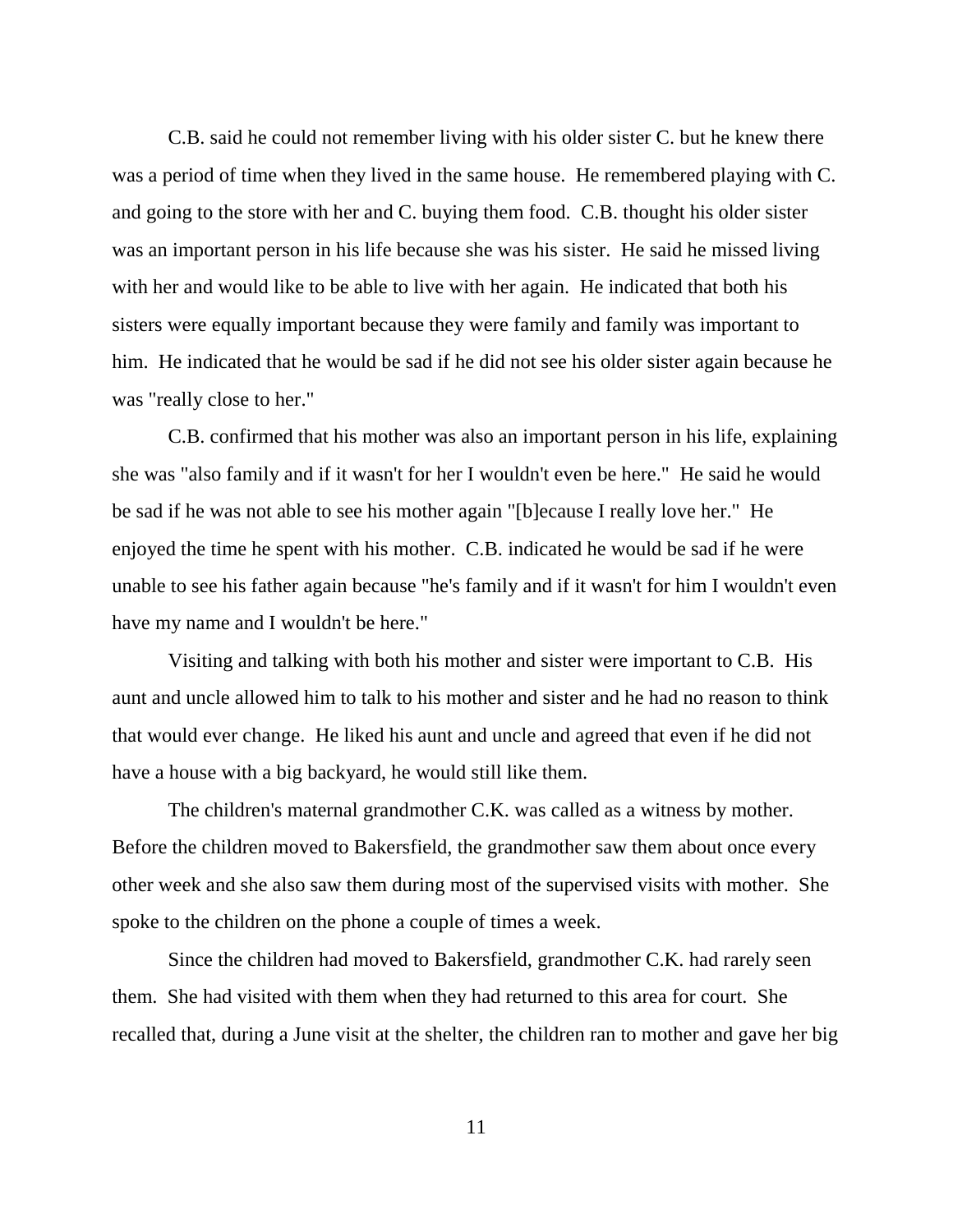C.B. said he could not remember living with his older sister C. but he knew there was a period of time when they lived in the same house. He remembered playing with C. and going to the store with her and C. buying them food. C.B. thought his older sister was an important person in his life because she was his sister. He said he missed living with her and would like to be able to live with her again. He indicated that both his sisters were equally important because they were family and family was important to him. He indicated that he would be sad if he did not see his older sister again because he was "really close to her."

C.B. confirmed that his mother was also an important person in his life, explaining she was "also family and if it wasn't for her I wouldn't even be here." He said he would be sad if he was not able to see his mother again "[b]ecause I really love her." He enjoyed the time he spent with his mother. C.B. indicated he would be sad if he were unable to see his father again because "he's family and if it wasn't for him I wouldn't even have my name and I wouldn't be here."

Visiting and talking with both his mother and sister were important to C.B. His aunt and uncle allowed him to talk to his mother and sister and he had no reason to think that would ever change. He liked his aunt and uncle and agreed that even if he did not have a house with a big backyard, he would still like them.

The children's maternal grandmother C.K. was called as a witness by mother. Before the children moved to Bakersfield, the grandmother saw them about once every other week and she also saw them during most of the supervised visits with mother. She spoke to the children on the phone a couple of times a week.

Since the children had moved to Bakersfield, grandmother C.K. had rarely seen them. She had visited with them when they had returned to this area for court. She recalled that, during a June visit at the shelter, the children ran to mother and gave her big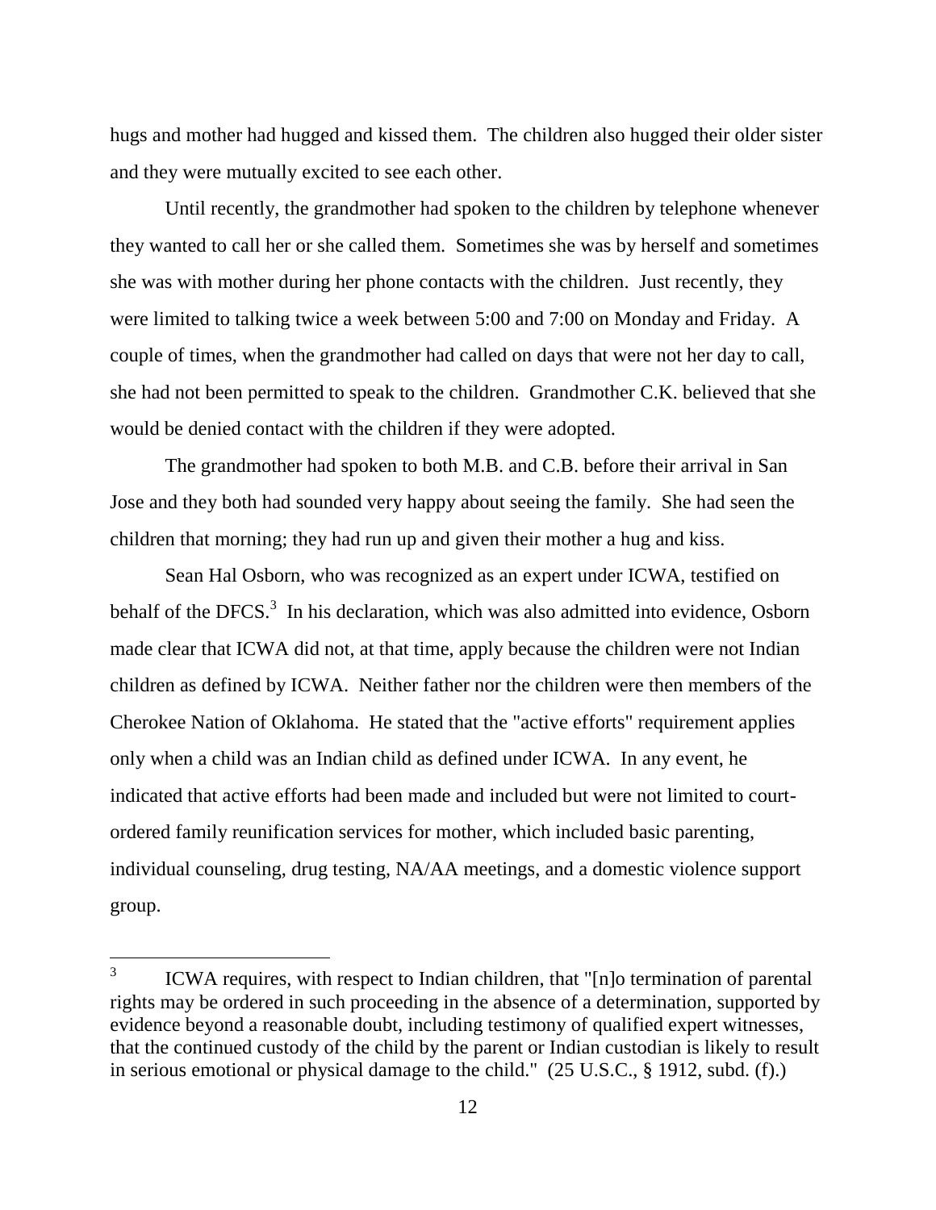hugs and mother had hugged and kissed them. The children also hugged their older sister and they were mutually excited to see each other.

Until recently, the grandmother had spoken to the children by telephone whenever they wanted to call her or she called them. Sometimes she was by herself and sometimes she was with mother during her phone contacts with the children. Just recently, they were limited to talking twice a week between 5:00 and 7:00 on Monday and Friday. A couple of times, when the grandmother had called on days that were not her day to call, she had not been permitted to speak to the children. Grandmother C.K. believed that she would be denied contact with the children if they were adopted.

The grandmother had spoken to both M.B. and C.B. before their arrival in San Jose and they both had sounded very happy about seeing the family. She had seen the children that morning; they had run up and given their mother a hug and kiss.

Sean Hal Osborn, who was recognized as an expert under ICWA, testified on behalf of the DFCS.[3] In his declaration, which was also admitted into evidence, Osborn made clear that ICWA did not, at that time, apply because the children were not Indian children as defined by ICWA. Neither father nor the children were then members of the Cherokee Nation of Oklahoma. He stated that the "active efforts" requirement applies only when a child was an Indian child as defined under ICWA. In any event, he indicated that active efforts had been made and included but were not limited to court-ordered family reunification services for mother, which included basic parenting, individual counseling, drug testing, NA/AA meetings, and a domestic violence support group.

---

[3] ICWA requires, with respect to Indian children, that "[n]o termination of parental rights may be ordered in such proceeding in the absence of a determination, supported by evidence beyond a reasonable doubt, including testimony of qualified expert witnesses, that the continued custody of the child by the parent or Indian custodian is likely to result in serious emotional or physical damage to the child." (25 U.S.C., § 1912, subd. (f).)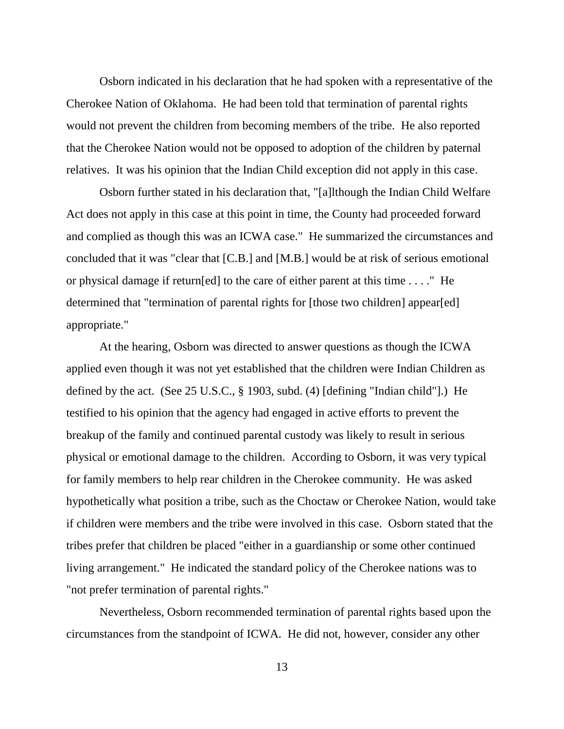Osborn indicated in his declaration that he had spoken with a representative of the Cherokee Nation of Oklahoma. He had been told that termination of parental rights would not prevent the children from becoming members of the tribe. He also reported that the Cherokee Nation would not be opposed to adoption of the children by paternal relatives. It was his opinion that the Indian Child exception did not apply in this case.

Osborn further stated in his declaration that, "[a]lthough the Indian Child Welfare Act does not apply in this case at this point in time, the County had proceeded forward and complied as though this was an ICWA case." He summarized the circumstances and concluded that it was "clear that [C.B.] and [M.B.] would be at risk of serious emotional or physical damage if return[ed] to the care of either parent at this time . . . ." He determined that "termination of parental rights for [those two children] appear[ed] appropriate."

At the hearing, Osborn was directed to answer questions as though the ICWA applied even though it was not yet established that the children were Indian Children as defined by the act. (See 25 U.S.C., § 1903, subd. (4) [defining "Indian child"].) He testified to his opinion that the agency had engaged in active efforts to prevent the breakup of the family and continued parental custody was likely to result in serious physical or emotional damage to the children. According to Osborn, it was very typical for family members to help rear children in the Cherokee community. He was asked hypothetically what position a tribe, such as the Choctaw or Cherokee Nation, would take if children were members and the tribe were involved in this case. Osborn stated that the tribes prefer that children be placed "either in a guardianship or some other continued living arrangement." He indicated the standard policy of the Cherokee nations was to "not prefer termination of parental rights."

Nevertheless, Osborn recommended termination of parental rights based upon the circumstances from the standpoint of ICWA. He did not, however, consider any other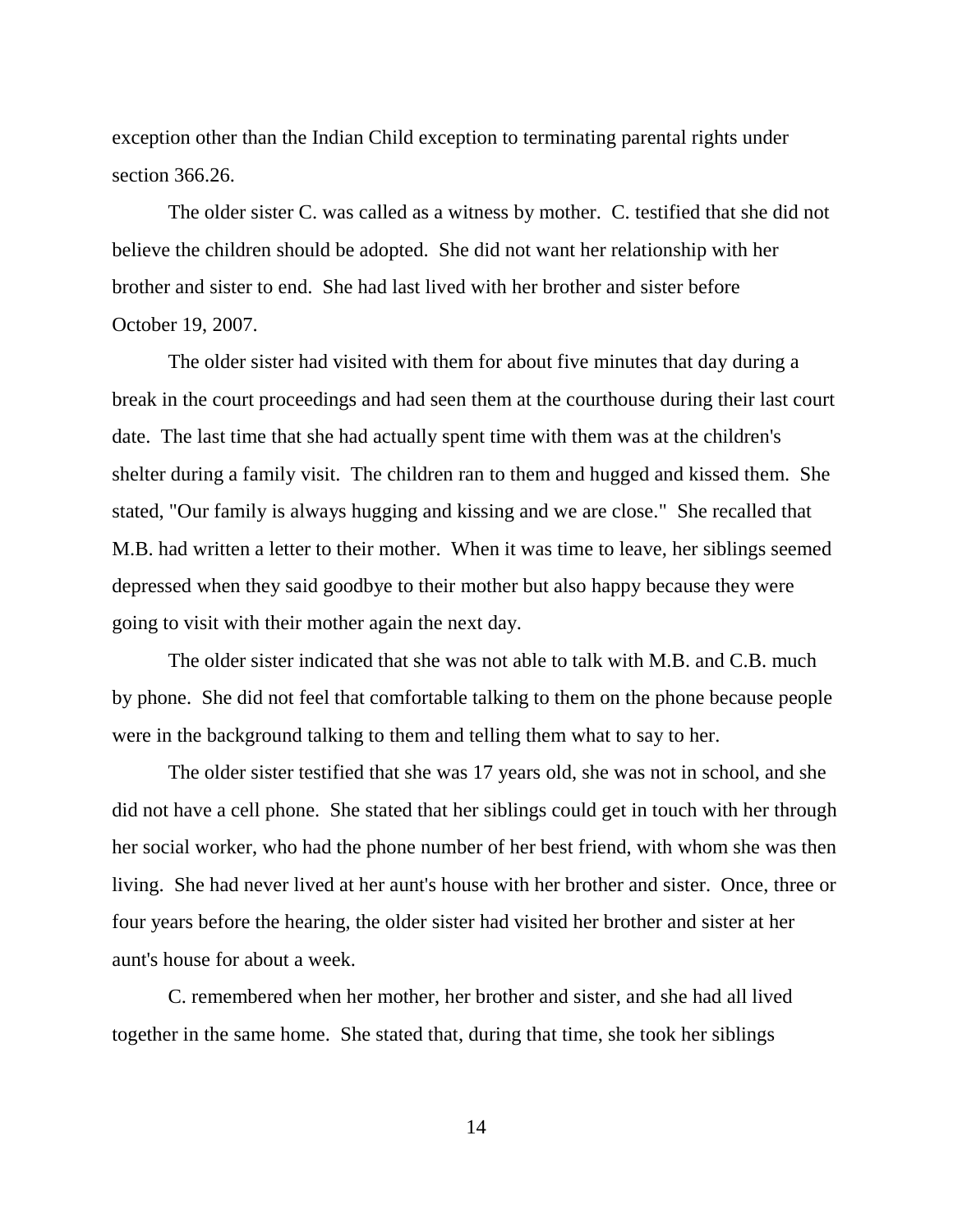exception other than the Indian Child exception to terminating parental rights under section 366.26.

The older sister C. was called as a witness by mother. C. testified that she did not believe the children should be adopted. She did not want her relationship with her brother and sister to end. She had last lived with her brother and sister before October 19, 2007.

The older sister had visited with them for about five minutes that day during a break in the court proceedings and had seen them at the courthouse during their last court date. The last time that she had actually spent time with them was at the children's shelter during a family visit. The children ran to them and hugged and kissed them. She stated, "Our family is always hugging and kissing and we are close." She recalled that M.B. had written a letter to their mother. When it was time to leave, her siblings seemed depressed when they said goodbye to their mother but also happy because they were going to visit with their mother again the next day.

The older sister indicated that she was not able to talk with M.B. and C.B. much by phone. She did not feel that comfortable talking to them on the phone because people were in the background talking to them and telling them what to say to her.

The older sister testified that she was 17 years old, she was not in school, and she did not have a cell phone. She stated that her siblings could get in touch with her through her social worker, who had the phone number of her best friend, with whom she was then living. She had never lived at her aunt's house with her brother and sister. Once, three or four years before the hearing, the older sister had visited her brother and sister at her aunt's house for about a week.

C. remembered when her mother, her brother and sister, and she had all lived together in the same home. She stated that, during that time, she took her siblings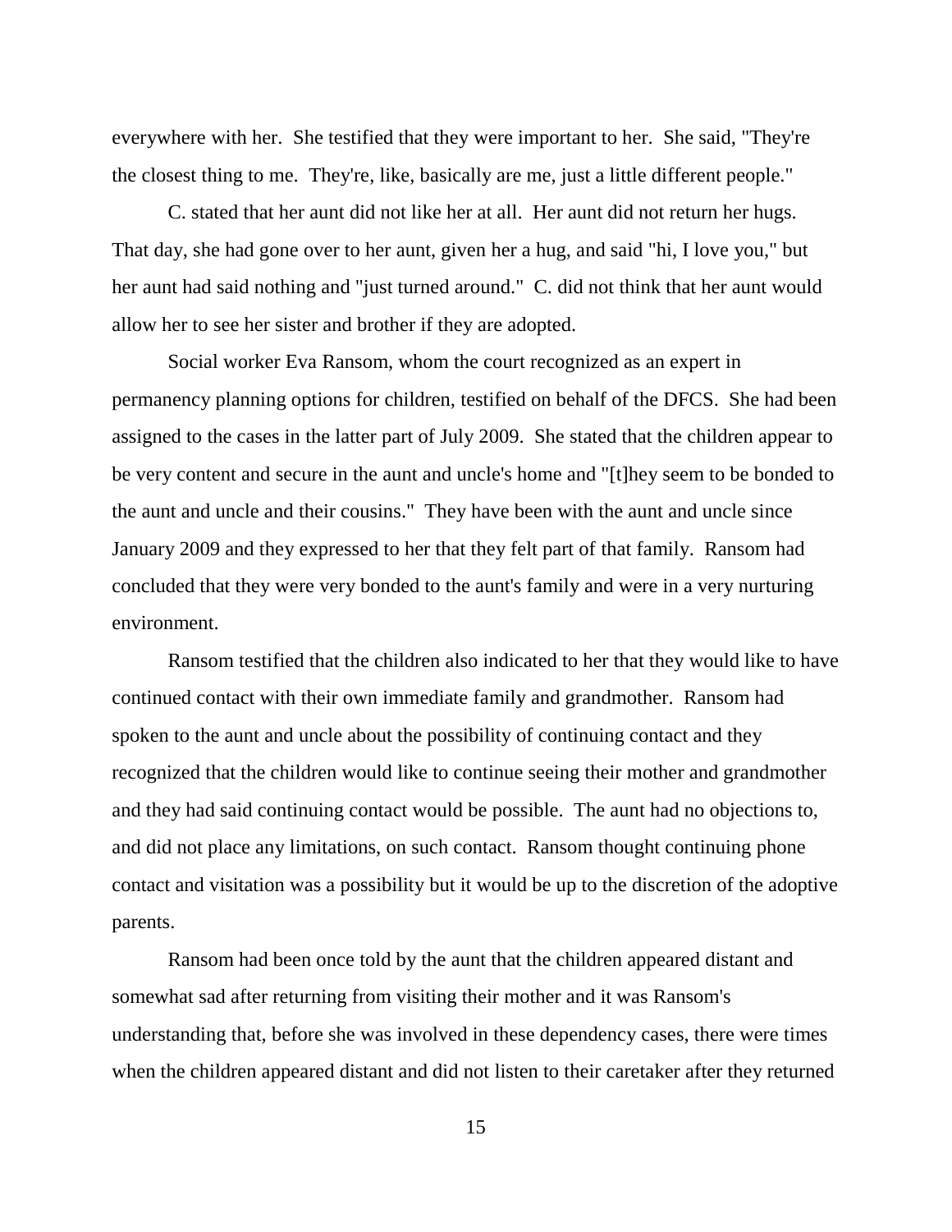everywhere with her. She testified that they were important to her. She said, "They're the closest thing to me. They're, like, basically are me, just a little different people."

C. stated that her aunt did not like her at all. Her aunt did not return her hugs. That day, she had gone over to her aunt, given her a hug, and said "hi, I love you," but her aunt had said nothing and "just turned around." C. did not think that her aunt would allow her to see her sister and brother if they are adopted.

Social worker Eva Ransom, whom the court recognized as an expert in permanency planning options for children, testified on behalf of the DFCS. She had been assigned to the cases in the latter part of July 2009. She stated that the children appear to be very content and secure in the aunt and uncle's home and "[t]hey seem to be bonded to the aunt and uncle and their cousins." They have been with the aunt and uncle since January 2009 and they expressed to her that they felt part of that family. Ransom had concluded that they were very bonded to the aunt's family and were in a very nurturing environment.

Ransom testified that the children also indicated to her that they would like to have continued contact with their own immediate family and grandmother. Ransom had spoken to the aunt and uncle about the possibility of continuing contact and they recognized that the children would like to continue seeing their mother and grandmother and they had said continuing contact would be possible. The aunt had no objections to, and did not place any limitations, on such contact. Ransom thought continuing phone contact and visitation was a possibility but it would be up to the discretion of the adoptive parents.

Ransom had been once told by the aunt that the children appeared distant and somewhat sad after returning from visiting their mother and it was Ransom's understanding that, before she was involved in these dependency cases, there were times when the children appeared distant and did not listen to their caretaker after they returned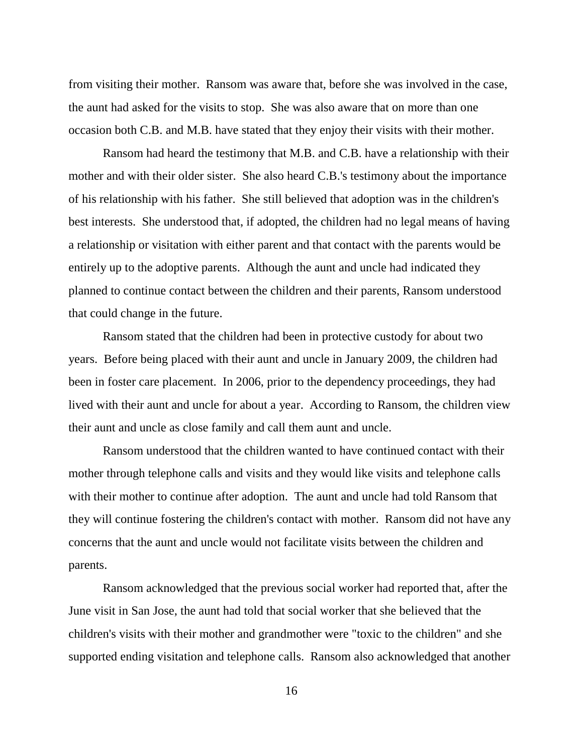from visiting their mother. Ransom was aware that, before she was involved in the case, the aunt had asked for the visits to stop. She was also aware that on more than one occasion both C.B. and M.B. have stated that they enjoy their visits with their mother.

Ransom had heard the testimony that M.B. and C.B. have a relationship with their mother and with their older sister. She also heard C.B.'s testimony about the importance of his relationship with his father. She still believed that adoption was in the children's best interests. She understood that, if adopted, the children had no legal means of having a relationship or visitation with either parent and that contact with the parents would be entirely up to the adoptive parents. Although the aunt and uncle had indicated they planned to continue contact between the children and their parents, Ransom understood that could change in the future.

Ransom stated that the children had been in protective custody for about two years. Before being placed with their aunt and uncle in January 2009, the children had been in foster care placement. In 2006, prior to the dependency proceedings, they had lived with their aunt and uncle for about a year. According to Ransom, the children view their aunt and uncle as close family and call them aunt and uncle.

Ransom understood that the children wanted to have continued contact with their mother through telephone calls and visits and they would like visits and telephone calls with their mother to continue after adoption. The aunt and uncle had told Ransom that they will continue fostering the children's contact with mother. Ransom did not have any concerns that the aunt and uncle would not facilitate visits between the children and parents.

Ransom acknowledged that the previous social worker had reported that, after the June visit in San Jose, the aunt had told that social worker that she believed that the children's visits with their mother and grandmother were "toxic to the children" and she supported ending visitation and telephone calls. Ransom also acknowledged that another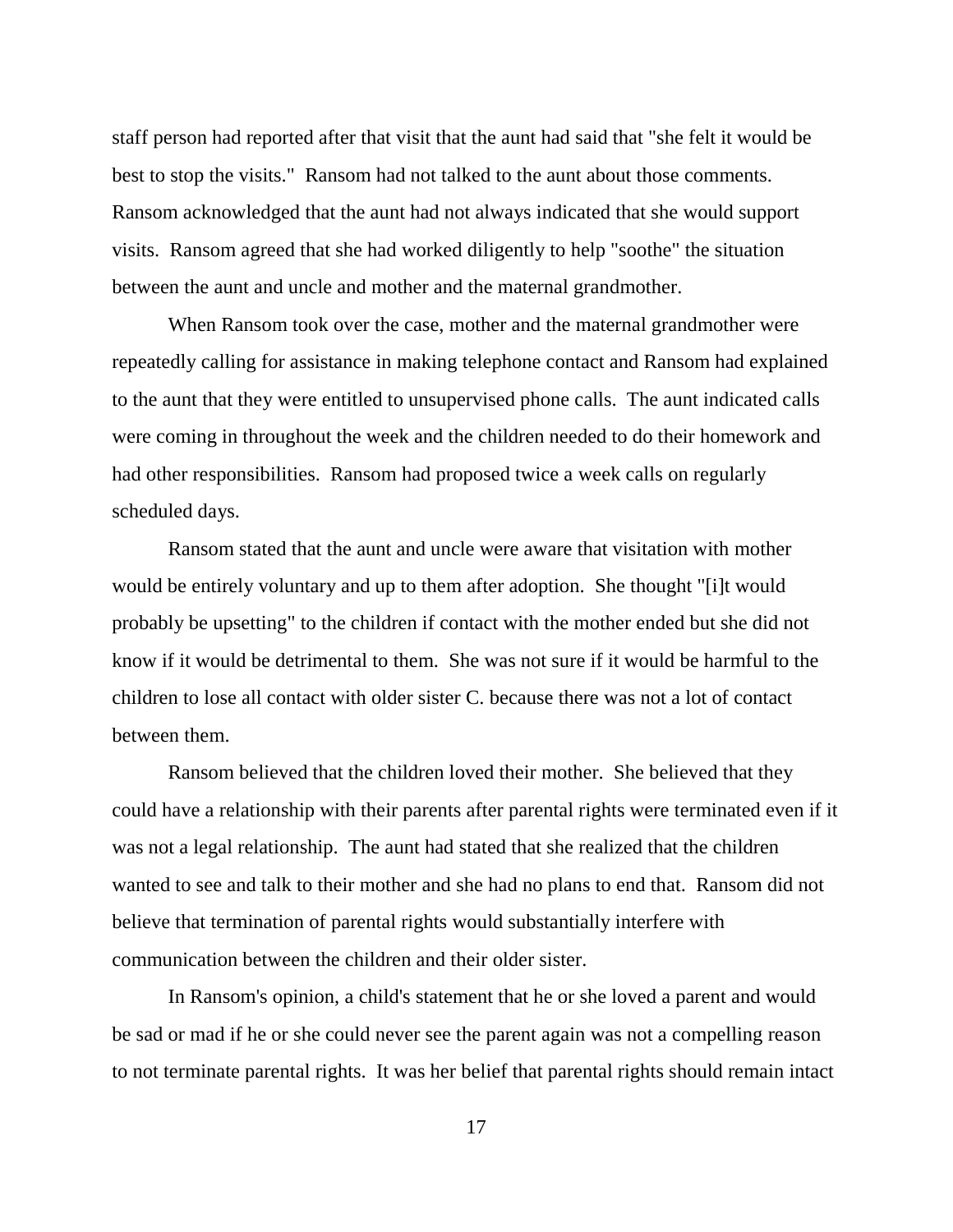staff person had reported after that visit that the aunt had said that "she felt it would be best to stop the visits." Ransom had not talked to the aunt about those comments. Ransom acknowledged that the aunt had not always indicated that she would support visits. Ransom agreed that she had worked diligently to help "soothe" the situation between the aunt and uncle and mother and the maternal grandmother.

When Ransom took over the case, mother and the maternal grandmother were repeatedly calling for assistance in making telephone contact and Ransom had explained to the aunt that they were entitled to unsupervised phone calls. The aunt indicated calls were coming in throughout the week and the children needed to do their homework and had other responsibilities. Ransom had proposed twice a week calls on regularly scheduled days.

Ransom stated that the aunt and uncle were aware that visitation with mother would be entirely voluntary and up to them after adoption. She thought "[i]t would probably be upsetting" to the children if contact with the mother ended but she did not know if it would be detrimental to them. She was not sure if it would be harmful to the children to lose all contact with older sister C. because there was not a lot of contact between them.

Ransom believed that the children loved their mother. She believed that they could have a relationship with their parents after parental rights were terminated even if it was not a legal relationship. The aunt had stated that she realized that the children wanted to see and talk to their mother and she had no plans to end that. Ransom did not believe that termination of parental rights would substantially interfere with communication between the children and their older sister.

In Ransom's opinion, a child's statement that he or she loved a parent and would be sad or mad if he or she could never see the parent again was not a compelling reason to not terminate parental rights. It was her belief that parental rights should remain intact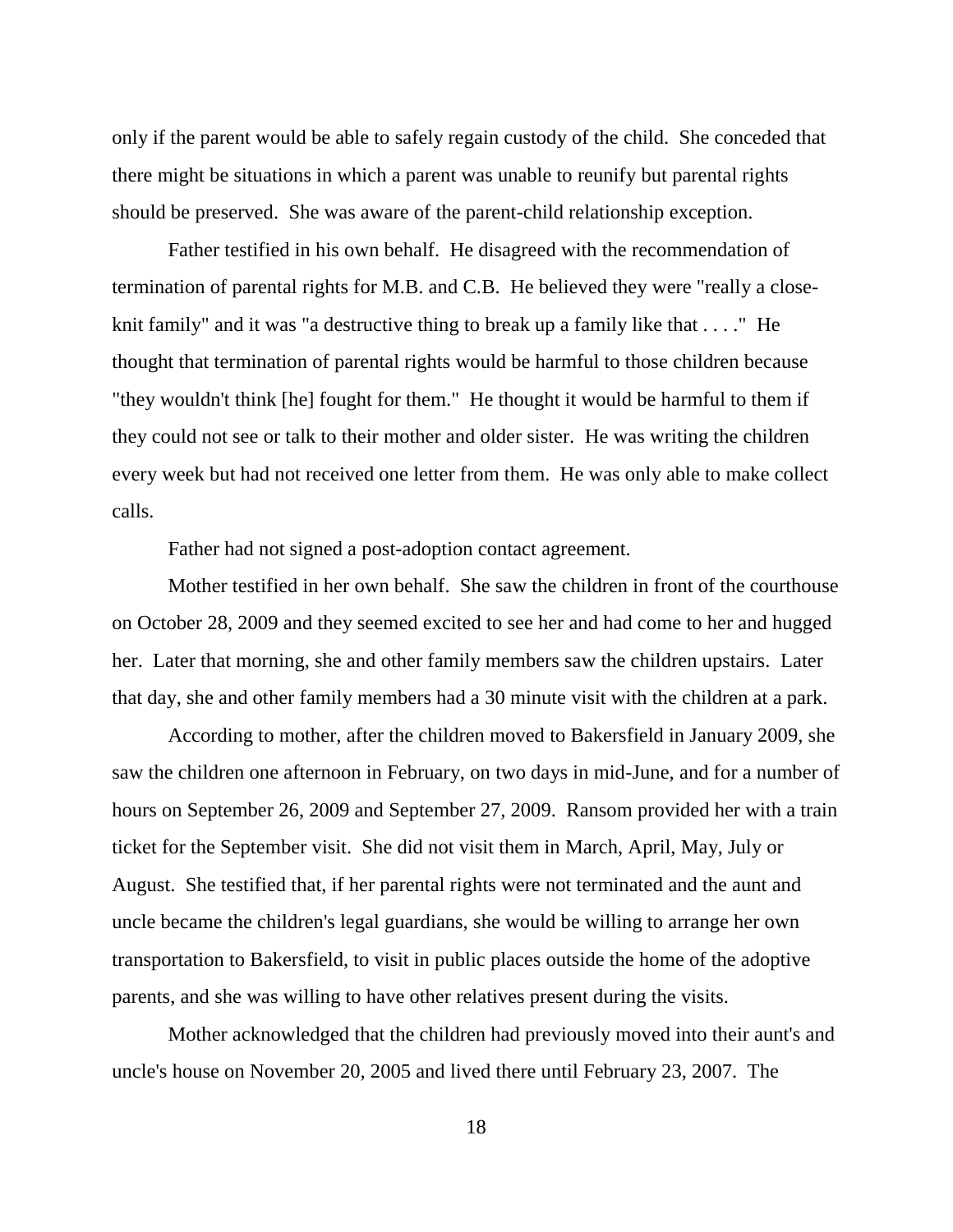only if the parent would be able to safely regain custody of the child. She conceded that there might be situations in which a parent was unable to reunify but parental rights should be preserved. She was aware of the parent-child relationship exception.

Father testified in his own behalf. He disagreed with the recommendation of termination of parental rights for M.B. and C.B. He believed they were "really a close-knit family" and it was "a destructive thing to break up a family like that . . . ." He thought that termination of parental rights would be harmful to those children because "they wouldn't think [he] fought for them." He thought it would be harmful to them if they could not see or talk to their mother and older sister. He was writing the children every week but had not received one letter from them. He was only able to make collect calls.

Father had not signed a post-adoption contact agreement.

Mother testified in her own behalf. She saw the children in front of the courthouse on October 28, 2009 and they seemed excited to see her and had come to her and hugged her. Later that morning, she and other family members saw the children upstairs. Later that day, she and other family members had a 30 minute visit with the children at a park.

According to mother, after the children moved to Bakersfield in January 2009, she saw the children one afternoon in February, on two days in mid-June, and for a number of hours on September 26, 2009 and September 27, 2009. Ransom provided her with a train ticket for the September visit. She did not visit them in March, April, May, July or August. She testified that, if her parental rights were not terminated and the aunt and uncle became the children's legal guardians, she would be willing to arrange her own transportation to Bakersfield, to visit in public places outside the home of the adoptive parents, and she was willing to have other relatives present during the visits.

Mother acknowledged that the children had previously moved into their aunt's and uncle's house on November 20, 2005 and lived there until February 23, 2007. The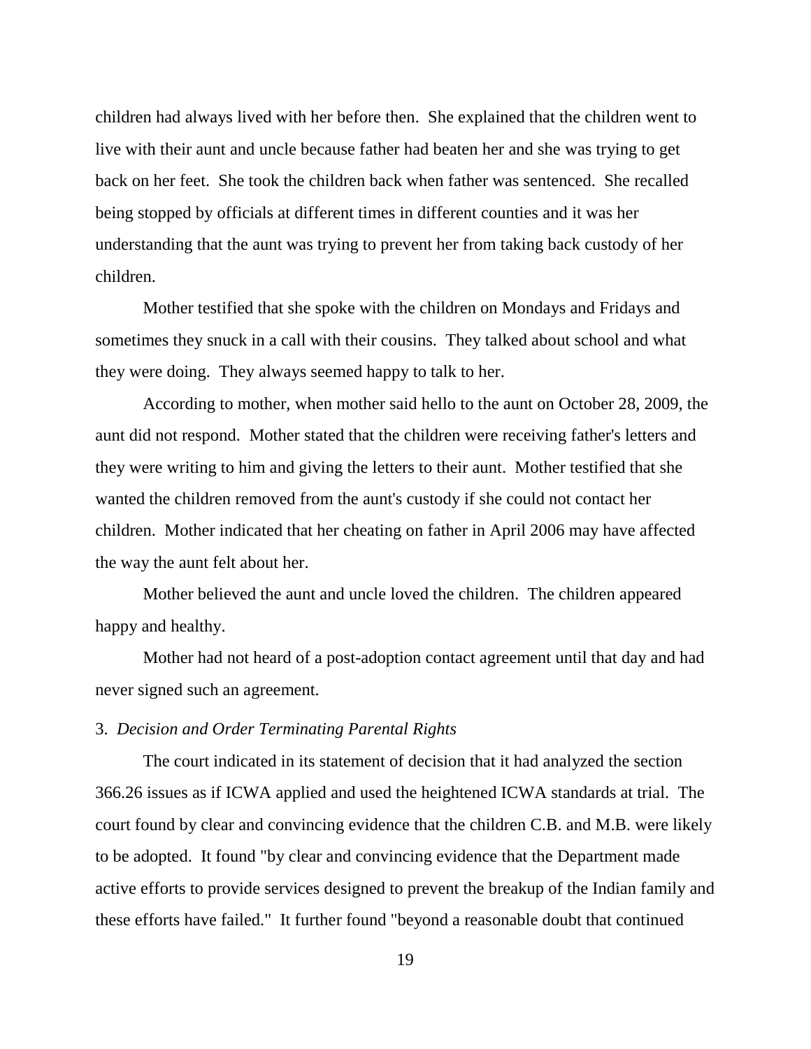children had always lived with her before then. She explained that the children went to live with their aunt and uncle because father had beaten her and she was trying to get back on her feet. She took the children back when father was sentenced. She recalled being stopped by officials at different times in different counties and it was her understanding that the aunt was trying to prevent her from taking back custody of her children.

Mother testified that she spoke with the children on Mondays and Fridays and sometimes they snuck in a call with their cousins. They talked about school and what they were doing. They always seemed happy to talk to her.

According to mother, when mother said hello to the aunt on October 28, 2009, the aunt did not respond. Mother stated that the children were receiving father's letters and they were writing to him and giving the letters to their aunt. Mother testified that she wanted the children removed from the aunt's custody if she could not contact her children. Mother indicated that her cheating on father in April 2006 may have affected the way the aunt felt about her.

Mother believed the aunt and uncle loved the children. The children appeared happy and healthy.

Mother had not heard of a post-adoption contact agreement until that day and had never signed such an agreement.

3. *Decision and Order Terminating Parental Rights*

The court indicated in its statement of decision that it had analyzed the section 366.26 issues as if ICWA applied and used the heightened ICWA standards at trial. The court found by clear and convincing evidence that the children C.B. and M.B. were likely to be adopted. It found "by clear and convincing evidence that the Department made active efforts to provide services designed to prevent the breakup of the Indian family and these efforts have failed." It further found "beyond a reasonable doubt that continued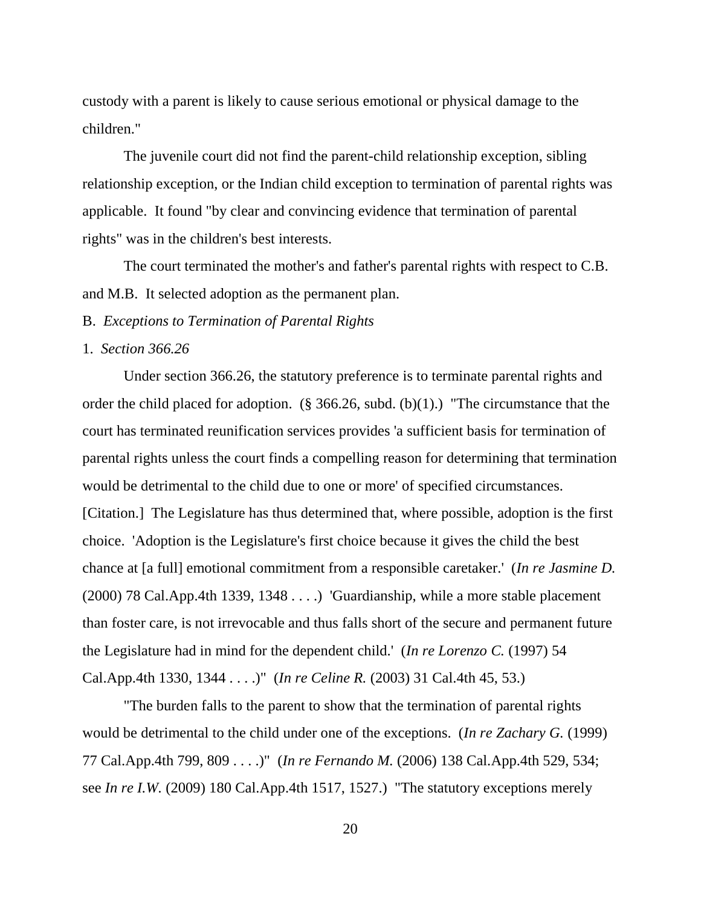custody with a parent is likely to cause serious emotional or physical damage to the children."

The juvenile court did not find the parent-child relationship exception, sibling relationship exception, or the Indian child exception to termination of parental rights was applicable. It found "by clear and convincing evidence that termination of parental rights" was in the children's best interests.

The court terminated the mother's and father's parental rights with respect to C.B. and M.B. It selected adoption as the permanent plan.

B. *Exceptions to Termination of Parental Rights*

1. *Section 366.26*

Under section 366.26, the statutory preference is to terminate parental rights and order the child placed for adoption. (§ 366.26, subd. (b)(1).) "The circumstance that the court has terminated reunification services provides 'a sufficient basis for termination of parental rights unless the court finds a compelling reason for determining that termination would be detrimental to the child due to one or more' of specified circumstances. [Citation.] The Legislature has thus determined that, where possible, adoption is the first choice. 'Adoption is the Legislature's first choice because it gives the child the best chance at [a full] emotional commitment from a responsible caretaker.' (*In re Jasmine D.* (2000) 78 Cal.App.4th 1339, 1348 . . . .) 'Guardianship, while a more stable placement than foster care, is not irrevocable and thus falls short of the secure and permanent future the Legislature had in mind for the dependent child.' (*In re Lorenzo C.* (1997) 54 Cal.App.4th 1330, 1344 . . . .)" (*In re Celine R.* (2003) 31 Cal.4th 45, 53.)

"The burden falls to the parent to show that the termination of parental rights would be detrimental to the child under one of the exceptions. (*In re Zachary G.* (1999) 77 Cal.App.4th 799, 809 . . . .)" (*In re Fernando M.* (2006) 138 Cal.App.4th 529, 534; see *In re I.W.* (2009) 180 Cal.App.4th 1517, 1527.) "The statutory exceptions merely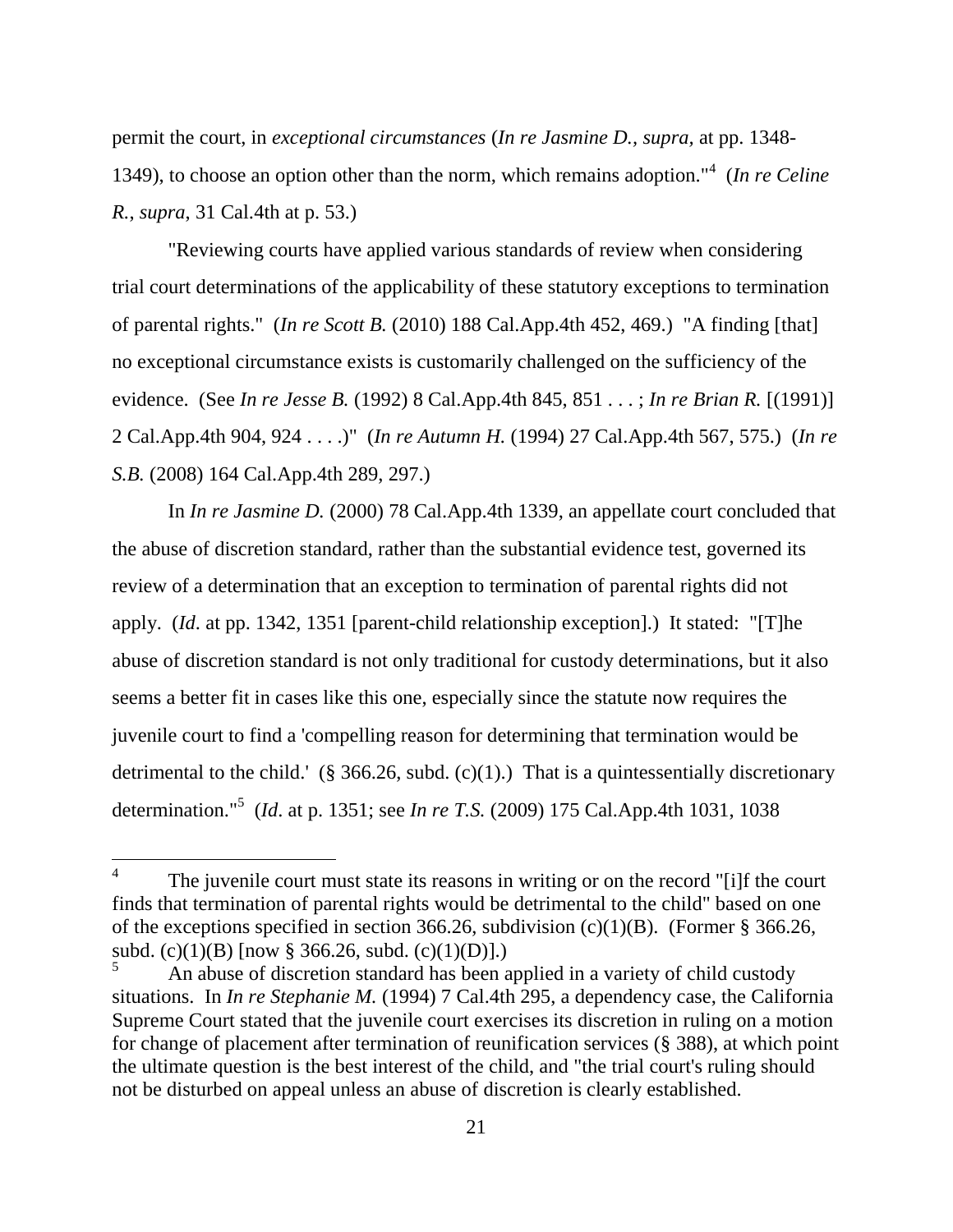permit the court, in *exceptional circumstances* (*In re Jasmine D., supra*, at pp. 1348-1349), to choose an option other than the norm, which remains adoption."[4] (*In re Celine R.*, *supra*, 31 Cal.4th at p. 53.)

"Reviewing courts have applied various standards of review when considering trial court determinations of the applicability of these statutory exceptions to termination of parental rights." (*In re Scott B.* (2010) 188 Cal.App.4th 452, 469.) "A finding [that] no exceptional circumstance exists is customarily challenged on the sufficiency of the evidence. (See *In re Jesse B.* (1992) 8 Cal.App.4th 845, 851 . . . ; *In re Brian R.* [(1991)] 2 Cal.App.4th 904, 924 . . . .)" (*In re Autumn H.* (1994) 27 Cal.App.4th 567, 575.) (*In re S.B.* (2008) 164 Cal.App.4th 289, 297.)

In *In re Jasmine D.* (2000) 78 Cal.App.4th 1339, an appellate court concluded that the abuse of discretion standard, rather than the substantial evidence test, governed its review of a determination that an exception to termination of parental rights did not apply. (*Id*. at pp. 1342, 1351 [parent-child relationship exception].) It stated: "[T]he abuse of discretion standard is not only traditional for custody determinations, but it also seems a better fit in cases like this one, especially since the statute now requires the juvenile court to find a 'compelling reason for determining that termination would be detrimental to the child.' (§ 366.26, subd. (c)(1).) That is a quintessentially discretionary determination."[5] (*Id*. at p. 1351; see *In re T.S.* (2009) 175 Cal.App.4th 1031, 1038

---

[4] The juvenile court must state its reasons in writing or on the record "[i]f the court finds that termination of parental rights would be detrimental to the child" based on one of the exceptions specified in section 366.26, subdivision (c)(1)(B). (Former § 366.26, subd. (c)(1)(B) [now § 366.26, subd. (c)(1)(D)].)

[5] An abuse of discretion standard has been applied in a variety of child custody situations. In *In re Stephanie M.* (1994) 7 Cal.4th 295, a dependency case, the California Supreme Court stated that the juvenile court exercises its discretion in ruling on a motion for change of placement after termination of reunification services (§ 388), at which point the ultimate question is the best interest of the child, and "the trial court's ruling should not be disturbed on appeal unless an abuse of discretion is clearly established.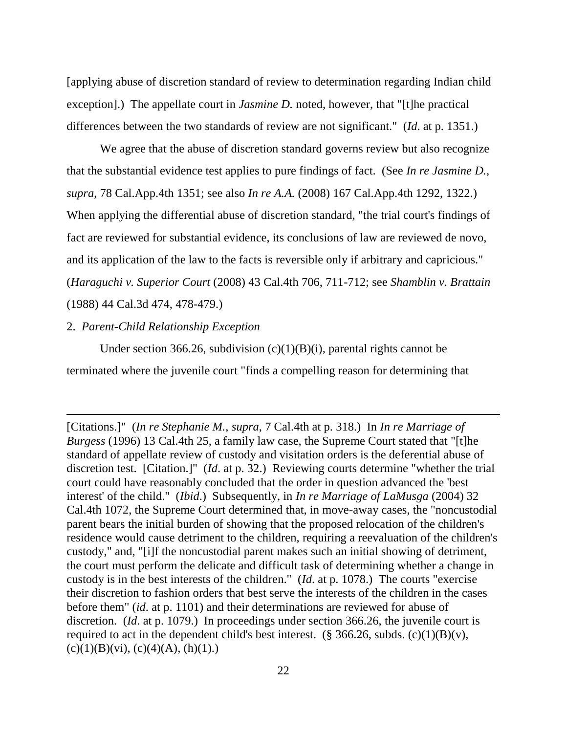[applying abuse of discretion standard of review to determination regarding Indian child exception].) The appellate court in *Jasmine D.* noted, however, that "[t]he practical differences between the two standards of review are not significant." (*Id*. at p. 1351.)

We agree that the abuse of discretion standard governs review but also recognize that the substantial evidence test applies to pure findings of fact. (See *In re Jasmine D.*, *supra*, 78 Cal.App.4th 1351; see also *In re A.A.* (2008) 167 Cal.App.4th 1292, 1322.) When applying the differential abuse of discretion standard, "the trial court's findings of fact are reviewed for substantial evidence, its conclusions of law are reviewed de novo, and its application of the law to the facts is reversible only if arbitrary and capricious." (*Haraguchi v. Superior Court* (2008) 43 Cal.4th 706, 711-712; see *Shamblin v. Brattain* (1988) 44 Cal.3d 474, 478-479.)

2. *Parent-Child Relationship Exception*

Under section 366.26, subdivision (c)(1)(B)(i), parental rights cannot be terminated where the juvenile court "finds a compelling reason for determining that

---

[Citations.]" (*In re Stephanie M.*, *supra*, 7 Cal.4th at p. 318.) In *In re Marriage of Burgess* (1996) 13 Cal.4th 25, a family law case, the Supreme Court stated that "[t]he standard of appellate review of custody and visitation orders is the deferential abuse of discretion test. [Citation.]" (*Id*. at p. 32.) Reviewing courts determine "whether the trial court could have reasonably concluded that the order in question advanced the 'best interest' of the child." (*Ibid*.) Subsequently, in *In re Marriage of LaMusga* (2004) 32 Cal.4th 1072, the Supreme Court determined that, in move-away cases, the "noncustodial parent bears the initial burden of showing that the proposed relocation of the children's residence would cause detriment to the children, requiring a reevaluation of the children's custody," and, "[i]f the noncustodial parent makes such an initial showing of detriment, the court must perform the delicate and difficult task of determining whether a change in custody is in the best interests of the children." (*Id*. at p. 1078.) The courts "exercise their discretion to fashion orders that best serve the interests of the children in the cases before them" (*id*. at p. 1101) and their determinations are reviewed for abuse of discretion. (*Id*. at p. 1079.) In proceedings under section 366.26, the juvenile court is required to act in the dependent child's best interest. (§ 366.26, subds. (c)(1)(B)(v), (c)(1)(B)(vi), (c)(4)(A), (h)(1).)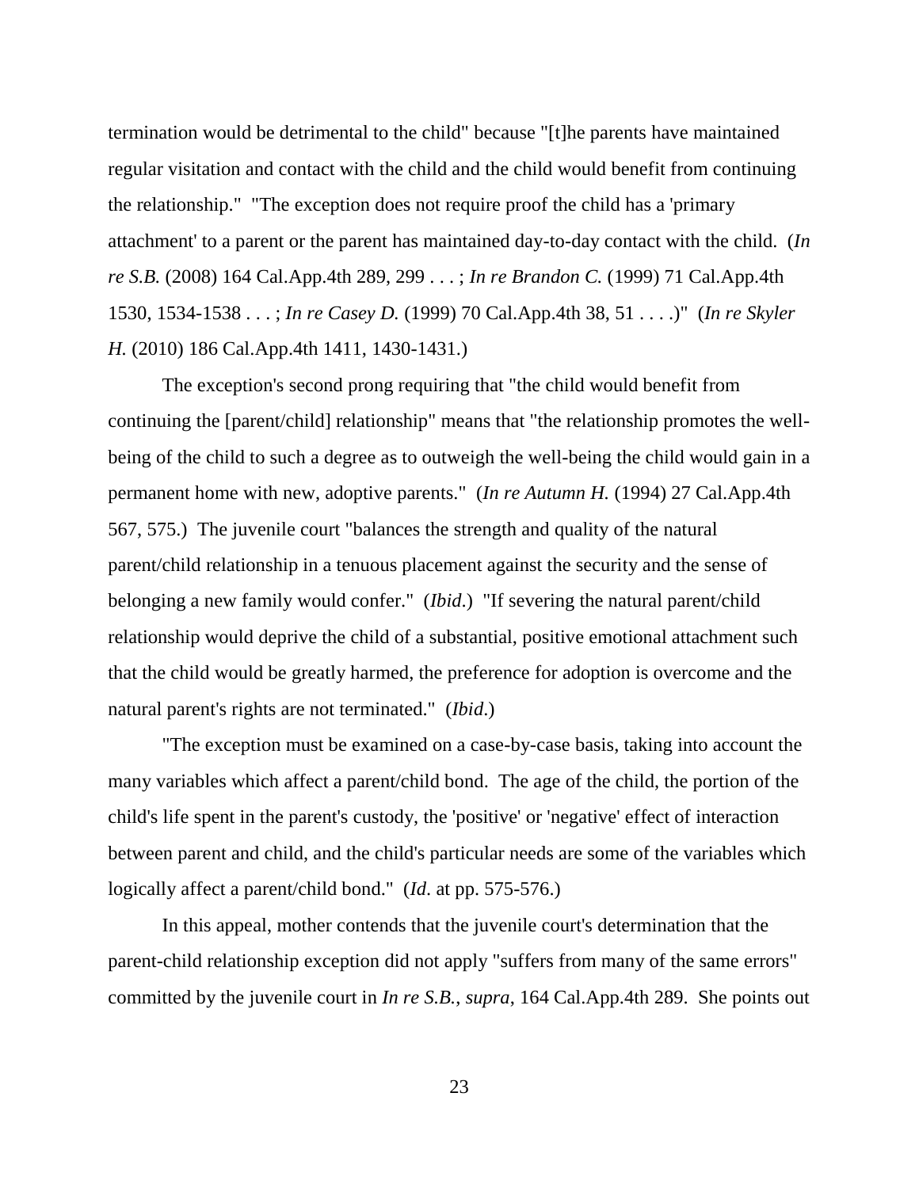termination would be detrimental to the child" because "[t]he parents have maintained regular visitation and contact with the child and the child would benefit from continuing the relationship." "The exception does not require proof the child has a 'primary attachment' to a parent or the parent has maintained day-to-day contact with the child. (*In re S.B.* (2008) 164 Cal.App.4th 289, 299 . . . ; *In re Brandon C.* (1999) 71 Cal.App.4th 1530, 1534-1538 . . . ; *In re Casey D.* (1999) 70 Cal.App.4th 38, 51 . . . .)" (*In re Skyler H.* (2010) 186 Cal.App.4th 1411, 1430-1431.)

The exception's second prong requiring that "the child would benefit from continuing the [parent/child] relationship" means that "the relationship promotes the well-being of the child to such a degree as to outweigh the well-being the child would gain in a permanent home with new, adoptive parents." (*In re Autumn H.* (1994) 27 Cal.App.4th 567, 575.) The juvenile court "balances the strength and quality of the natural parent/child relationship in a tenuous placement against the security and the sense of belonging a new family would confer." (*Ibid*.) "If severing the natural parent/child relationship would deprive the child of a substantial, positive emotional attachment such that the child would be greatly harmed, the preference for adoption is overcome and the natural parent's rights are not terminated." (*Ibid*.)

"The exception must be examined on a case-by-case basis, taking into account the many variables which affect a parent/child bond. The age of the child, the portion of the child's life spent in the parent's custody, the 'positive' or 'negative' effect of interaction between parent and child, and the child's particular needs are some of the variables which logically affect a parent/child bond." (*Id*. at pp. 575-576.)

In this appeal, mother contends that the juvenile court's determination that the parent-child relationship exception did not apply "suffers from many of the same errors" committed by the juvenile court in *In re S.B.*, *supra*, 164 Cal.App.4th 289. She points out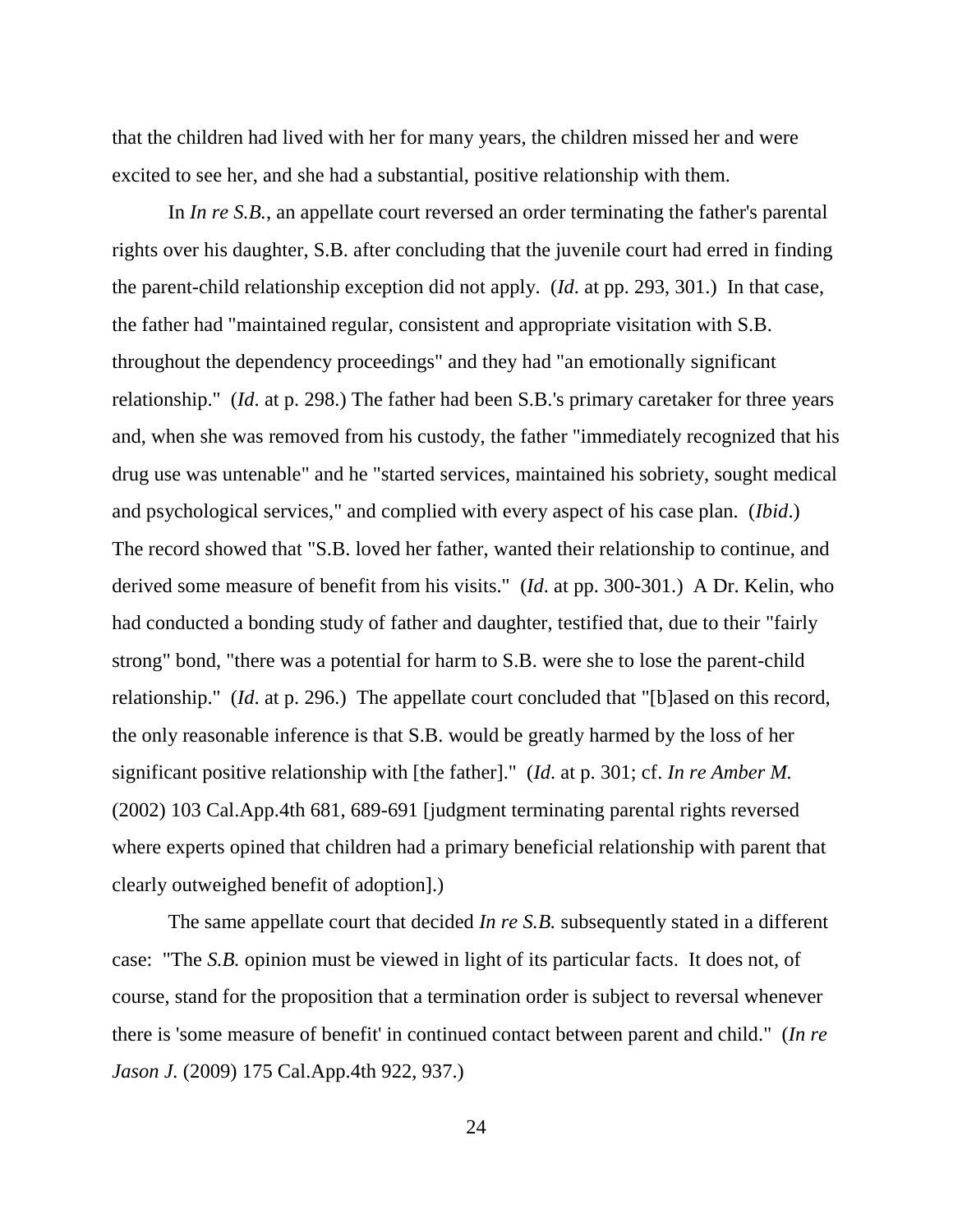that the children had lived with her for many years, the children missed her and were excited to see her, and she had a substantial, positive relationship with them.

In *In re S.B.*, an appellate court reversed an order terminating the father's parental rights over his daughter, S.B. after concluding that the juvenile court had erred in finding the parent-child relationship exception did not apply. (*Id*. at pp. 293, 301.) In that case, the father had "maintained regular, consistent and appropriate visitation with S.B. throughout the dependency proceedings" and they had "an emotionally significant relationship." (*Id*. at p. 298.) The father had been S.B.'s primary caretaker for three years and, when she was removed from his custody, the father "immediately recognized that his drug use was untenable" and he "started services, maintained his sobriety, sought medical and psychological services," and complied with every aspect of his case plan. (*Ibid*.) The record showed that "S.B. loved her father, wanted their relationship to continue, and derived some measure of benefit from his visits." (*Id*. at pp. 300-301.) A Dr. Kelin, who had conducted a bonding study of father and daughter, testified that, due to their "fairly strong" bond, "there was a potential for harm to S.B. were she to lose the parent-child relationship." (*Id*. at p. 296.) The appellate court concluded that "[b]ased on this record, the only reasonable inference is that S.B. would be greatly harmed by the loss of her significant positive relationship with [the father]." (*Id*. at p. 301; cf. *In re Amber M.* (2002) 103 Cal.App.4th 681, 689-691 [judgment terminating parental rights reversed where experts opined that children had a primary beneficial relationship with parent that clearly outweighed benefit of adoption].)

The same appellate court that decided *In re S.B.* subsequently stated in a different case: "The *S.B.* opinion must be viewed in light of its particular facts. It does not, of course, stand for the proposition that a termination order is subject to reversal whenever there is 'some measure of benefit' in continued contact between parent and child." (*In re Jason J.* (2009) 175 Cal.App.4th 922, 937.)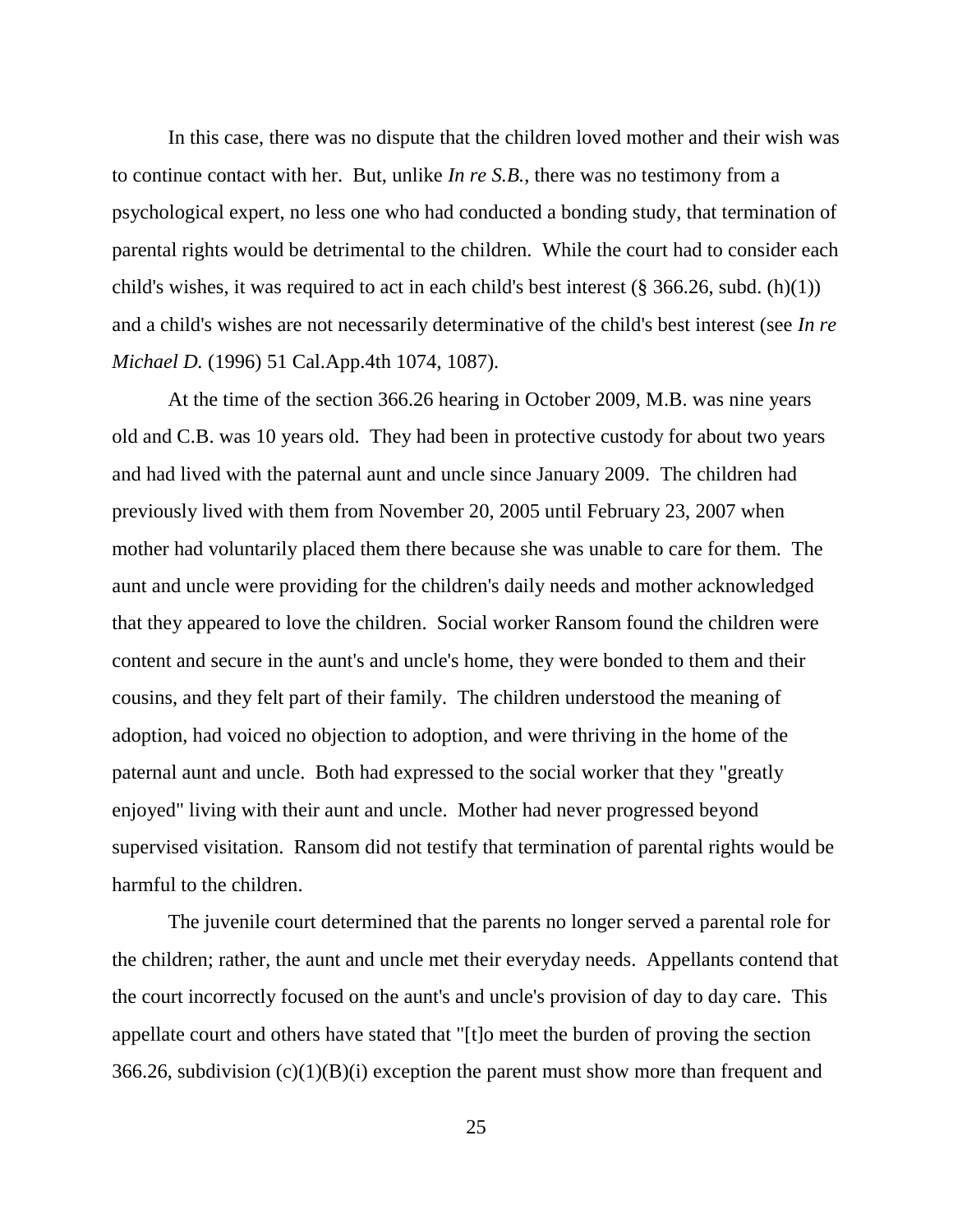In this case, there was no dispute that the children loved mother and their wish was to continue contact with her. But, unlike *In re S.B.*, there was no testimony from a psychological expert, no less one who had conducted a bonding study, that termination of parental rights would be detrimental to the children. While the court had to consider each child's wishes, it was required to act in each child's best interest (§ 366.26, subd. (h)(1)) and a child's wishes are not necessarily determinative of the child's best interest (see *In re Michael D.* (1996) 51 Cal.App.4th 1074, 1087).

At the time of the section 366.26 hearing in October 2009, M.B. was nine years old and C.B. was 10 years old. They had been in protective custody for about two years and had lived with the paternal aunt and uncle since January 2009. The children had previously lived with them from November 20, 2005 until February 23, 2007 when mother had voluntarily placed them there because she was unable to care for them. The aunt and uncle were providing for the children's daily needs and mother acknowledged that they appeared to love the children. Social worker Ransom found the children were content and secure in the aunt's and uncle's home, they were bonded to them and their cousins, and they felt part of their family. The children understood the meaning of adoption, had voiced no objection to adoption, and were thriving in the home of the paternal aunt and uncle. Both had expressed to the social worker that they "greatly enjoyed" living with their aunt and uncle. Mother had never progressed beyond supervised visitation. Ransom did not testify that termination of parental rights would be harmful to the children.

The juvenile court determined that the parents no longer served a parental role for the children; rather, the aunt and uncle met their everyday needs. Appellants contend that the court incorrectly focused on the aunt's and uncle's provision of day to day care. This appellate court and others have stated that "[t]o meet the burden of proving the section 366.26, subdivision (c)(1)(B)(i) exception the parent must show more than frequent and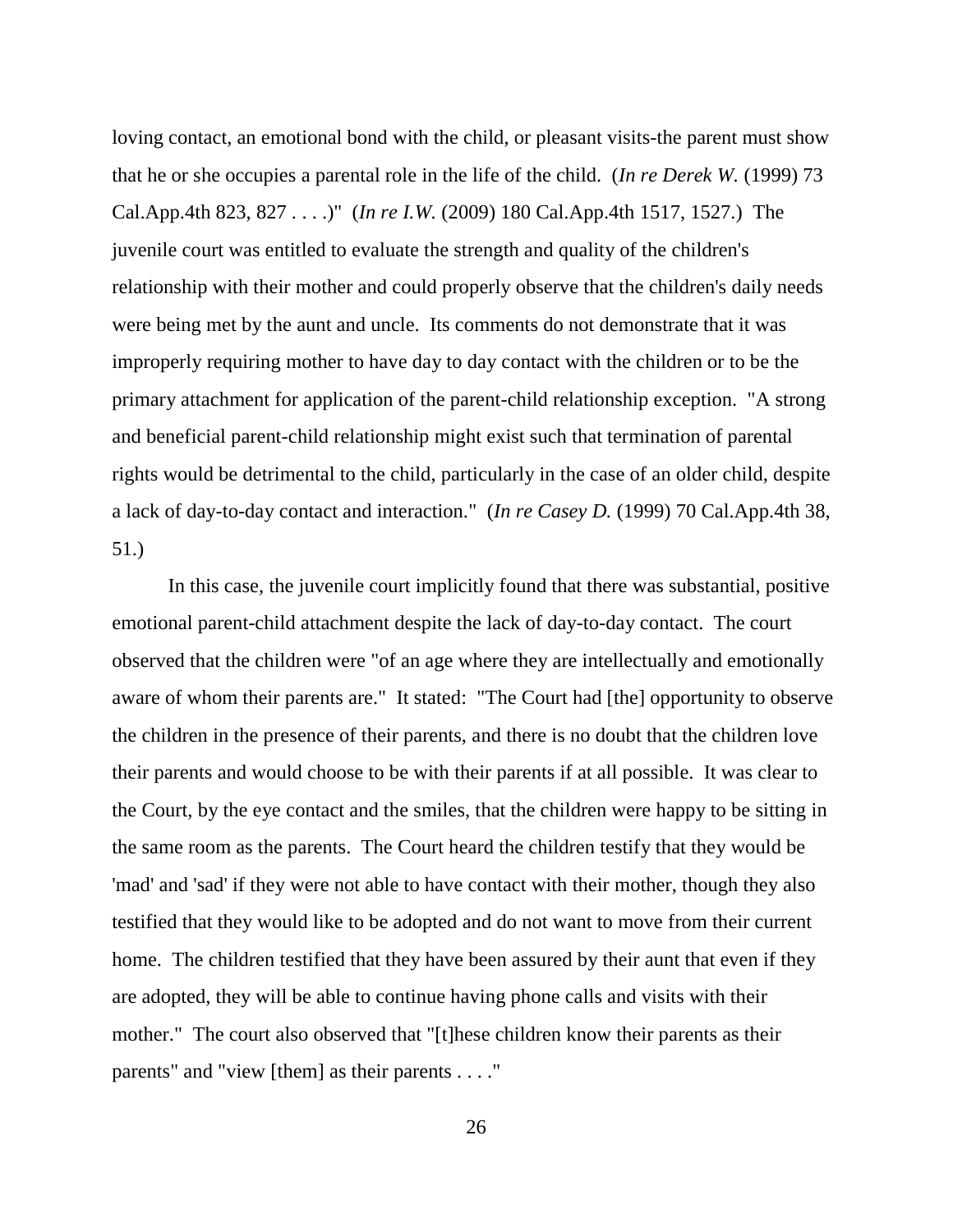loving contact, an emotional bond with the child, or pleasant visits-the parent must show that he or she occupies a parental role in the life of the child. (*In re Derek W.* (1999) 73 Cal.App.4th 823, 827 . . . .)" (*In re I.W.* (2009) 180 Cal.App.4th 1517, 1527.) The juvenile court was entitled to evaluate the strength and quality of the children's relationship with their mother and could properly observe that the children's daily needs were being met by the aunt and uncle. Its comments do not demonstrate that it was improperly requiring mother to have day to day contact with the children or to be the primary attachment for application of the parent-child relationship exception. "A strong and beneficial parent-child relationship might exist such that termination of parental rights would be detrimental to the child, particularly in the case of an older child, despite a lack of day-to-day contact and interaction." (*In re Casey D.* (1999) 70 Cal.App.4th 38, 51.)

In this case, the juvenile court implicitly found that there was substantial, positive emotional parent-child attachment despite the lack of day-to-day contact. The court observed that the children were "of an age where they are intellectually and emotionally aware of whom their parents are." It stated: "The Court had [the] opportunity to observe the children in the presence of their parents, and there is no doubt that the children love their parents and would choose to be with their parents if at all possible. It was clear to the Court, by the eye contact and the smiles, that the children were happy to be sitting in the same room as the parents. The Court heard the children testify that they would be 'mad' and 'sad' if they were not able to have contact with their mother, though they also testified that they would like to be adopted and do not want to move from their current home. The children testified that they have been assured by their aunt that even if they are adopted, they will be able to continue having phone calls and visits with their mother." The court also observed that "[t]hese children know their parents as their parents" and "view [them] as their parents . . . ."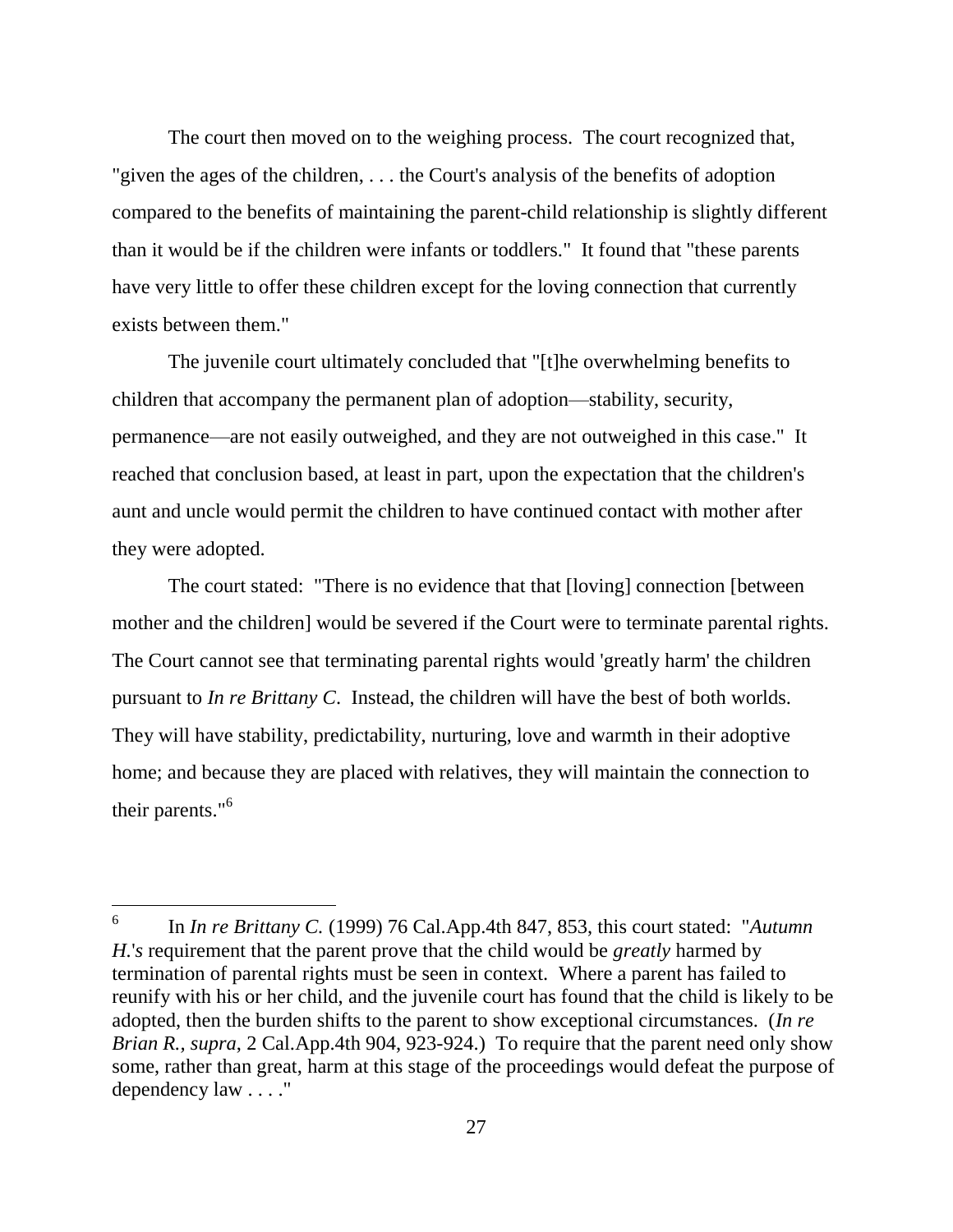The court then moved on to the weighing process. The court recognized that, "given the ages of the children, . . . the Court's analysis of the benefits of adoption compared to the benefits of maintaining the parent-child relationship is slightly different than it would be if the children were infants or toddlers." It found that "these parents have very little to offer these children except for the loving connection that currently exists between them."

The juvenile court ultimately concluded that "[t]he overwhelming benefits to children that accompany the permanent plan of adoption—stability, security, permanence—are not easily outweighed, and they are not outweighed in this case." It reached that conclusion based, at least in part, upon the expectation that the children's aunt and uncle would permit the children to have continued contact with mother after they were adopted.

The court stated: "There is no evidence that that [loving] connection [between mother and the children] would be severed if the Court were to terminate parental rights. The Court cannot see that terminating parental rights would 'greatly harm' the children pursuant to *In re Brittany C*. Instead, the children will have the best of both worlds. They will have stability, predictability, nurturing, love and warmth in their adoptive home; and because they are placed with relatives, they will maintain the connection to their parents."[6]

---

[6] In *In re Brittany C.* (1999) 76 Cal.App.4th 847, 853, this court stated: "*Autumn H.*'s requirement that the parent prove that the child would be *greatly* harmed by termination of parental rights must be seen in context. Where a parent has failed to reunify with his or her child, and the juvenile court has found that the child is likely to be adopted, then the burden shifts to the parent to show exceptional circumstances. (*In re Brian R.*, *supra*, 2 Cal.App.4th 904, 923-924.) To require that the parent need only show some, rather than great, harm at this stage of the proceedings would defeat the purpose of dependency law . . . ."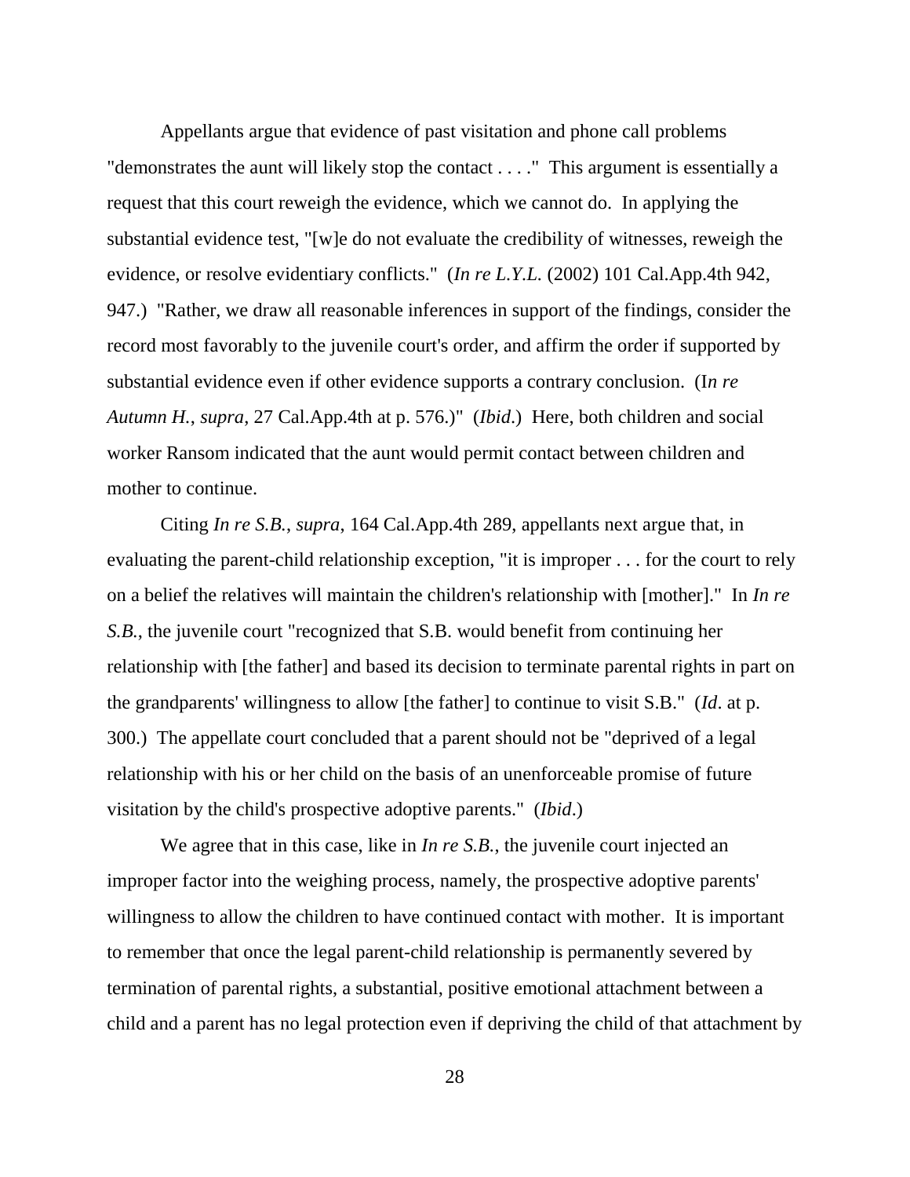Appellants argue that evidence of past visitation and phone call problems "demonstrates the aunt will likely stop the contact . . . ." This argument is essentially a request that this court reweigh the evidence, which we cannot do. In applying the substantial evidence test, "[w]e do not evaluate the credibility of witnesses, reweigh the evidence, or resolve evidentiary conflicts." (*In re L.Y.L.* (2002) 101 Cal.App.4th 942, 947.) "Rather, we draw all reasonable inferences in support of the findings, consider the record most favorably to the juvenile court's order, and affirm the order if supported by substantial evidence even if other evidence supports a contrary conclusion. (*In re Autumn H.*, *supra*, 27 Cal.App.4th at p. 576.)" (*Ibid.*) Here, both children and social worker Ransom indicated that the aunt would permit contact between children and mother to continue.

Citing *In re S.B.*, *supra*, 164 Cal.App.4th 289, appellants next argue that, in evaluating the parent-child relationship exception, "it is improper . . . for the court to rely on a belief the relatives will maintain the children's relationship with [mother]." In *In re S.B.*, the juvenile court "recognized that S.B. would benefit from continuing her relationship with [the father] and based its decision to terminate parental rights in part on the grandparents' willingness to allow [the father] to continue to visit S.B." (*Id*. at p. 300.) The appellate court concluded that a parent should not be "deprived of a legal relationship with his or her child on the basis of an unenforceable promise of future visitation by the child's prospective adoptive parents." (*Ibid*.)

We agree that in this case, like in *In re S.B.*, the juvenile court injected an improper factor into the weighing process, namely, the prospective adoptive parents' willingness to allow the children to have continued contact with mother. It is important to remember that once the legal parent-child relationship is permanently severed by termination of parental rights, a substantial, positive emotional attachment between a child and a parent has no legal protection even if depriving the child of that attachment by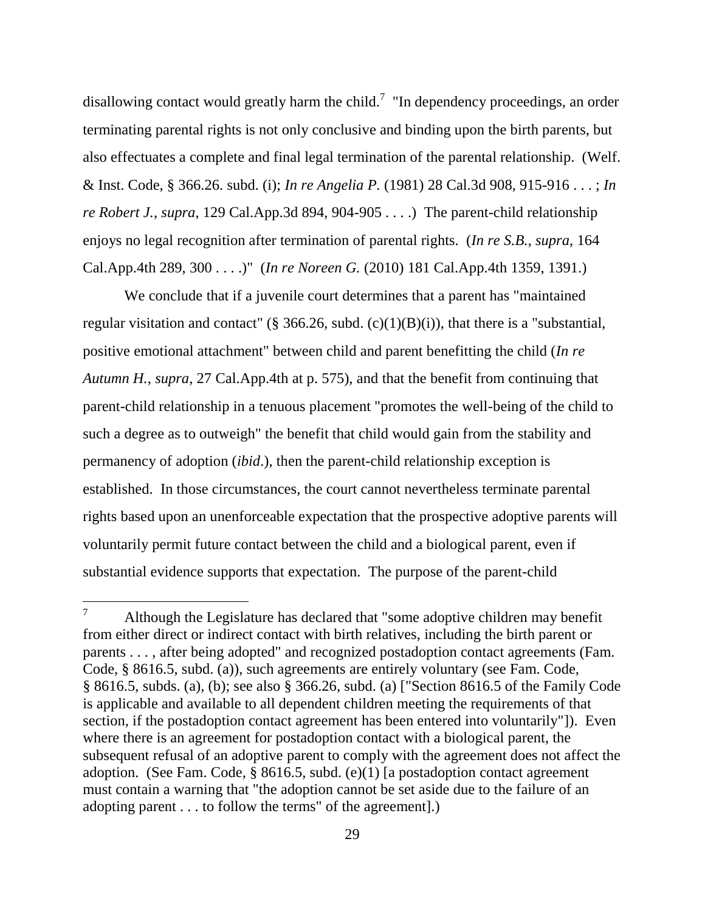disallowing contact would greatly harm the child.[7] "In dependency proceedings, an order terminating parental rights is not only conclusive and binding upon the birth parents, but also effectuates a complete and final legal termination of the parental relationship. (Welf. & Inst. Code, § 366.26. subd. (i); *In re Angelia P.* (1981) 28 Cal.3d 908, 915-916 . . . ; *In re Robert J.*, *supra*, 129 Cal.App.3d 894, 904-905 . . . .) The parent-child relationship enjoys no legal recognition after termination of parental rights. (*In re S.B.*, *supra*, 164 Cal.App.4th 289, 300 . . . .)" (*In re Noreen G.* (2010) 181 Cal.App.4th 1359, 1391.)

We conclude that if a juvenile court determines that a parent has "maintained regular visitation and contact" (§ 366.26, subd. (c)(1)(B)(i)), that there is a "substantial, positive emotional attachment" between child and parent benefitting the child (*In re Autumn H.*, *supra*, 27 Cal.App.4th at p. 575), and that the benefit from continuing that parent-child relationship in a tenuous placement "promotes the well-being of the child to such a degree as to outweigh" the benefit that child would gain from the stability and permanency of adoption (*ibid*.), then the parent-child relationship exception is established. In those circumstances, the court cannot nevertheless terminate parental rights based upon an unenforceable expectation that the prospective adoptive parents will voluntarily permit future contact between the child and a biological parent, even if substantial evidence supports that expectation. The purpose of the parent-child

---

[7] Although the Legislature has declared that "some adoptive children may benefit from either direct or indirect contact with birth relatives, including the birth parent or parents . . . , after being adopted" and recognized postadoption contact agreements (Fam. Code, § 8616.5, subd. (a)), such agreements are entirely voluntary (see Fam. Code, § 8616.5, subds. (a), (b); see also § 366.26, subd. (a) ["Section 8616.5 of the Family Code is applicable and available to all dependent children meeting the requirements of that section, if the postadoption contact agreement has been entered into voluntarily"]). Even where there is an agreement for postadoption contact with a biological parent, the subsequent refusal of an adoptive parent to comply with the agreement does not affect the adoption. (See Fam. Code, § 8616.5, subd. (e)(1) [a postadoption contact agreement must contain a warning that "the adoption cannot be set aside due to the failure of an adopting parent . . . to follow the terms" of the agreement].)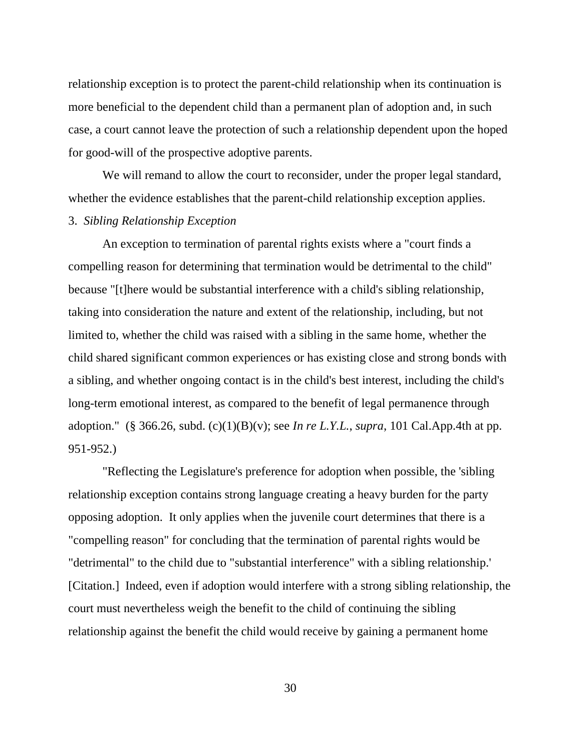relationship exception is to protect the parent-child relationship when its continuation is more beneficial to the dependent child than a permanent plan of adoption and, in such case, a court cannot leave the protection of such a relationship dependent upon the hoped for good-will of the prospective adoptive parents.

We will remand to allow the court to reconsider, under the proper legal standard, whether the evidence establishes that the parent-child relationship exception applies.

3. *Sibling Relationship Exception*

An exception to termination of parental rights exists where a "court finds a compelling reason for determining that termination would be detrimental to the child" because "[t]here would be substantial interference with a child's sibling relationship, taking into consideration the nature and extent of the relationship, including, but not limited to, whether the child was raised with a sibling in the same home, whether the child shared significant common experiences or has existing close and strong bonds with a sibling, and whether ongoing contact is in the child's best interest, including the child's long-term emotional interest, as compared to the benefit of legal permanence through adoption." (§ 366.26, subd. (c)(1)(B)(v); see *In re L.Y.L.*, *supra*, 101 Cal.App.4th at pp. 951-952.)

"Reflecting the Legislature's preference for adoption when possible, the 'sibling relationship exception contains strong language creating a heavy burden for the party opposing adoption. It only applies when the juvenile court determines that there is a "compelling reason" for concluding that the termination of parental rights would be "detrimental" to the child due to "substantial interference" with a sibling relationship.' [Citation.] Indeed, even if adoption would interfere with a strong sibling relationship, the court must nevertheless weigh the benefit to the child of continuing the sibling relationship against the benefit the child would receive by gaining a permanent home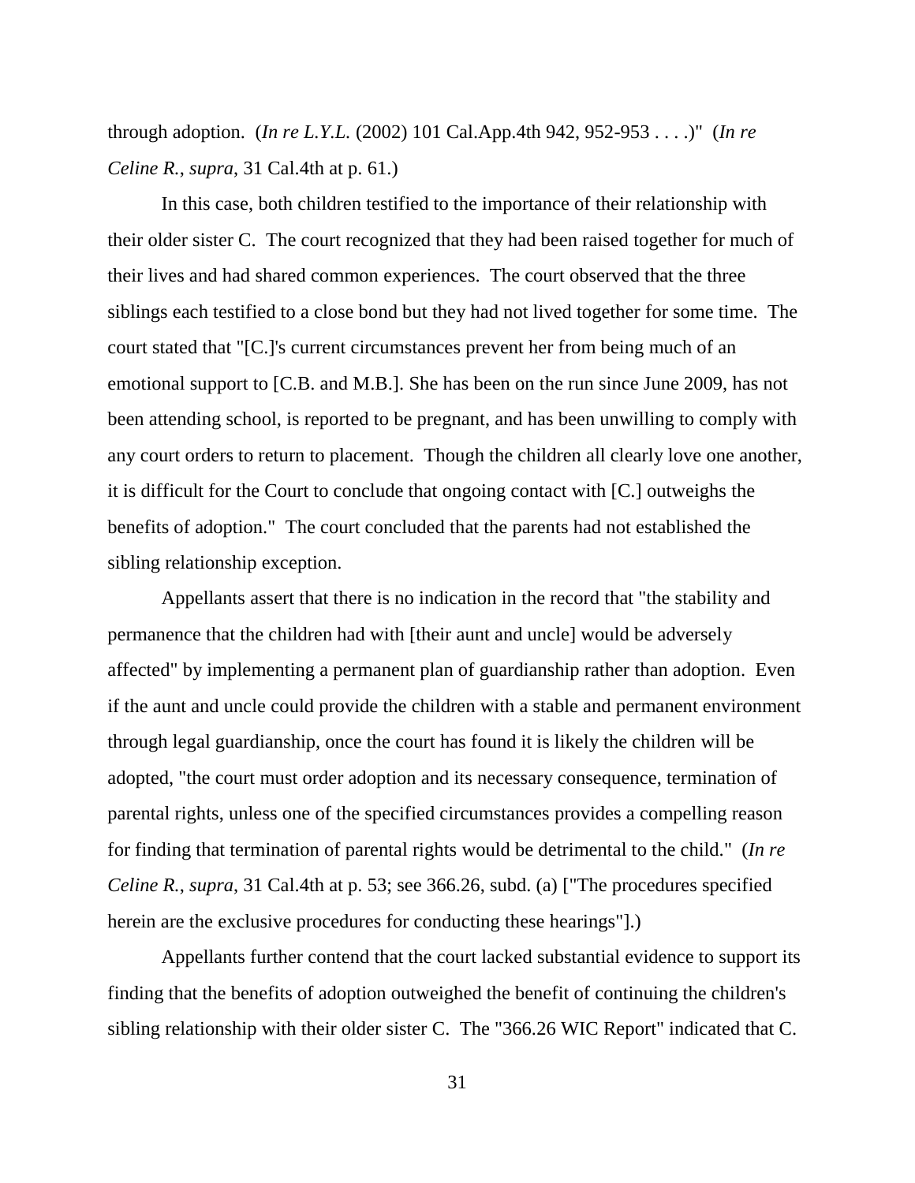through adoption. (*In re L.Y.L.* (2002) 101 Cal.App.4th 942, 952-953 . . . .)" (*In re Celine R.*, *supra*, 31 Cal.4th at p. 61.)

In this case, both children testified to the importance of their relationship with their older sister C. The court recognized that they had been raised together for much of their lives and had shared common experiences. The court observed that the three siblings each testified to a close bond but they had not lived together for some time. The court stated that "[C.]'s current circumstances prevent her from being much of an emotional support to [C.B. and M.B.]. She has been on the run since June 2009, has not been attending school, is reported to be pregnant, and has been unwilling to comply with any court orders to return to placement. Though the children all clearly love one another, it is difficult for the Court to conclude that ongoing contact with [C.] outweighs the benefits of adoption." The court concluded that the parents had not established the sibling relationship exception.

Appellants assert that there is no indication in the record that "the stability and permanence that the children had with [their aunt and uncle] would be adversely affected" by implementing a permanent plan of guardianship rather than adoption. Even if the aunt and uncle could provide the children with a stable and permanent environment through legal guardianship, once the court has found it is likely the children will be adopted, "the court must order adoption and its necessary consequence, termination of parental rights, unless one of the specified circumstances provides a compelling reason for finding that termination of parental rights would be detrimental to the child." (*In re Celine R.*, *supra*, 31 Cal.4th at p. 53; see 366.26, subd. (a) ["The procedures specified herein are the exclusive procedures for conducting these hearings"].)

Appellants further contend that the court lacked substantial evidence to support its finding that the benefits of adoption outweighed the benefit of continuing the children's sibling relationship with their older sister C. The "366.26 WIC Report" indicated that C.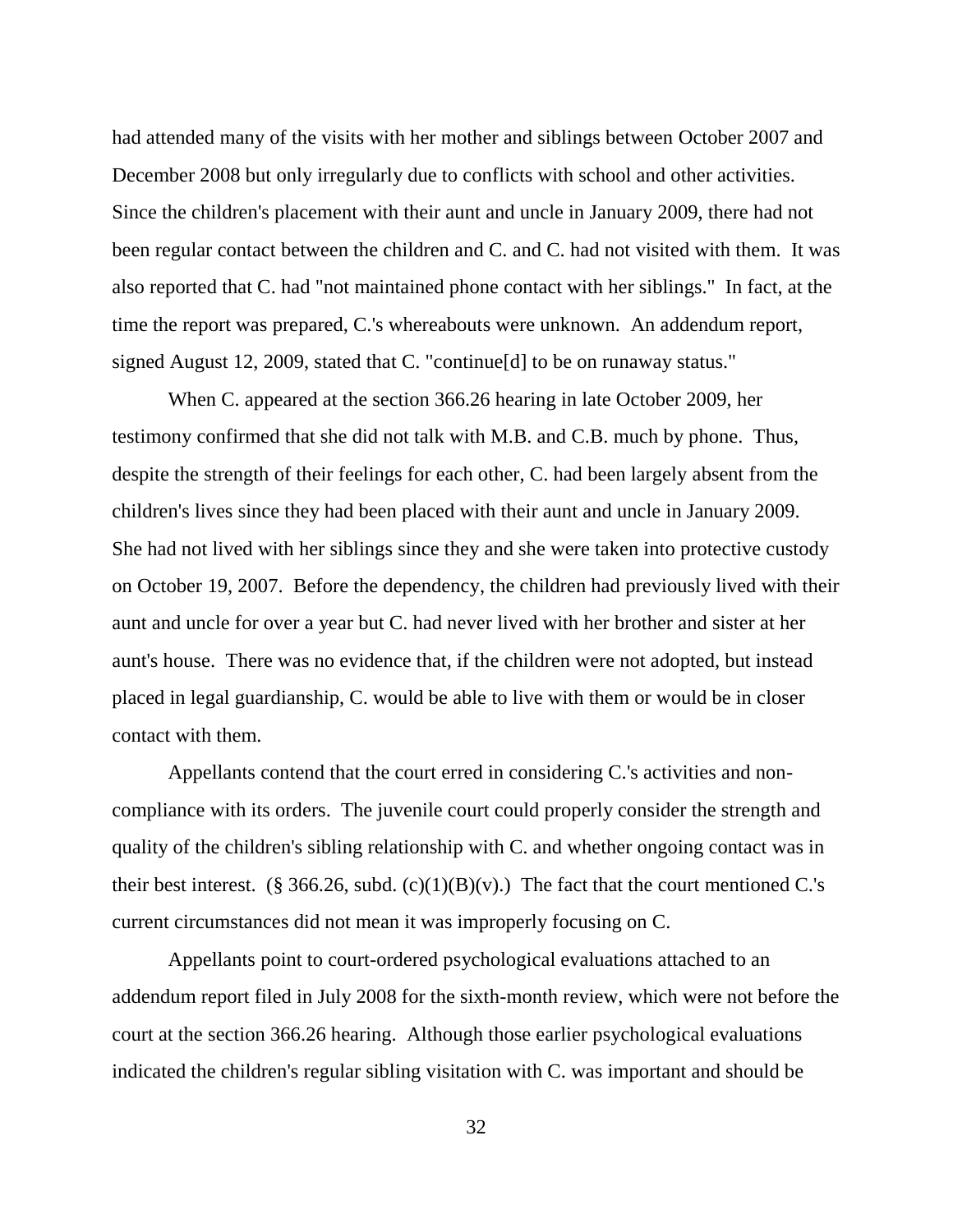had attended many of the visits with her mother and siblings between October 2007 and December 2008 but only irregularly due to conflicts with school and other activities. Since the children's placement with their aunt and uncle in January 2009, there had not been regular contact between the children and C. and C. had not visited with them. It was also reported that C. had "not maintained phone contact with her siblings." In fact, at the time the report was prepared, C.'s whereabouts were unknown. An addendum report, signed August 12, 2009, stated that C. "continue[d] to be on runaway status."

When C. appeared at the section 366.26 hearing in late October 2009, her testimony confirmed that she did not talk with M.B. and C.B. much by phone. Thus, despite the strength of their feelings for each other, C. had been largely absent from the children's lives since they had been placed with their aunt and uncle in January 2009. She had not lived with her siblings since they and she were taken into protective custody on October 19, 2007. Before the dependency, the children had previously lived with their aunt and uncle for over a year but C. had never lived with her brother and sister at her aunt's house. There was no evidence that, if the children were not adopted, but instead placed in legal guardianship, C. would be able to live with them or would be in closer contact with them.

Appellants contend that the court erred in considering C.'s activities and non-compliance with its orders. The juvenile court could properly consider the strength and quality of the children's sibling relationship with C. and whether ongoing contact was in their best interest. (§ 366.26, subd. (c)(1)(B)(v).) The fact that the court mentioned C.'s current circumstances did not mean it was improperly focusing on C.

Appellants point to court-ordered psychological evaluations attached to an addendum report filed in July 2008 for the sixth-month review, which were not before the court at the section 366.26 hearing. Although those earlier psychological evaluations indicated the children's regular sibling visitation with C. was important and should be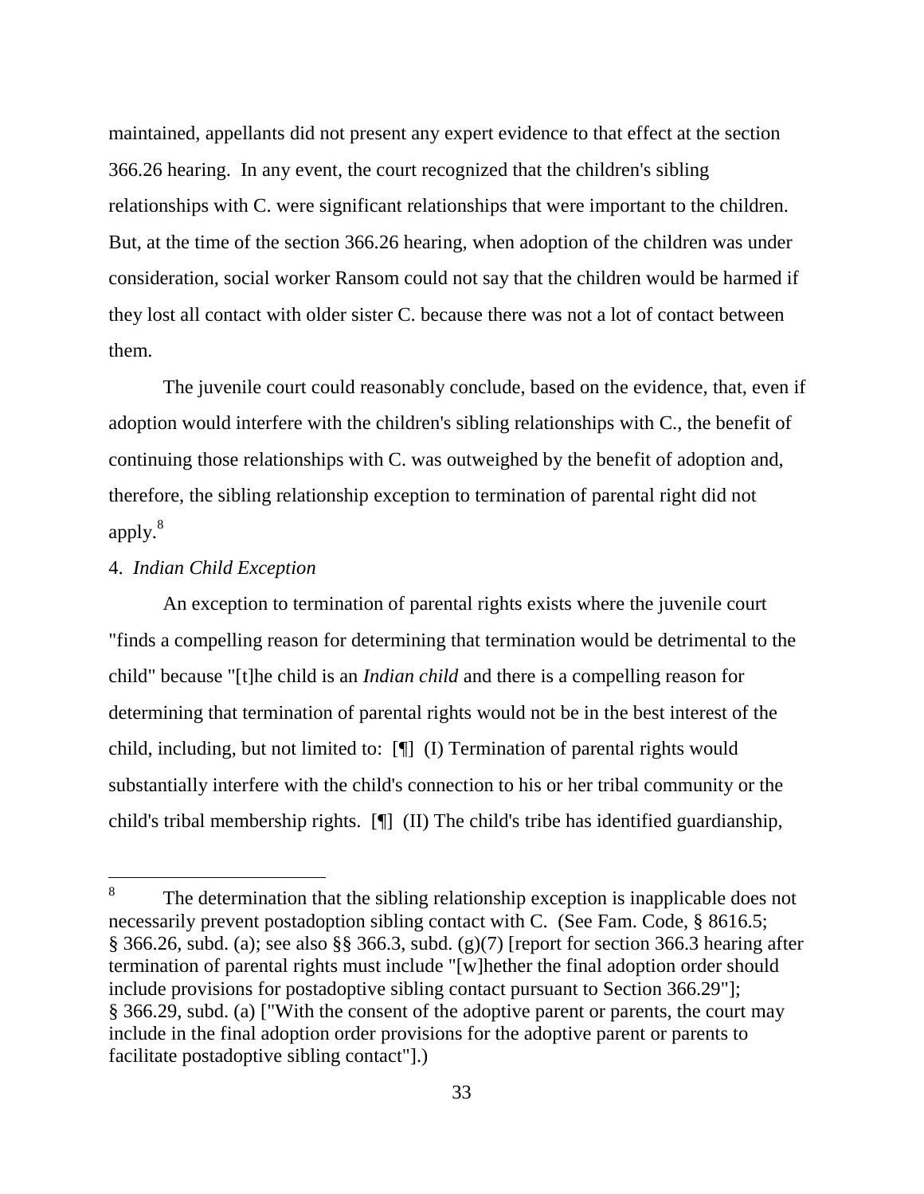maintained, appellants did not present any expert evidence to that effect at the section 366.26 hearing. In any event, the court recognized that the children's sibling relationships with C. were significant relationships that were important to the children. But, at the time of the section 366.26 hearing, when adoption of the children was under consideration, social worker Ransom could not say that the children would be harmed if they lost all contact with older sister C. because there was not a lot of contact between them.

The juvenile court could reasonably conclude, based on the evidence, that, even if adoption would interfere with the children's sibling relationships with C., the benefit of continuing those relationships with C. was outweighed by the benefit of adoption and, therefore, the sibling relationship exception to termination of parental right did not apply.[8]

4. *Indian Child Exception*

An exception to termination of parental rights exists where the juvenile court "finds a compelling reason for determining that termination would be detrimental to the child" because "[t]he child is an *Indian child* and there is a compelling reason for determining that termination of parental rights would not be in the best interest of the child, including, but not limited to: [¶] (I) Termination of parental rights would substantially interfere with the child's connection to his or her tribal community or the child's tribal membership rights. [¶] (II) The child's tribe has identified guardianship,

---

[8] The determination that the sibling relationship exception is inapplicable does not necessarily prevent postadoption sibling contact with C. (See Fam. Code, § 8616.5; § 366.26, subd. (a); see also §§ 366.3, subd. (g)(7) [report for section 366.3 hearing after termination of parental rights must include "[w]hether the final adoption order should include provisions for postadoptive sibling contact pursuant to Section 366.29"]; § 366.29, subd. (a) ["With the consent of the adoptive parent or parents, the court may include in the final adoption order provisions for the adoptive parent or parents to facilitate postadoptive sibling contact"].)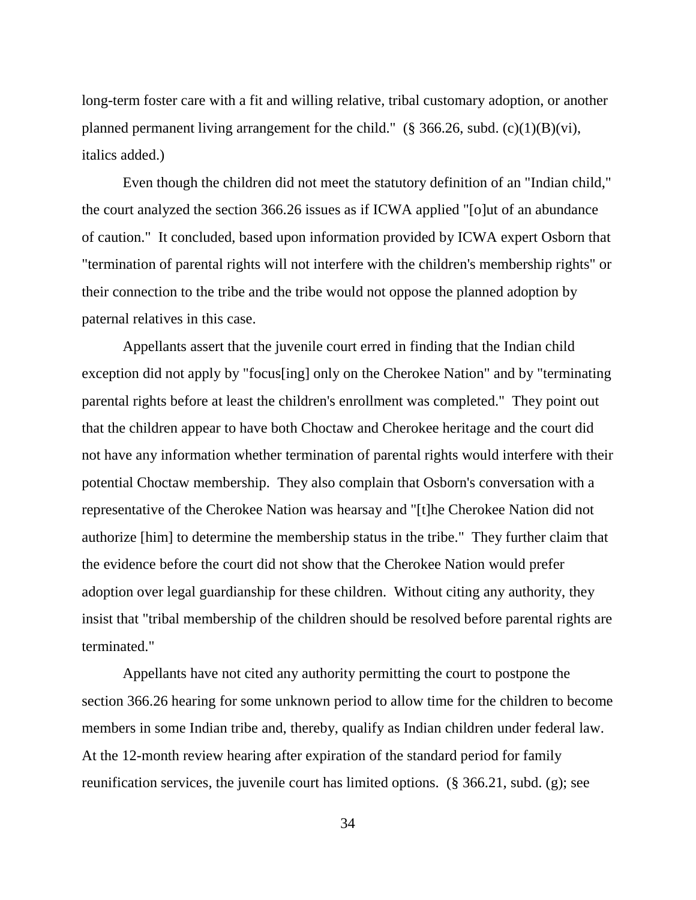long-term foster care with a fit and willing relative, tribal customary adoption, or another planned permanent living arrangement for the child." (§ 366.26, subd. (c)(1)(B)(vi), italics added.)

Even though the children did not meet the statutory definition of an "Indian child," the court analyzed the section 366.26 issues as if ICWA applied "[o]ut of an abundance of caution." It concluded, based upon information provided by ICWA expert Osborn that "termination of parental rights will not interfere with the children's membership rights" or their connection to the tribe and the tribe would not oppose the planned adoption by paternal relatives in this case.

Appellants assert that the juvenile court erred in finding that the Indian child exception did not apply by "focus[ing] only on the Cherokee Nation" and by "terminating parental rights before at least the children's enrollment was completed." They point out that the children appear to have both Choctaw and Cherokee heritage and the court did not have any information whether termination of parental rights would interfere with their potential Choctaw membership. They also complain that Osborn's conversation with a representative of the Cherokee Nation was hearsay and "[t]he Cherokee Nation did not authorize [him] to determine the membership status in the tribe." They further claim that the evidence before the court did not show that the Cherokee Nation would prefer adoption over legal guardianship for these children. Without citing any authority, they insist that "tribal membership of the children should be resolved before parental rights are terminated."

Appellants have not cited any authority permitting the court to postpone the section 366.26 hearing for some unknown period to allow time for the children to become members in some Indian tribe and, thereby, qualify as Indian children under federal law. At the 12-month review hearing after expiration of the standard period for family reunification services, the juvenile court has limited options. (§ 366.21, subd. (g); see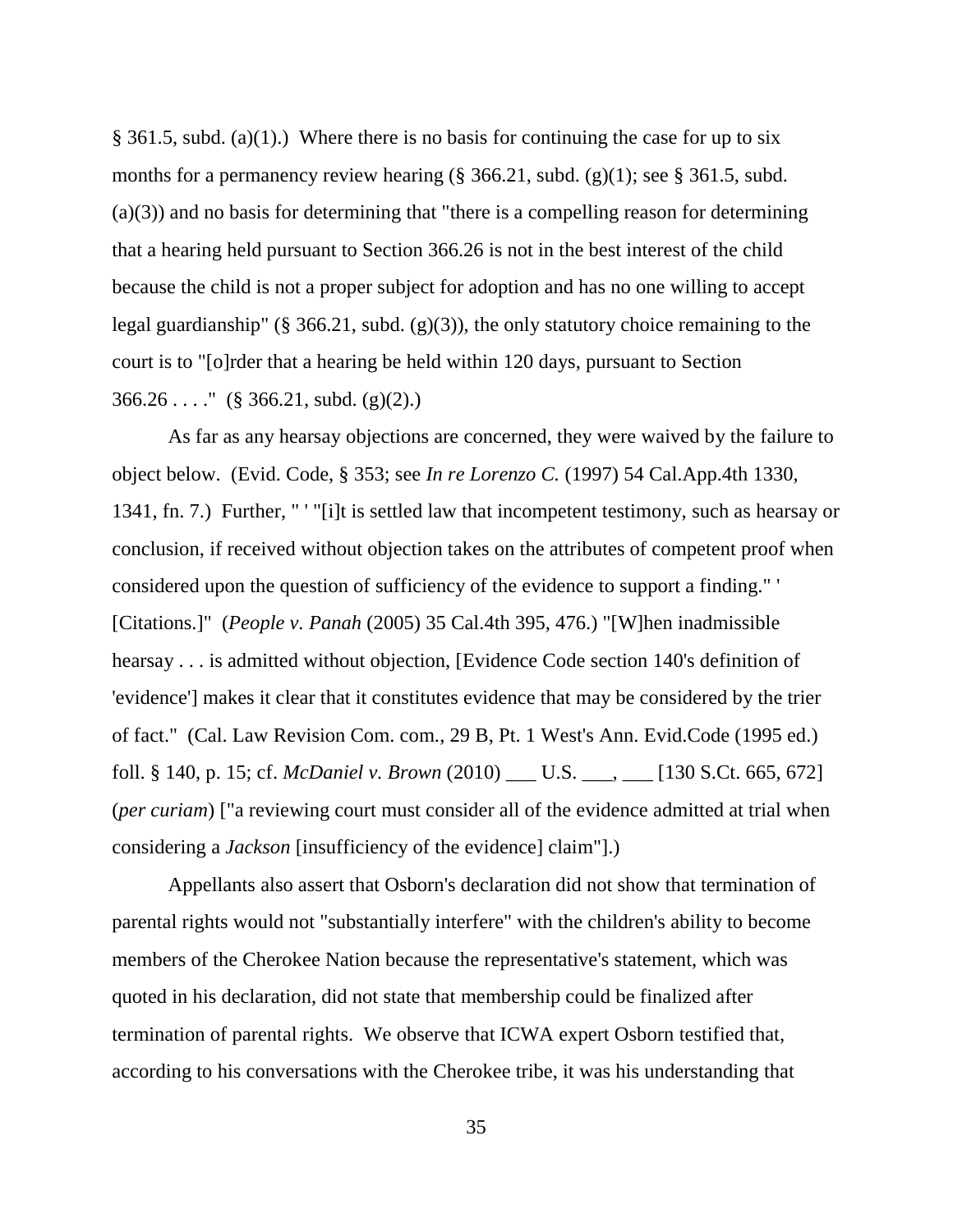§ 361.5, subd. (a)(1).) Where there is no basis for continuing the case for up to six months for a permanency review hearing (§ 366.21, subd. (g)(1); see § 361.5, subd. (a)(3)) and no basis for determining that "there is a compelling reason for determining that a hearing held pursuant to Section 366.26 is not in the best interest of the child because the child is not a proper subject for adoption and has no one willing to accept legal guardianship" (§ 366.21, subd. (g)(3)), the only statutory choice remaining to the court is to "[o]rder that a hearing be held within 120 days, pursuant to Section 366.26 . . . ." (§ 366.21, subd. (g)(2).)

As far as any hearsay objections are concerned, they were waived by the failure to object below. (Evid. Code, § 353; see *In re Lorenzo C.* (1997) 54 Cal.App.4th 1330, 1341, fn. 7.) Further, " ' "[i]t is settled law that incompetent testimony, such as hearsay or conclusion, if received without objection takes on the attributes of competent proof when considered upon the question of sufficiency of the evidence to support a finding." ' [Citations.]" (*People v. Panah* (2005) 35 Cal.4th 395, 476.) "[W]hen inadmissible hearsay . . . is admitted without objection, [Evidence Code section 140's definition of 'evidence'] makes it clear that it constitutes evidence that may be considered by the trier of fact." (Cal. Law Revision Com. com., 29 B, Pt. 1 West's Ann. Evid.Code (1995 ed.) foll. § 140, p. 15; cf. *McDaniel v. Brown* (2010) ___ U.S. ___, ___ [130 S.Ct. 665, 672] (*per curiam*) ["a reviewing court must consider all of the evidence admitted at trial when considering a *Jackson* [insufficiency of the evidence] claim"].)

Appellants also assert that Osborn's declaration did not show that termination of parental rights would not "substantially interfere" with the children's ability to become members of the Cherokee Nation because the representative's statement, which was quoted in his declaration, did not state that membership could be finalized after termination of parental rights. We observe that ICWA expert Osborn testified that, according to his conversations with the Cherokee tribe, it was his understanding that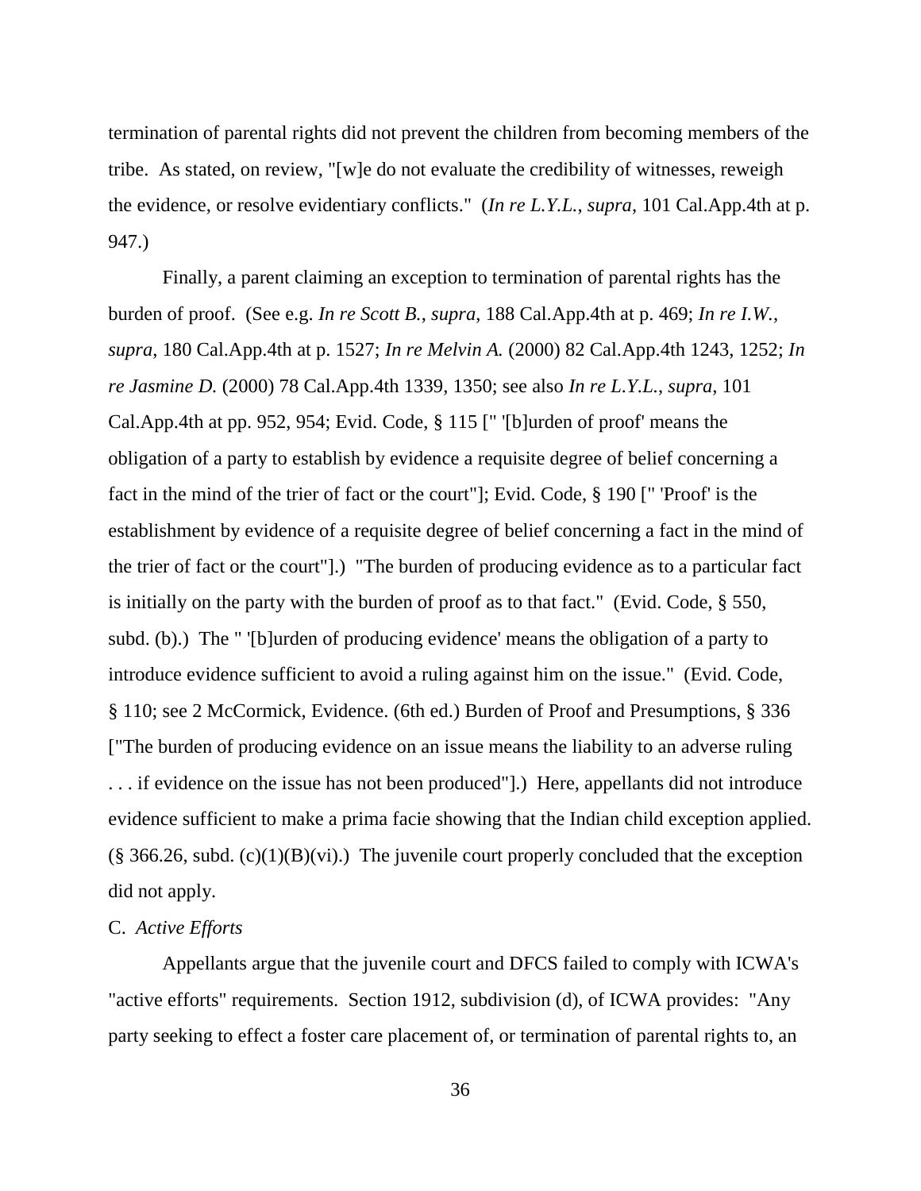termination of parental rights did not prevent the children from becoming members of the tribe. As stated, on review, "[w]e do not evaluate the credibility of witnesses, reweigh the evidence, or resolve evidentiary conflicts." (*In re L.Y.L.*, *supra*, 101 Cal.App.4th at p. 947.)

Finally, a parent claiming an exception to termination of parental rights has the burden of proof. (See e.g. *In re Scott B.*, *supra*, 188 Cal.App.4th at p. 469; *In re I.W.*, *supra*, 180 Cal.App.4th at p. 1527; *In re Melvin A.* (2000) 82 Cal.App.4th 1243, 1252; *In re Jasmine D.* (2000) 78 Cal.App.4th 1339, 1350; see also *In re L.Y.L.*, *supra*, 101 Cal.App.4th at pp. 952, 954; Evid. Code, § 115 [" '[b]urden of proof' means the obligation of a party to establish by evidence a requisite degree of belief concerning a fact in the mind of the trier of fact or the court"]; Evid. Code, § 190 [" 'Proof' is the establishment by evidence of a requisite degree of belief concerning a fact in the mind of the trier of fact or the court"].) "The burden of producing evidence as to a particular fact is initially on the party with the burden of proof as to that fact." (Evid. Code, § 550, subd. (b).) The " '[b]urden of producing evidence' means the obligation of a party to introduce evidence sufficient to avoid a ruling against him on the issue." (Evid. Code, § 110; see 2 McCormick, Evidence. (6th ed.) Burden of Proof and Presumptions, § 336 ["The burden of producing evidence on an issue means the liability to an adverse ruling . . . if evidence on the issue has not been produced"].) Here, appellants did not introduce evidence sufficient to make a prima facie showing that the Indian child exception applied. (§ 366.26, subd. (c)(1)(B)(vi).) The juvenile court properly concluded that the exception did not apply.

C. *Active Efforts*

Appellants argue that the juvenile court and DFCS failed to comply with ICWA's "active efforts" requirements. Section 1912, subdivision (d), of ICWA provides: "Any party seeking to effect a foster care placement of, or termination of parental rights to, an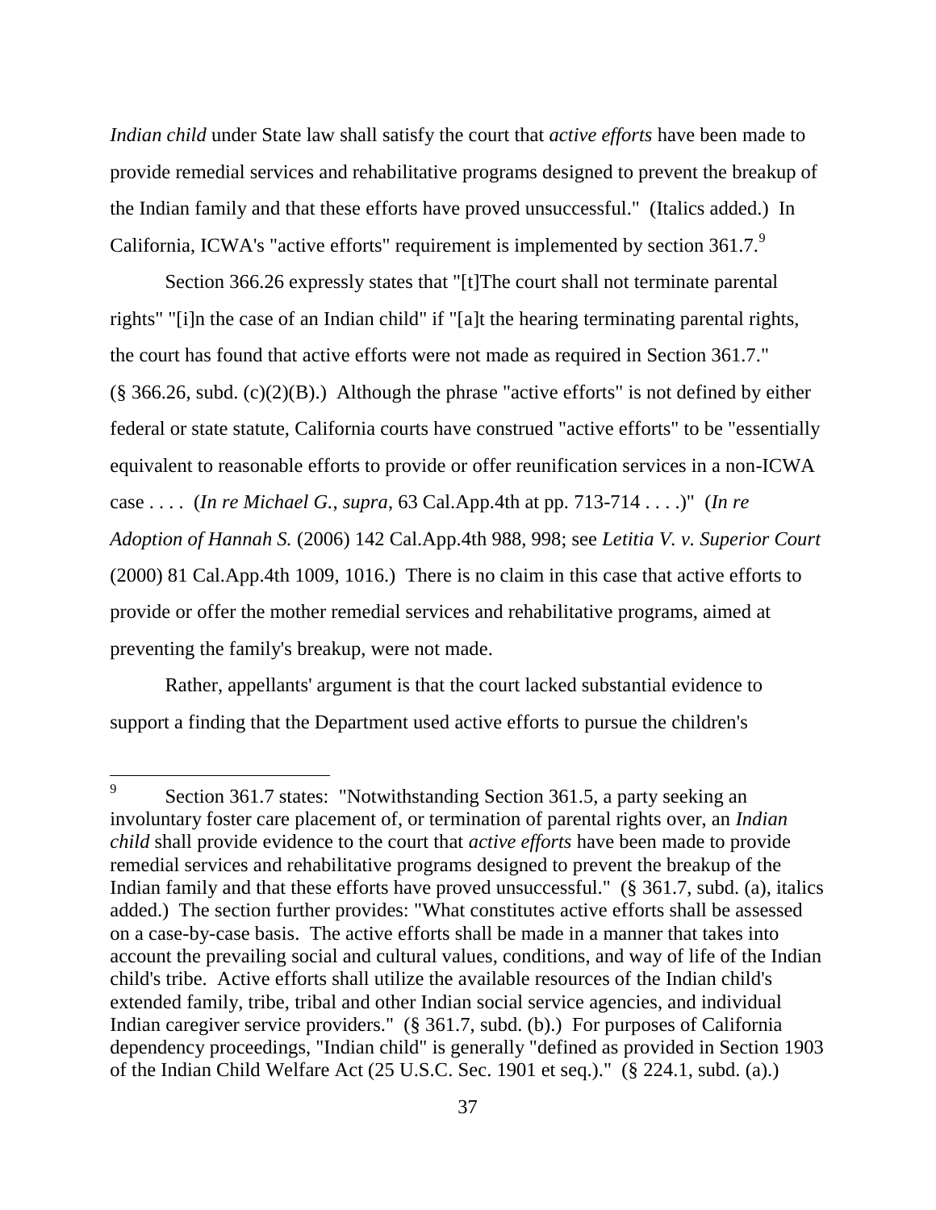*Indian child* under State law shall satisfy the court that *active efforts* have been made to provide remedial services and rehabilitative programs designed to prevent the breakup of the Indian family and that these efforts have proved unsuccessful." (Italics added.) In California, ICWA's "active efforts" requirement is implemented by section 361.7.[9]

Section 366.26 expressly states that "[t]The court shall not terminate parental rights" "[i]n the case of an Indian child" if "[a]t the hearing terminating parental rights, the court has found that active efforts were not made as required in Section 361.7." (§ 366.26, subd. (c)(2)(B).) Although the phrase "active efforts" is not defined by either federal or state statute, California courts have construed "active efforts" to be "essentially equivalent to reasonable efforts to provide or offer reunification services in a non-ICWA case . . . . (*In re Michael G., supra*, 63 Cal.App.4th at pp. 713-714 . . . .)" (*In re Adoption of Hannah S.* (2006) 142 Cal.App.4th 988, 998; see *Letitia V. v. Superior Court* (2000) 81 Cal.App.4th 1009, 1016.) There is no claim in this case that active efforts to provide or offer the mother remedial services and rehabilitative programs, aimed at preventing the family's breakup, were not made.

Rather, appellants' argument is that the court lacked substantial evidence to support a finding that the Department used active efforts to pursue the children's

---

[9] Section 361.7 states: "Notwithstanding Section 361.5, a party seeking an involuntary foster care placement of, or termination of parental rights over, an *Indian child* shall provide evidence to the court that *active efforts* have been made to provide remedial services and rehabilitative programs designed to prevent the breakup of the Indian family and that these efforts have proved unsuccessful." (§ 361.7, subd. (a), italics added.) The section further provides: "What constitutes active efforts shall be assessed on a case-by-case basis. The active efforts shall be made in a manner that takes into account the prevailing social and cultural values, conditions, and way of life of the Indian child's tribe. Active efforts shall utilize the available resources of the Indian child's extended family, tribe, tribal and other Indian social service agencies, and individual Indian caregiver service providers." (§ 361.7, subd. (b).) For purposes of California dependency proceedings, "Indian child" is generally "defined as provided in Section 1903 of the Indian Child Welfare Act (25 U.S.C. Sec. 1901 et seq.)." (§ 224.1, subd. (a).)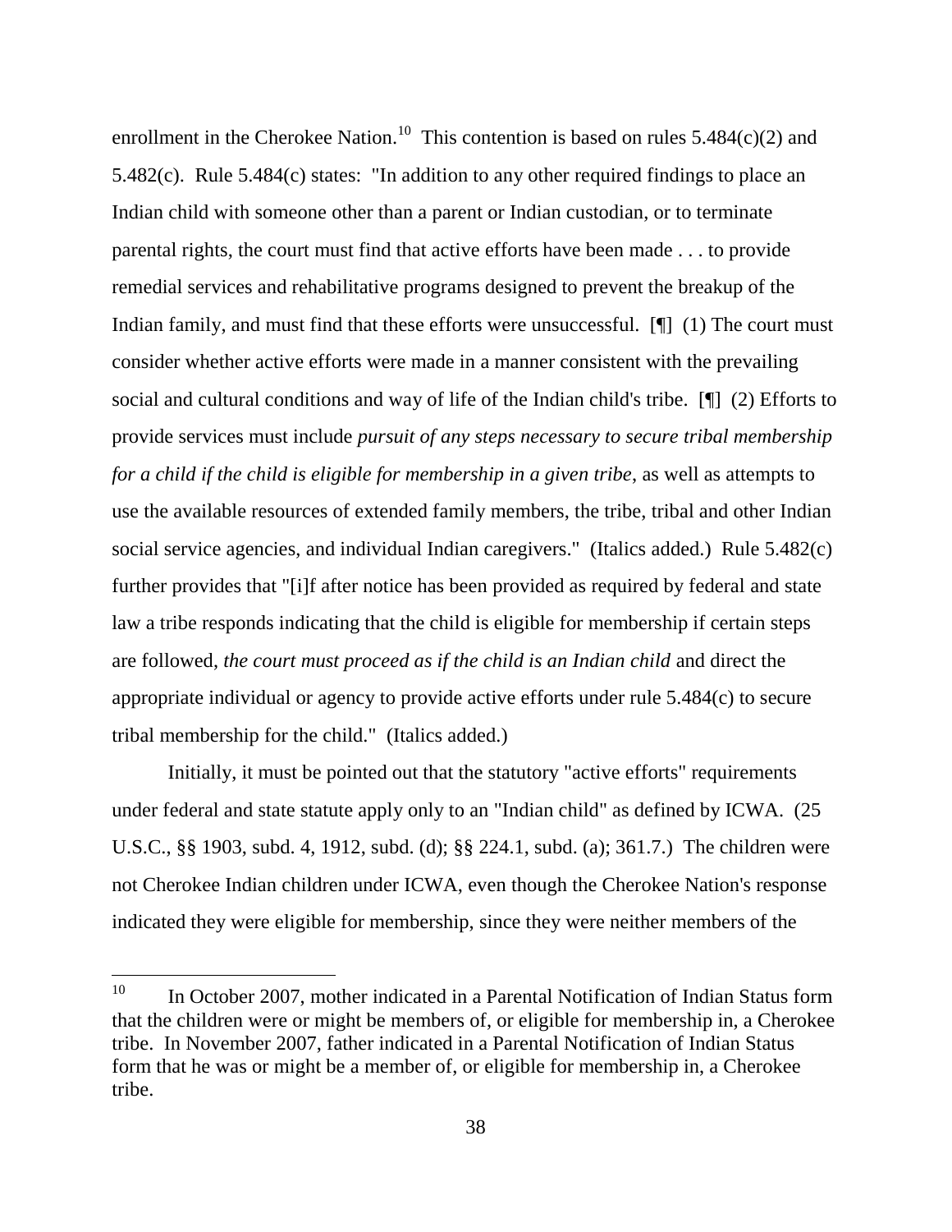enrollment in the Cherokee Nation.[10] This contention is based on rules 5.484(c)(2) and 5.482(c). Rule 5.484(c) states: "In addition to any other required findings to place an Indian child with someone other than a parent or Indian custodian, or to terminate parental rights, the court must find that active efforts have been made . . . to provide remedial services and rehabilitative programs designed to prevent the breakup of the Indian family, and must find that these efforts were unsuccessful. [¶] (1) The court must consider whether active efforts were made in a manner consistent with the prevailing social and cultural conditions and way of life of the Indian child's tribe. [¶] (2) Efforts to provide services must include *pursuit of any steps necessary to secure tribal membership for a child if the child is eligible for membership in a given tribe*, as well as attempts to use the available resources of extended family members, the tribe, tribal and other Indian social service agencies, and individual Indian caregivers." (Italics added.) Rule 5.482(c) further provides that "[i]f after notice has been provided as required by federal and state law a tribe responds indicating that the child is eligible for membership if certain steps are followed, *the court must proceed as if the child is an Indian child* and direct the appropriate individual or agency to provide active efforts under rule 5.484(c) to secure tribal membership for the child." (Italics added.)

Initially, it must be pointed out that the statutory "active efforts" requirements under federal and state statute apply only to an "Indian child" as defined by ICWA. (25 U.S.C., §§ 1903, subd. 4, 1912, subd. (d); §§ 224.1, subd. (a); 361.7.) The children were not Cherokee Indian children under ICWA, even though the Cherokee Nation's response indicated they were eligible for membership, since they were neither members of the

---

[10] In October 2007, mother indicated in a Parental Notification of Indian Status form that the children were or might be members of, or eligible for membership in, a Cherokee tribe. In November 2007, father indicated in a Parental Notification of Indian Status form that he was or might be a member of, or eligible for membership in, a Cherokee tribe.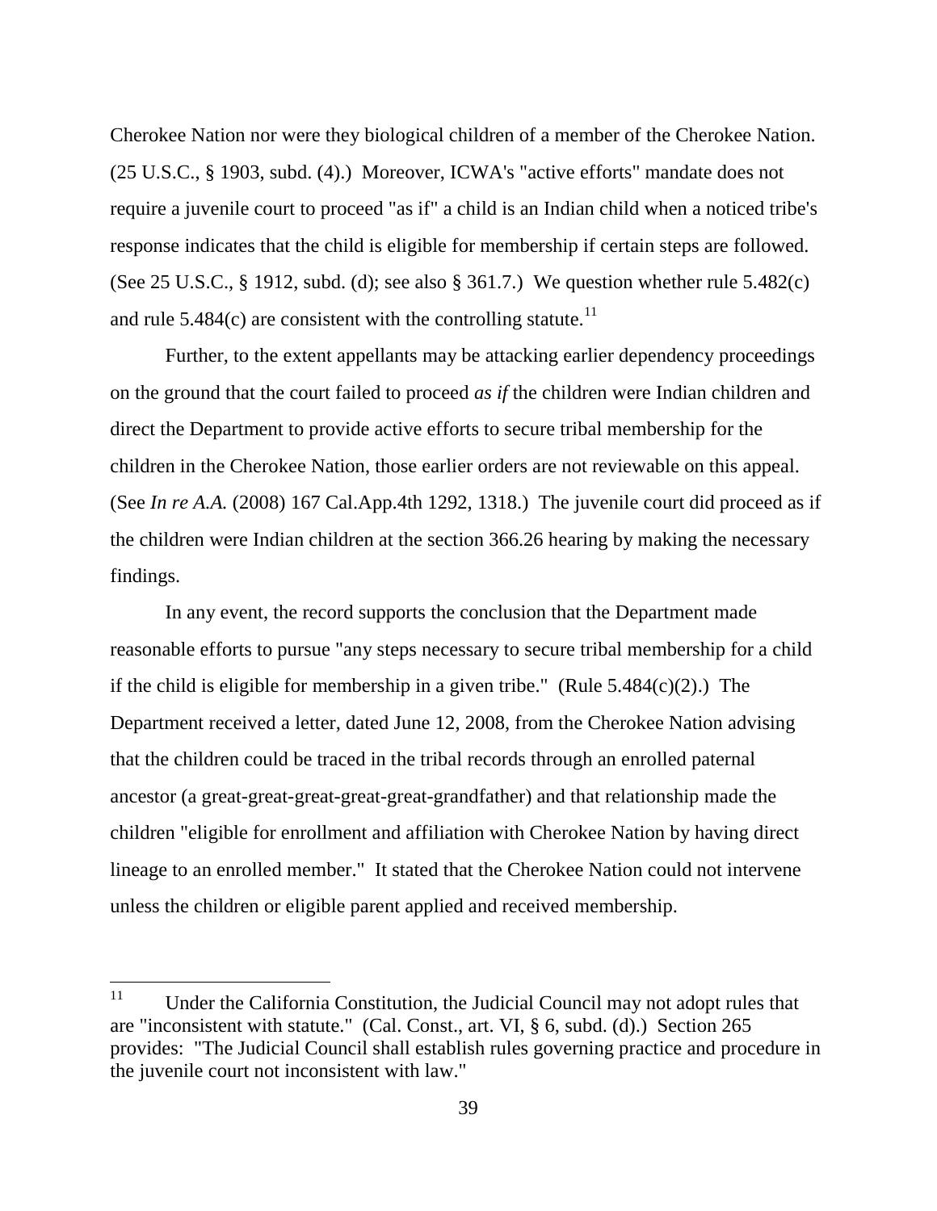Cherokee Nation nor were they biological children of a member of the Cherokee Nation. (25 U.S.C., § 1903, subd. (4).) Moreover, ICWA's "active efforts" mandate does not require a juvenile court to proceed "as if" a child is an Indian child when a noticed tribe's response indicates that the child is eligible for membership if certain steps are followed. (See 25 U.S.C., § 1912, subd. (d); see also § 361.7.) We question whether rule 5.482(c) and rule 5.484(c) are consistent with the controlling statute.[11]

Further, to the extent appellants may be attacking earlier dependency proceedings on the ground that the court failed to proceed *as if* the children were Indian children and direct the Department to provide active efforts to secure tribal membership for the children in the Cherokee Nation, those earlier orders are not reviewable on this appeal. (See *In re A.A.* (2008) 167 Cal.App.4th 1292, 1318.) The juvenile court did proceed as if the children were Indian children at the section 366.26 hearing by making the necessary findings.

In any event, the record supports the conclusion that the Department made reasonable efforts to pursue "any steps necessary to secure tribal membership for a child if the child is eligible for membership in a given tribe." (Rule 5.484(c)(2).) The Department received a letter, dated June 12, 2008, from the Cherokee Nation advising that the children could be traced in the tribal records through an enrolled paternal ancestor (a great-great-great-great-great-grandfather) and that relationship made the children "eligible for enrollment and affiliation with Cherokee Nation by having direct lineage to an enrolled member." It stated that the Cherokee Nation could not intervene unless the children or eligible parent applied and received membership.

---

[11] Under the California Constitution, the Judicial Council may not adopt rules that are "inconsistent with statute." (Cal. Const., art. VI, § 6, subd. (d).) Section 265 provides: "The Judicial Council shall establish rules governing practice and procedure in the juvenile court not inconsistent with law."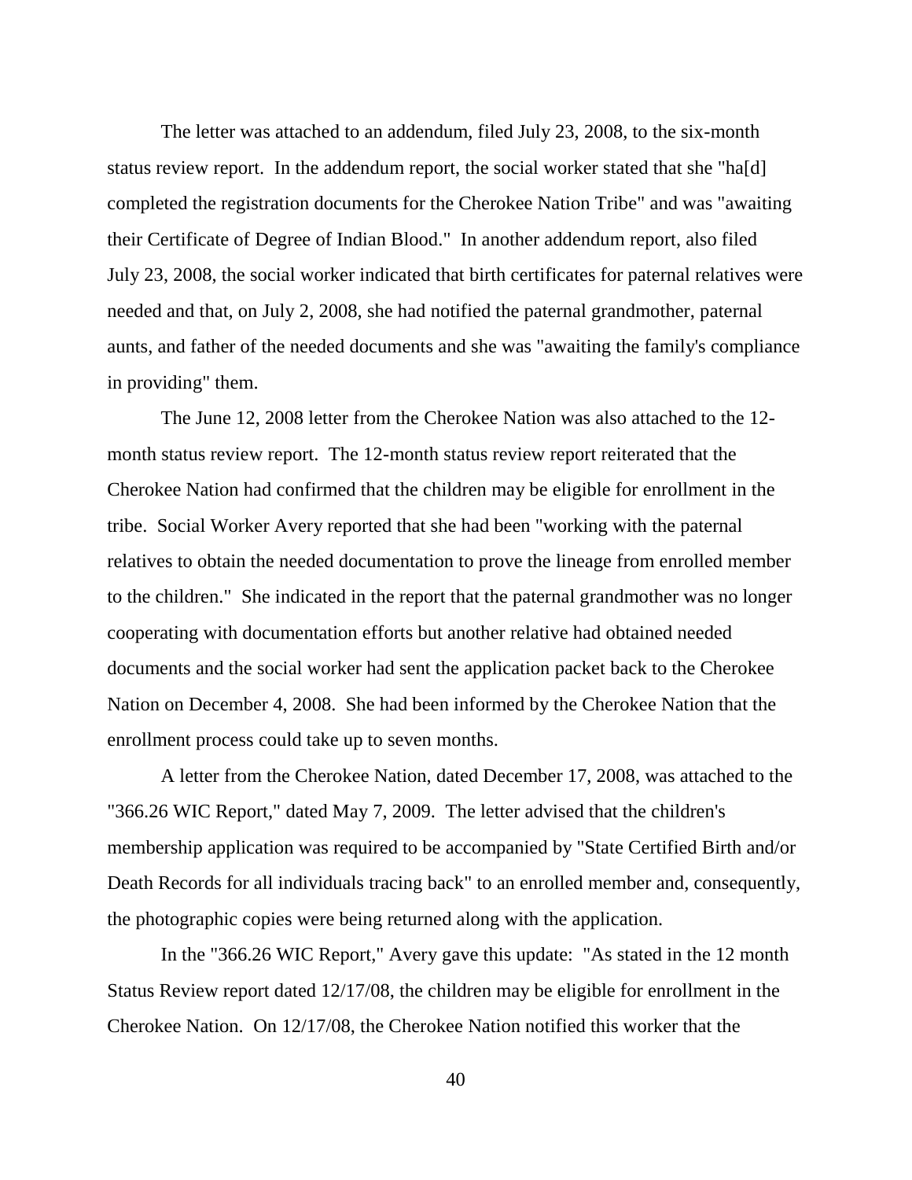The letter was attached to an addendum, filed July 23, 2008, to the six-month status review report. In the addendum report, the social worker stated that she "ha[d] completed the registration documents for the Cherokee Nation Tribe" and was "awaiting their Certificate of Degree of Indian Blood." In another addendum report, also filed July 23, 2008, the social worker indicated that birth certificates for paternal relatives were needed and that, on July 2, 2008, she had notified the paternal grandmother, paternal aunts, and father of the needed documents and she was "awaiting the family's compliance in providing" them.

The June 12, 2008 letter from the Cherokee Nation was also attached to the 12-month status review report. The 12-month status review report reiterated that the Cherokee Nation had confirmed that the children may be eligible for enrollment in the tribe. Social Worker Avery reported that she had been "working with the paternal relatives to obtain the needed documentation to prove the lineage from enrolled member to the children." She indicated in the report that the paternal grandmother was no longer cooperating with documentation efforts but another relative had obtained needed documents and the social worker had sent the application packet back to the Cherokee Nation on December 4, 2008. She had been informed by the Cherokee Nation that the enrollment process could take up to seven months.

A letter from the Cherokee Nation, dated December 17, 2008, was attached to the "366.26 WIC Report," dated May 7, 2009. The letter advised that the children's membership application was required to be accompanied by "State Certified Birth and/or Death Records for all individuals tracing back" to an enrolled member and, consequently, the photographic copies were being returned along with the application.

In the "366.26 WIC Report," Avery gave this update: "As stated in the 12 month Status Review report dated 12/17/08, the children may be eligible for enrollment in the Cherokee Nation. On 12/17/08, the Cherokee Nation notified this worker that the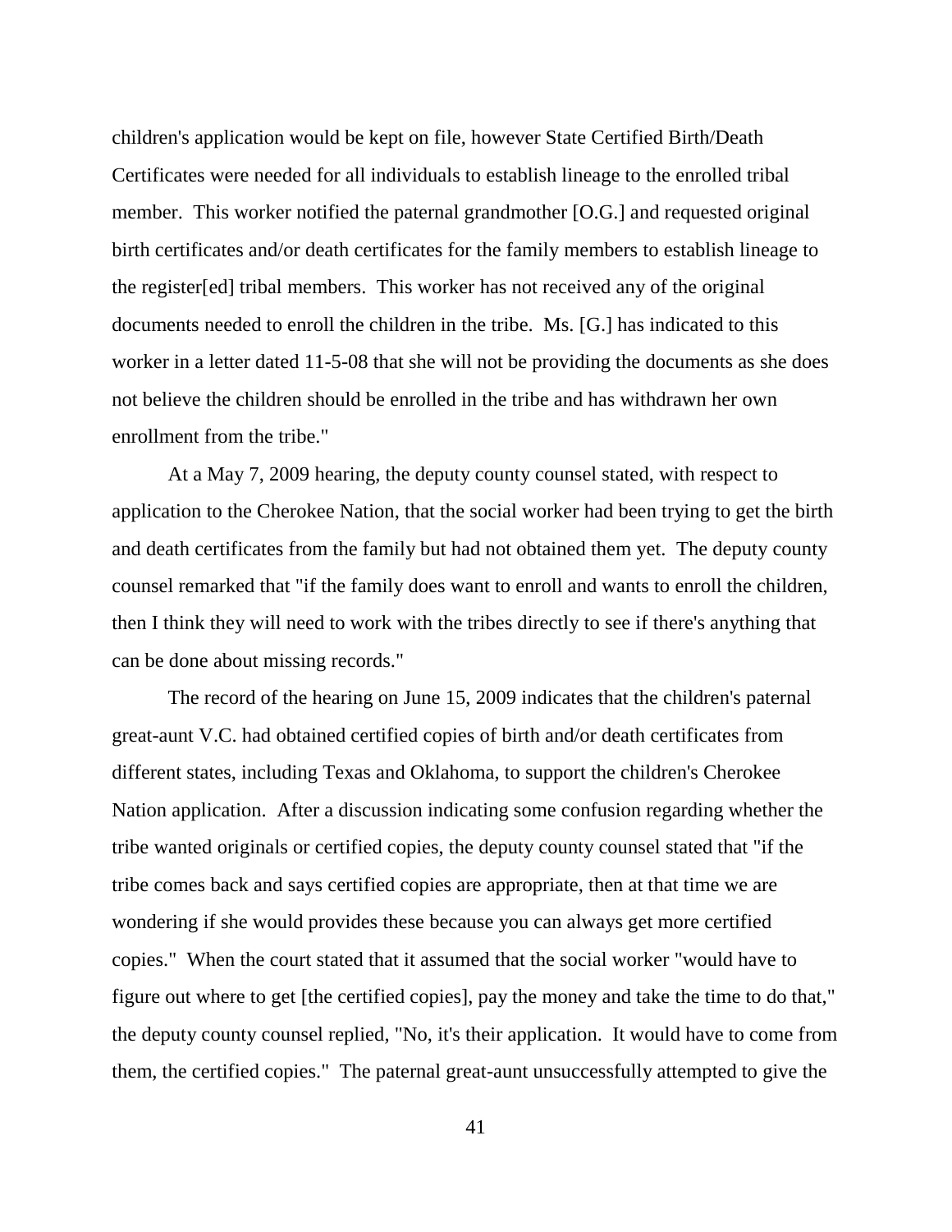children's application would be kept on file, however State Certified Birth/Death Certificates were needed for all individuals to establish lineage to the enrolled tribal member. This worker notified the paternal grandmother [O.G.] and requested original birth certificates and/or death certificates for the family members to establish lineage to the register[ed] tribal members. This worker has not received any of the original documents needed to enroll the children in the tribe. Ms. [G.] has indicated to this worker in a letter dated 11-5-08 that she will not be providing the documents as she does not believe the children should be enrolled in the tribe and has withdrawn her own enrollment from the tribe."

At a May 7, 2009 hearing, the deputy county counsel stated, with respect to application to the Cherokee Nation, that the social worker had been trying to get the birth and death certificates from the family but had not obtained them yet. The deputy county counsel remarked that "if the family does want to enroll and wants to enroll the children, then I think they will need to work with the tribes directly to see if there's anything that can be done about missing records."

The record of the hearing on June 15, 2009 indicates that the children's paternal great-aunt V.C. had obtained certified copies of birth and/or death certificates from different states, including Texas and Oklahoma, to support the children's Cherokee Nation application. After a discussion indicating some confusion regarding whether the tribe wanted originals or certified copies, the deputy county counsel stated that "if the tribe comes back and says certified copies are appropriate, then at that time we are wondering if she would provides these because you can always get more certified copies." When the court stated that it assumed that the social worker "would have to figure out where to get [the certified copies], pay the money and take the time to do that," the deputy county counsel replied, "No, it's their application. It would have to come from them, the certified copies." The paternal great-aunt unsuccessfully attempted to give the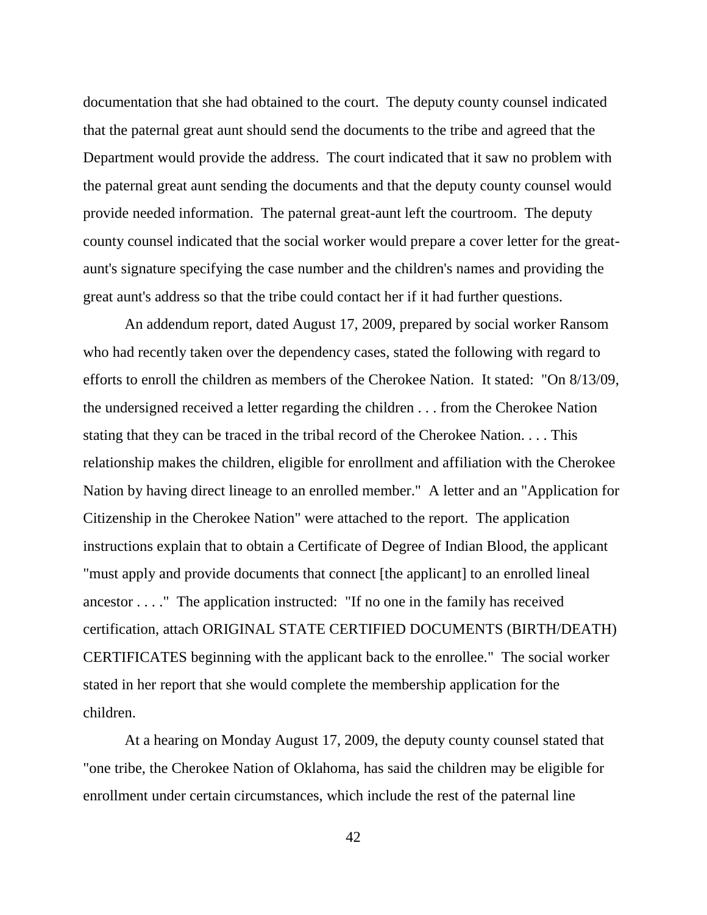documentation that she had obtained to the court. The deputy county counsel indicated that the paternal great aunt should send the documents to the tribe and agreed that the Department would provide the address. The court indicated that it saw no problem with the paternal great aunt sending the documents and that the deputy county counsel would provide needed information. The paternal great-aunt left the courtroom. The deputy county counsel indicated that the social worker would prepare a cover letter for the great-aunt's signature specifying the case number and the children's names and providing the great aunt's address so that the tribe could contact her if it had further questions.

An addendum report, dated August 17, 2009, prepared by social worker Ransom who had recently taken over the dependency cases, stated the following with regard to efforts to enroll the children as members of the Cherokee Nation. It stated: "On 8/13/09, the undersigned received a letter regarding the children . . . from the Cherokee Nation stating that they can be traced in the tribal record of the Cherokee Nation. . . . This relationship makes the children, eligible for enrollment and affiliation with the Cherokee Nation by having direct lineage to an enrolled member." A letter and an "Application for Citizenship in the Cherokee Nation" were attached to the report. The application instructions explain that to obtain a Certificate of Degree of Indian Blood, the applicant "must apply and provide documents that connect [the applicant] to an enrolled lineal ancestor . . . ." The application instructed: "If no one in the family has received certification, attach ORIGINAL STATE CERTIFIED DOCUMENTS (BIRTH/DEATH) CERTIFICATES beginning with the applicant back to the enrollee." The social worker stated in her report that she would complete the membership application for the children.

At a hearing on Monday August 17, 2009, the deputy county counsel stated that "one tribe, the Cherokee Nation of Oklahoma, has said the children may be eligible for enrollment under certain circumstances, which include the rest of the paternal line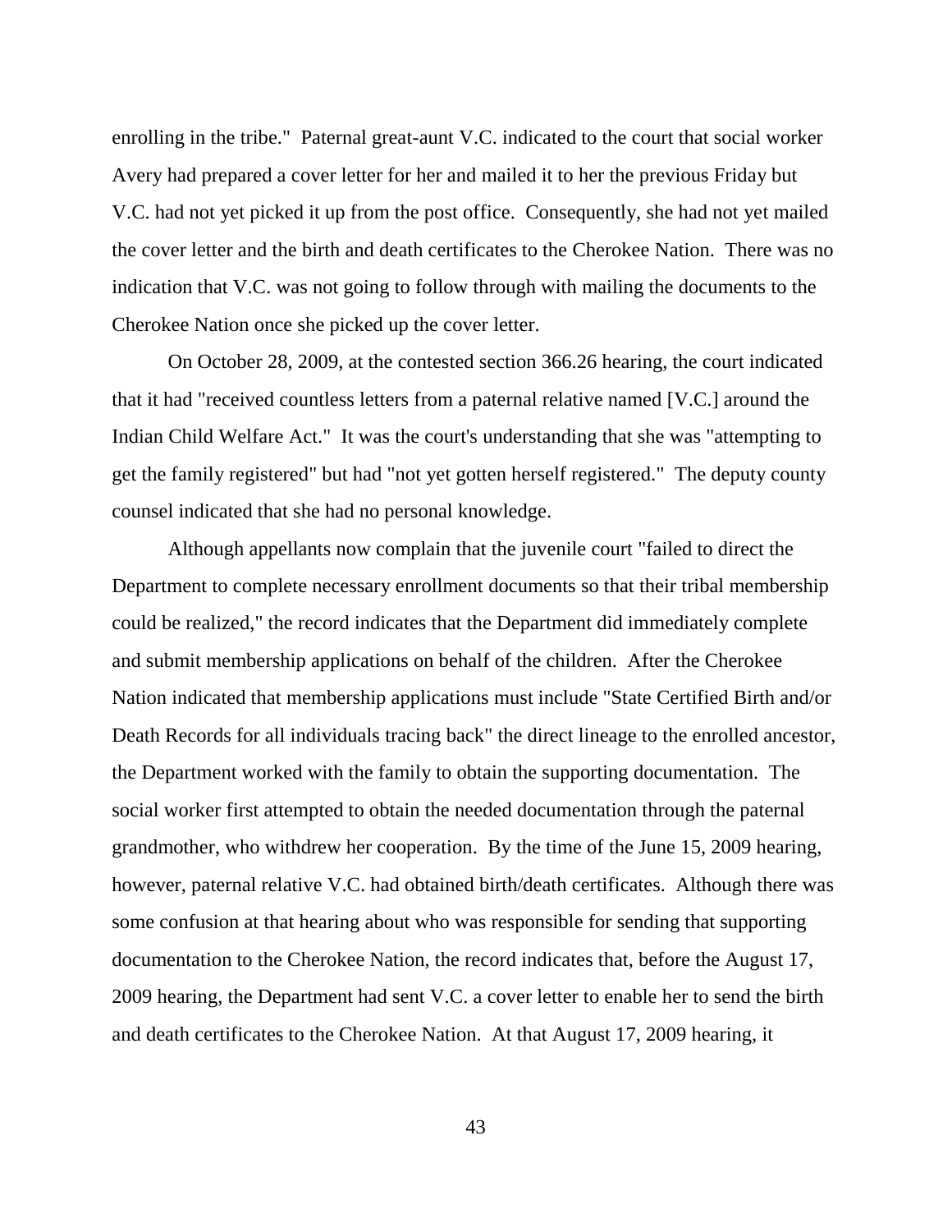enrolling in the tribe." Paternal great-aunt V.C. indicated to the court that social worker Avery had prepared a cover letter for her and mailed it to her the previous Friday but V.C. had not yet picked it up from the post office. Consequently, she had not yet mailed the cover letter and the birth and death certificates to the Cherokee Nation. There was no indication that V.C. was not going to follow through with mailing the documents to the Cherokee Nation once she picked up the cover letter.

On October 28, 2009, at the contested section 366.26 hearing, the court indicated that it had "received countless letters from a paternal relative named [V.C.] around the Indian Child Welfare Act." It was the court's understanding that she was "attempting to get the family registered" but had "not yet gotten herself registered." The deputy county counsel indicated that she had no personal knowledge.

Although appellants now complain that the juvenile court "failed to direct the Department to complete necessary enrollment documents so that their tribal membership could be realized," the record indicates that the Department did immediately complete and submit membership applications on behalf of the children. After the Cherokee Nation indicated that membership applications must include "State Certified Birth and/or Death Records for all individuals tracing back" the direct lineage to the enrolled ancestor, the Department worked with the family to obtain the supporting documentation. The social worker first attempted to obtain the needed documentation through the paternal grandmother, who withdrew her cooperation. By the time of the June 15, 2009 hearing, however, paternal relative V.C. had obtained birth/death certificates. Although there was some confusion at that hearing about who was responsible for sending that supporting documentation to the Cherokee Nation, the record indicates that, before the August 17, 2009 hearing, the Department had sent V.C. a cover letter to enable her to send the birth and death certificates to the Cherokee Nation. At that August 17, 2009 hearing, it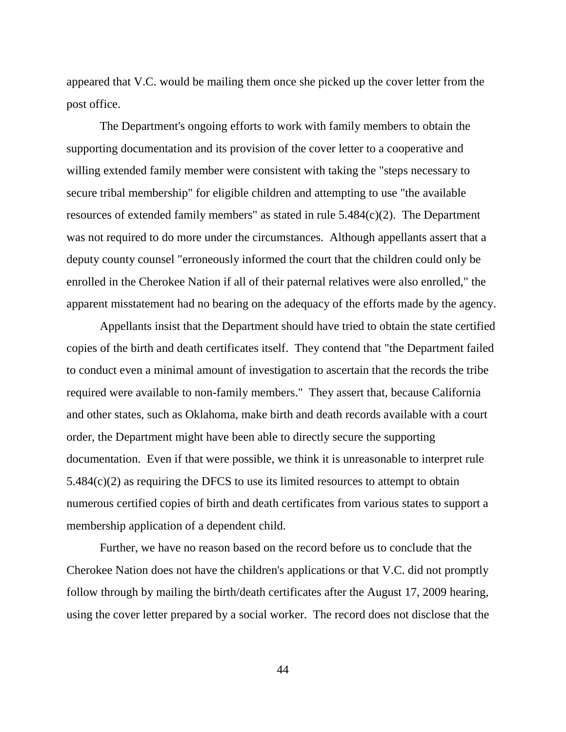appeared that V.C. would be mailing them once she picked up the cover letter from the post office.

The Department's ongoing efforts to work with family members to obtain the supporting documentation and its provision of the cover letter to a cooperative and willing extended family member were consistent with taking the "steps necessary to secure tribal membership" for eligible children and attempting to use "the available resources of extended family members" as stated in rule 5.484(c)(2). The Department was not required to do more under the circumstances. Although appellants assert that a deputy county counsel "erroneously informed the court that the children could only be enrolled in the Cherokee Nation if all of their paternal relatives were also enrolled," the apparent misstatement had no bearing on the adequacy of the efforts made by the agency.

Appellants insist that the Department should have tried to obtain the state certified copies of the birth and death certificates itself. They contend that "the Department failed to conduct even a minimal amount of investigation to ascertain that the records the tribe required were available to non-family members." They assert that, because California and other states, such as Oklahoma, make birth and death records available with a court order, the Department might have been able to directly secure the supporting documentation. Even if that were possible, we think it is unreasonable to interpret rule 5.484(c)(2) as requiring the DFCS to use its limited resources to attempt to obtain numerous certified copies of birth and death certificates from various states to support a membership application of a dependent child.

Further, we have no reason based on the record before us to conclude that the Cherokee Nation does not have the children's applications or that V.C. did not promptly follow through by mailing the birth/death certificates after the August 17, 2009 hearing, using the cover letter prepared by a social worker. The record does not disclose that the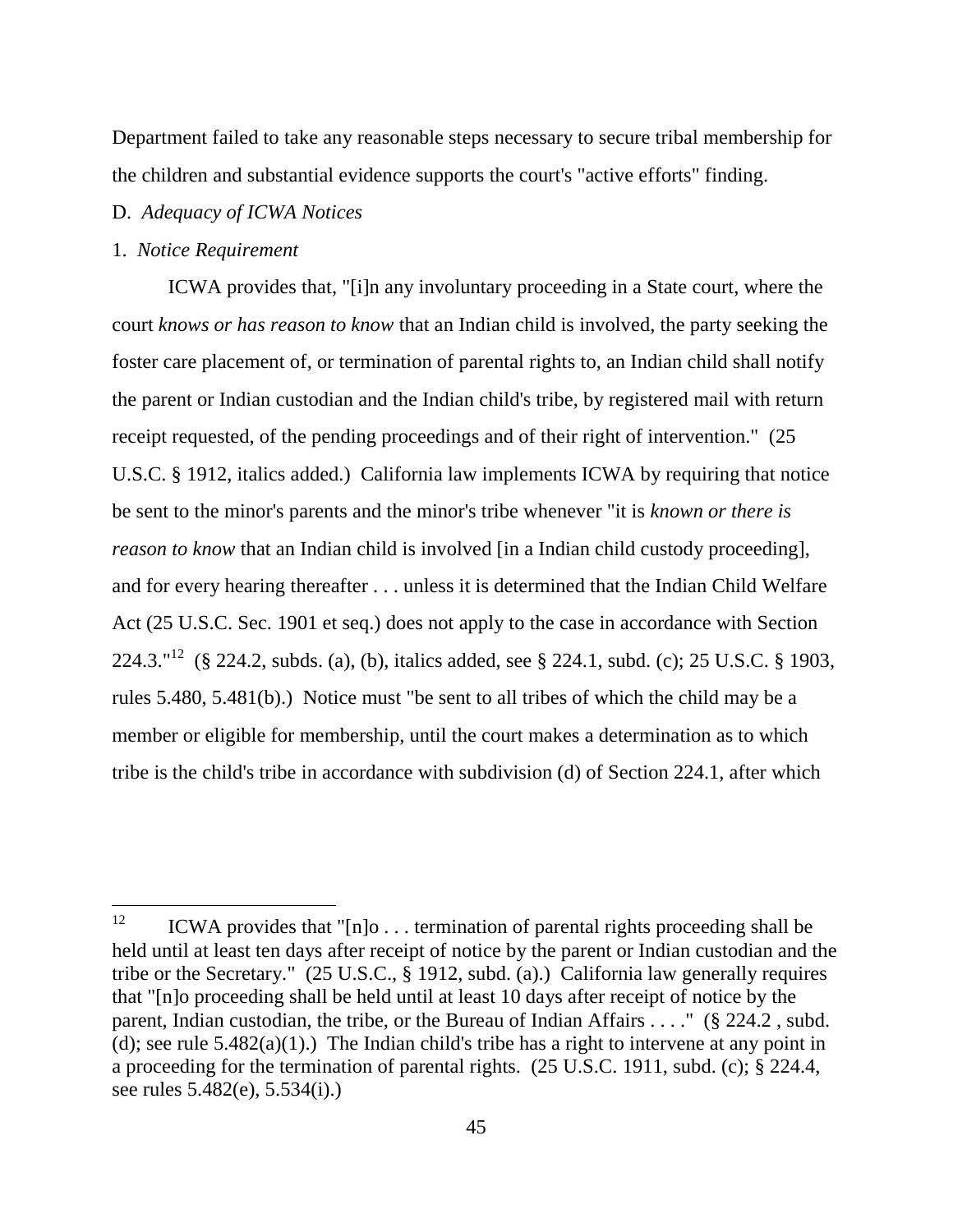Department failed to take any reasonable steps necessary to secure tribal membership for the children and substantial evidence supports the court's "active efforts" finding.

D. *Adequacy of ICWA Notices*

1. *Notice Requirement*

ICWA provides that, "[i]n any involuntary proceeding in a State court, where the court *knows or has reason to know* that an Indian child is involved, the party seeking the foster care placement of, or termination of parental rights to, an Indian child shall notify the parent or Indian custodian and the Indian child's tribe, by registered mail with return receipt requested, of the pending proceedings and of their right of intervention." (25 U.S.C. § 1912, italics added.) California law implements ICWA by requiring that notice be sent to the minor's parents and the minor's tribe whenever "it is *known or there is reason to know* that an Indian child is involved [in a Indian child custody proceeding], and for every hearing thereafter . . . unless it is determined that the Indian Child Welfare Act (25 U.S.C. Sec. 1901 et seq.) does not apply to the case in accordance with Section 224.3."[12] (§ 224.2, subds. (a), (b), italics added, see § 224.1, subd. (c); 25 U.S.C. § 1903, rules 5.480, 5.481(b).) Notice must "be sent to all tribes of which the child may be a member or eligible for membership, until the court makes a determination as to which tribe is the child's tribe in accordance with subdivision (d) of Section 224.1, after which

---

[12] ICWA provides that "[n]o . . . termination of parental rights proceeding shall be held until at least ten days after receipt of notice by the parent or Indian custodian and the tribe or the Secretary." (25 U.S.C., § 1912, subd. (a).) California law generally requires that "[n]o proceeding shall be held until at least 10 days after receipt of notice by the parent, Indian custodian, the tribe, or the Bureau of Indian Affairs . . . ." (§ 224.2 , subd. (d); see rule 5.482(a)(1).) The Indian child's tribe has a right to intervene at any point in a proceeding for the termination of parental rights. (25 U.S.C. 1911, subd. (c); § 224.4, see rules 5.482(e), 5.534(i).)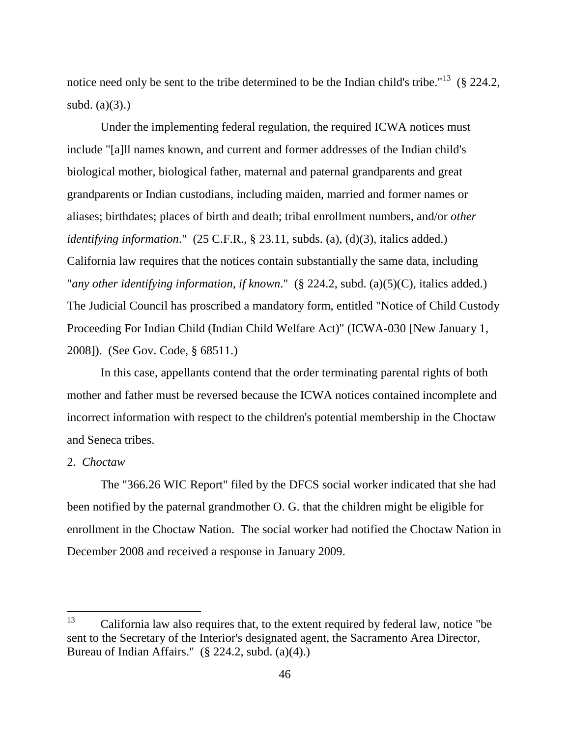notice need only be sent to the tribe determined to be the Indian child's tribe."[13] (§ 224.2, subd. (a)(3).)

Under the implementing federal regulation, the required ICWA notices must include "[a]ll names known, and current and former addresses of the Indian child's biological mother, biological father, maternal and paternal grandparents and great grandparents or Indian custodians, including maiden, married and former names or aliases; birthdates; places of birth and death; tribal enrollment numbers, and/or *other identifying information*." (25 C.F.R., § 23.11, subds. (a), (d)(3), italics added.) California law requires that the notices contain substantially the same data, including "*any other identifying information, if known*." (§ 224.2, subd. (a)(5)(C), italics added.) The Judicial Council has proscribed a mandatory form, entitled "Notice of Child Custody Proceeding For Indian Child (Indian Child Welfare Act)" (ICWA-030 [New January 1, 2008]). (See Gov. Code, § 68511.)

In this case, appellants contend that the order terminating parental rights of both mother and father must be reversed because the ICWA notices contained incomplete and incorrect information with respect to the children's potential membership in the Choctaw and Seneca tribes.

2. *Choctaw*

The "366.26 WIC Report" filed by the DFCS social worker indicated that she had been notified by the paternal grandmother O. G. that the children might be eligible for enrollment in the Choctaw Nation. The social worker had notified the Choctaw Nation in December 2008 and received a response in January 2009.

---

[13] California law also requires that, to the extent required by federal law, notice "be sent to the Secretary of the Interior's designated agent, the Sacramento Area Director, Bureau of Indian Affairs." (§ 224.2, subd. (a)(4).)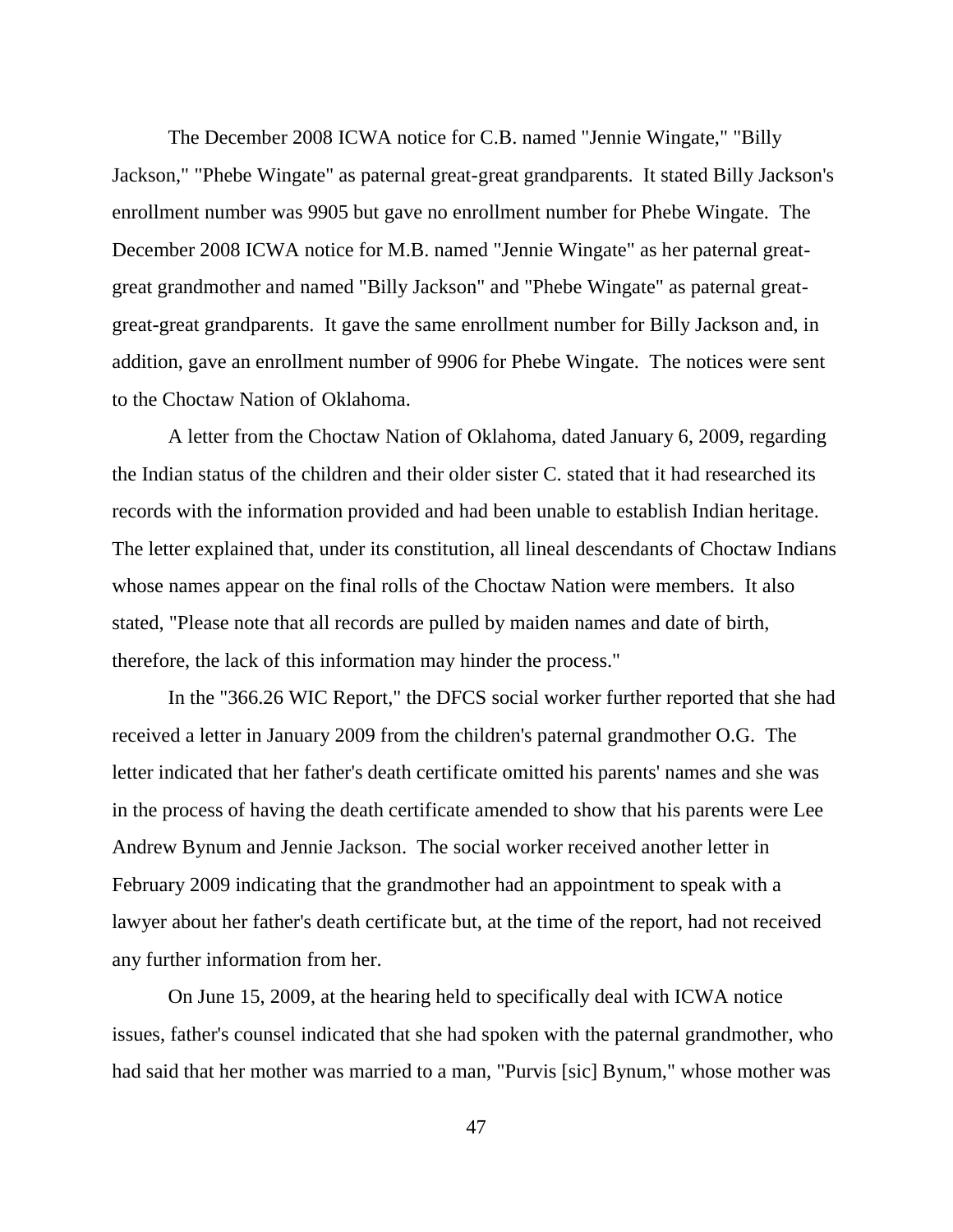The December 2008 ICWA notice for C.B. named "Jennie Wingate," "Billy Jackson," "Phebe Wingate" as paternal great-great grandparents. It stated Billy Jackson's enrollment number was 9905 but gave no enrollment number for Phebe Wingate. The December 2008 ICWA notice for M.B. named "Jennie Wingate" as her paternal great-great grandmother and named "Billy Jackson" and "Phebe Wingate" as paternal great-great-great grandparents. It gave the same enrollment number for Billy Jackson and, in addition, gave an enrollment number of 9906 for Phebe Wingate. The notices were sent to the Choctaw Nation of Oklahoma.

A letter from the Choctaw Nation of Oklahoma, dated January 6, 2009, regarding the Indian status of the children and their older sister C. stated that it had researched its records with the information provided and had been unable to establish Indian heritage. The letter explained that, under its constitution, all lineal descendants of Choctaw Indians whose names appear on the final rolls of the Choctaw Nation were members. It also stated, "Please note that all records are pulled by maiden names and date of birth, therefore, the lack of this information may hinder the process."

In the "366.26 WIC Report," the DFCS social worker further reported that she had received a letter in January 2009 from the children's paternal grandmother O.G. The letter indicated that her father's death certificate omitted his parents' names and she was in the process of having the death certificate amended to show that his parents were Lee Andrew Bynum and Jennie Jackson. The social worker received another letter in February 2009 indicating that the grandmother had an appointment to speak with a lawyer about her father's death certificate but, at the time of the report, had not received any further information from her.

On June 15, 2009, at the hearing held to specifically deal with ICWA notice issues, father's counsel indicated that she had spoken with the paternal grandmother, who had said that her mother was married to a man, "Purvis [sic] Bynum," whose mother was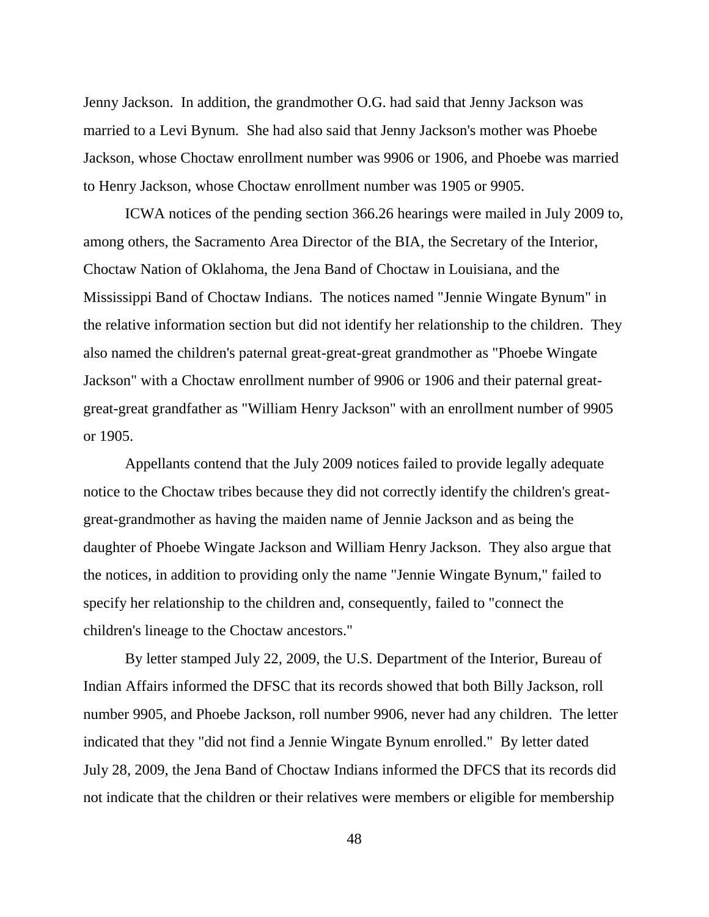Jenny Jackson. In addition, the grandmother O.G. had said that Jenny Jackson was married to a Levi Bynum. She had also said that Jenny Jackson's mother was Phoebe Jackson, whose Choctaw enrollment number was 9906 or 1906, and Phoebe was married to Henry Jackson, whose Choctaw enrollment number was 1905 or 9905.

ICWA notices of the pending section 366.26 hearings were mailed in July 2009 to, among others, the Sacramento Area Director of the BIA, the Secretary of the Interior, Choctaw Nation of Oklahoma, the Jena Band of Choctaw in Louisiana, and the Mississippi Band of Choctaw Indians. The notices named "Jennie Wingate Bynum" in the relative information section but did not identify her relationship to the children. They also named the children's paternal great-great-great grandmother as "Phoebe Wingate Jackson" with a Choctaw enrollment number of 9906 or 1906 and their paternal great-great-great grandfather as "William Henry Jackson" with an enrollment number of 9905 or 1905.

Appellants contend that the July 2009 notices failed to provide legally adequate notice to the Choctaw tribes because they did not correctly identify the children's great-great-grandmother as having the maiden name of Jennie Jackson and as being the daughter of Phoebe Wingate Jackson and William Henry Jackson. They also argue that the notices, in addition to providing only the name "Jennie Wingate Bynum," failed to specify her relationship to the children and, consequently, failed to "connect the children's lineage to the Choctaw ancestors."

By letter stamped July 22, 2009, the U.S. Department of the Interior, Bureau of Indian Affairs informed the DFSC that its records showed that both Billy Jackson, roll number 9905, and Phoebe Jackson, roll number 9906, never had any children. The letter indicated that they "did not find a Jennie Wingate Bynum enrolled." By letter dated July 28, 2009, the Jena Band of Choctaw Indians informed the DFCS that its records did not indicate that the children or their relatives were members or eligible for membership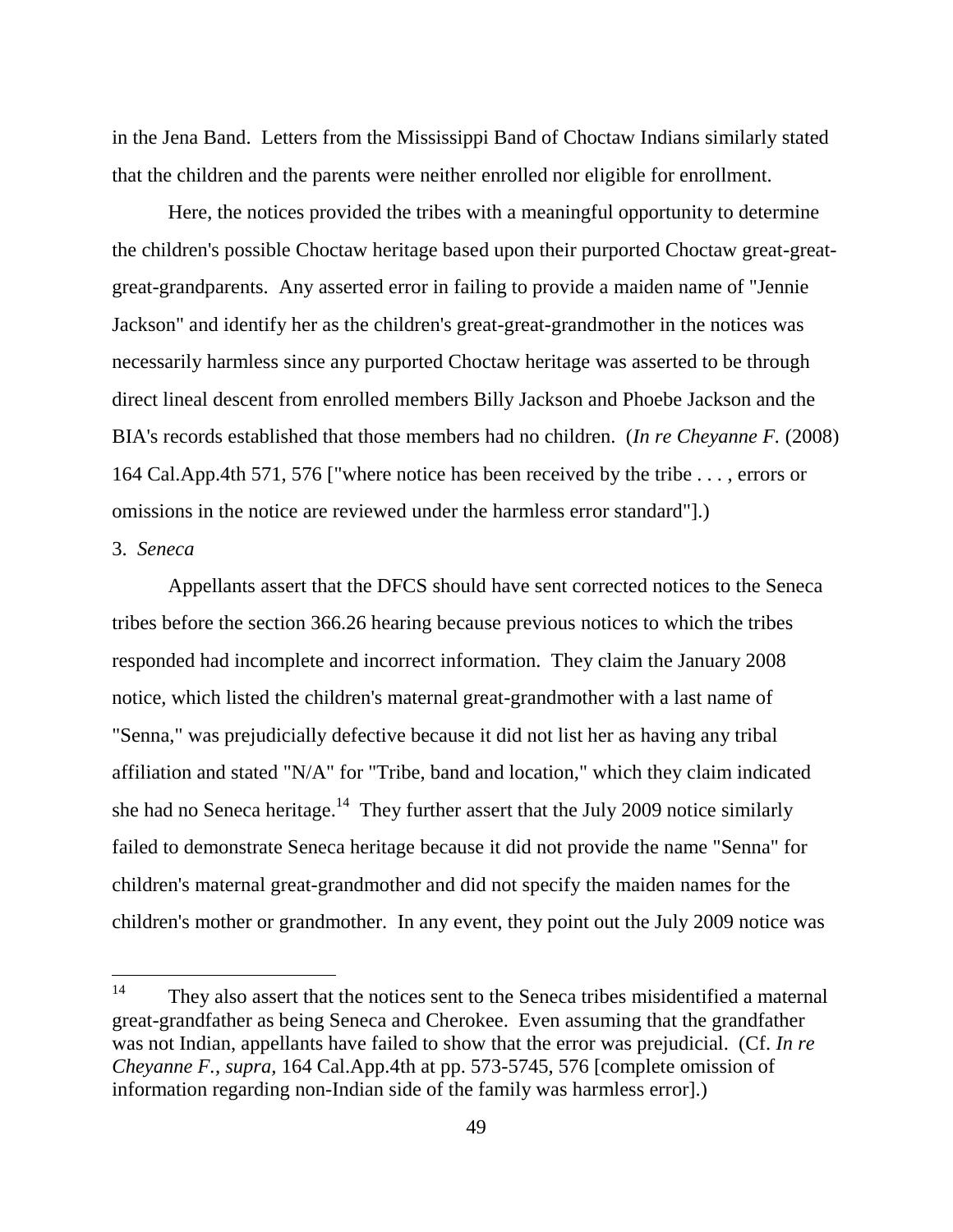in the Jena Band. Letters from the Mississippi Band of Choctaw Indians similarly stated that the children and the parents were neither enrolled nor eligible for enrollment.

Here, the notices provided the tribes with a meaningful opportunity to determine the children's possible Choctaw heritage based upon their purported Choctaw great-great-great-grandparents. Any asserted error in failing to provide a maiden name of "Jennie Jackson" and identify her as the children's great-great-grandmother in the notices was necessarily harmless since any purported Choctaw heritage was asserted to be through direct lineal descent from enrolled members Billy Jackson and Phoebe Jackson and the BIA's records established that those members had no children. (*In re Cheyanne F.* (2008) 164 Cal.App.4th 571, 576 ["where notice has been received by the tribe . . . , errors or omissions in the notice are reviewed under the harmless error standard"].)

3. *Seneca*

Appellants assert that the DFCS should have sent corrected notices to the Seneca tribes before the section 366.26 hearing because previous notices to which the tribes responded had incomplete and incorrect information. They claim the January 2008 notice, which listed the children's maternal great-grandmother with a last name of "Senna," was prejudicially defective because it did not list her as having any tribal affiliation and stated "N/A" for "Tribe, band and location," which they claim indicated she had no Seneca heritage.[14] They further assert that the July 2009 notice similarly failed to demonstrate Seneca heritage because it did not provide the name "Senna" for children's maternal great-grandmother and did not specify the maiden names for the children's mother or grandmother. In any event, they point out the July 2009 notice was

---

[14] They also assert that the notices sent to the Seneca tribes misidentified a maternal great-grandfather as being Seneca and Cherokee. Even assuming that the grandfather was not Indian, appellants have failed to show that the error was prejudicial. (Cf. *In re Cheyanne F.*, *supra*, 164 Cal.App.4th at pp. 573-5745, 576 [complete omission of information regarding non-Indian side of the family was harmless error].)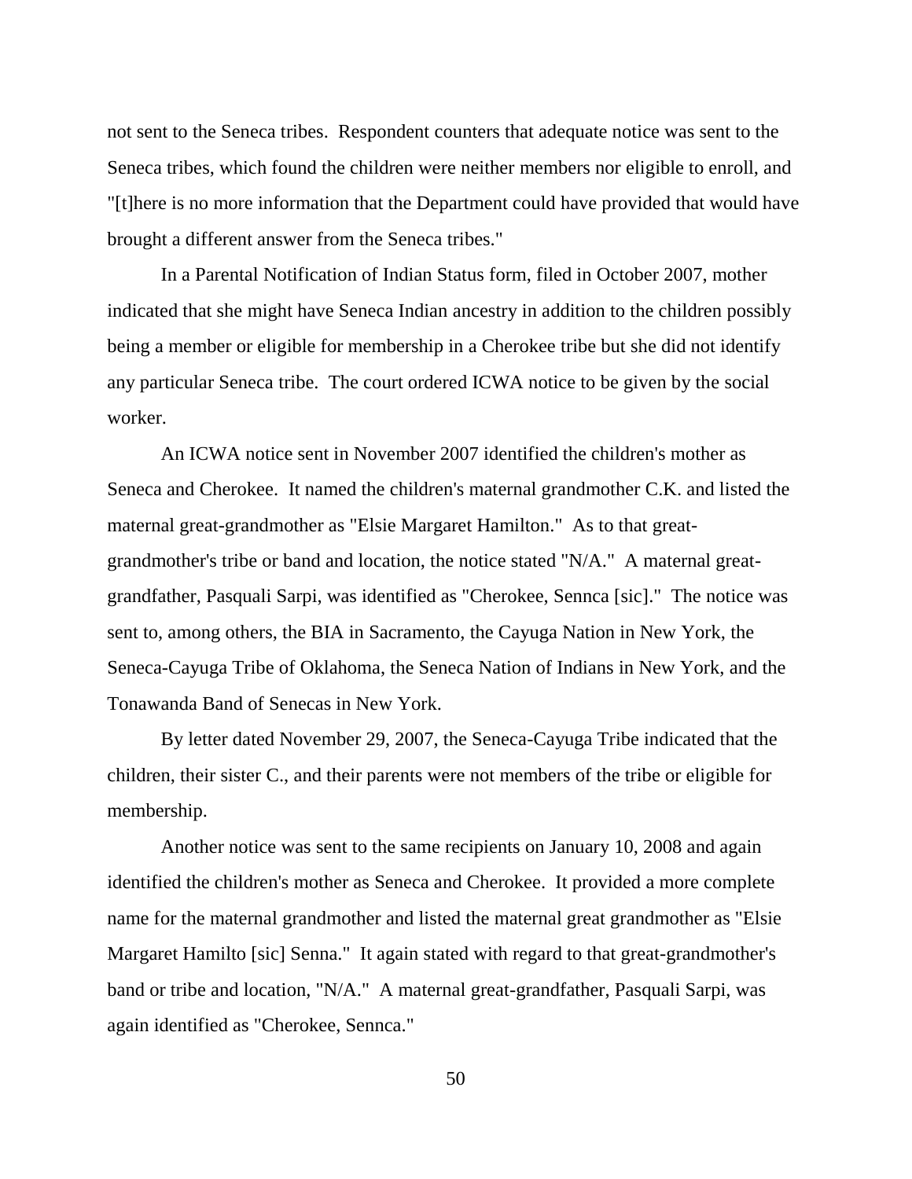not sent to the Seneca tribes. Respondent counters that adequate notice was sent to the Seneca tribes, which found the children were neither members nor eligible to enroll, and "[t]here is no more information that the Department could have provided that would have brought a different answer from the Seneca tribes."

In a Parental Notification of Indian Status form, filed in October 2007, mother indicated that she might have Seneca Indian ancestry in addition to the children possibly being a member or eligible for membership in a Cherokee tribe but she did not identify any particular Seneca tribe. The court ordered ICWA notice to be given by the social worker.

An ICWA notice sent in November 2007 identified the children's mother as Seneca and Cherokee. It named the children's maternal grandmother C.K. and listed the maternal great-grandmother as "Elsie Margaret Hamilton." As to that great-grandmother's tribe or band and location, the notice stated "N/A." A maternal great-grandfather, Pasquali Sarpi, was identified as "Cherokee, Sennca [sic]." The notice was sent to, among others, the BIA in Sacramento, the Cayuga Nation in New York, the Seneca-Cayuga Tribe of Oklahoma, the Seneca Nation of Indians in New York, and the Tonawanda Band of Senecas in New York.

By letter dated November 29, 2007, the Seneca-Cayuga Tribe indicated that the children, their sister C., and their parents were not members of the tribe or eligible for membership.

Another notice was sent to the same recipients on January 10, 2008 and again identified the children's mother as Seneca and Cherokee. It provided a more complete name for the maternal grandmother and listed the maternal great grandmother as "Elsie Margaret Hamilto [sic] Senna." It again stated with regard to that great-grandmother's band or tribe and location, "N/A." A maternal great-grandfather, Pasquali Sarpi, was again identified as "Cherokee, Sennca."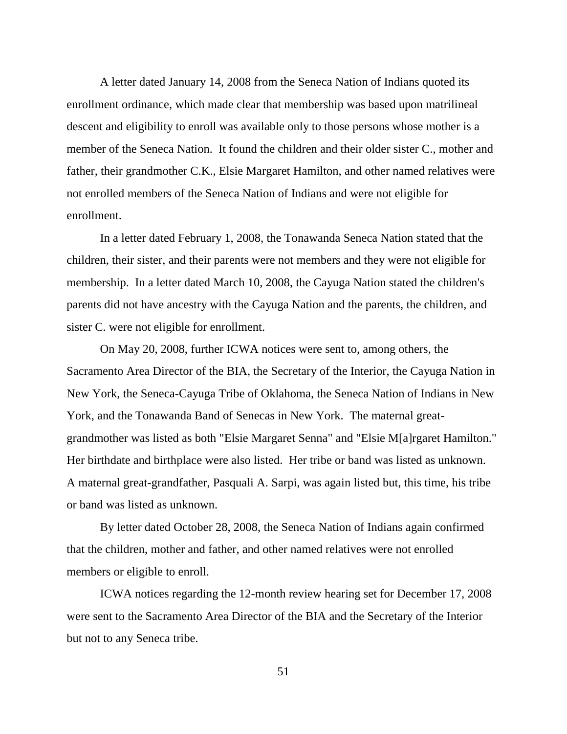A letter dated January 14, 2008 from the Seneca Nation of Indians quoted its enrollment ordinance, which made clear that membership was based upon matrilineal descent and eligibility to enroll was available only to those persons whose mother is a member of the Seneca Nation. It found the children and their older sister C., mother and father, their grandmother C.K., Elsie Margaret Hamilton, and other named relatives were not enrolled members of the Seneca Nation of Indians and were not eligible for enrollment.

In a letter dated February 1, 2008, the Tonawanda Seneca Nation stated that the children, their sister, and their parents were not members and they were not eligible for membership. In a letter dated March 10, 2008, the Cayuga Nation stated the children's parents did not have ancestry with the Cayuga Nation and the parents, the children, and sister C. were not eligible for enrollment.

On May 20, 2008, further ICWA notices were sent to, among others, the Sacramento Area Director of the BIA, the Secretary of the Interior, the Cayuga Nation in New York, the Seneca-Cayuga Tribe of Oklahoma, the Seneca Nation of Indians in New York, and the Tonawanda Band of Senecas in New York. The maternal great-grandmother was listed as both "Elsie Margaret Senna" and "Elsie M[a]rgaret Hamilton." Her birthdate and birthplace were also listed. Her tribe or band was listed as unknown. A maternal great-grandfather, Pasquali A. Sarpi, was again listed but, this time, his tribe or band was listed as unknown.

By letter dated October 28, 2008, the Seneca Nation of Indians again confirmed that the children, mother and father, and other named relatives were not enrolled members or eligible to enroll.

ICWA notices regarding the 12-month review hearing set for December 17, 2008 were sent to the Sacramento Area Director of the BIA and the Secretary of the Interior but not to any Seneca tribe.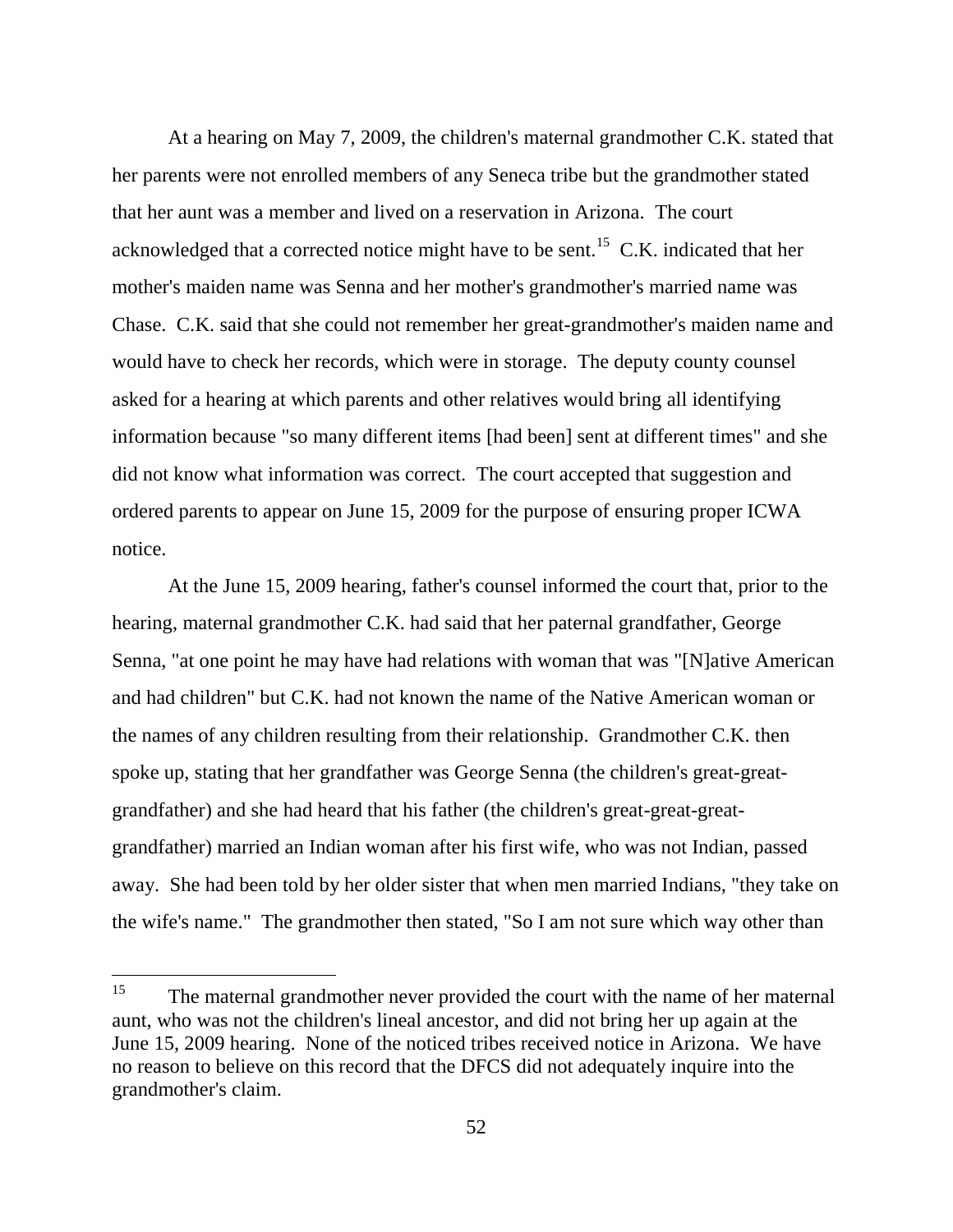At a hearing on May 7, 2009, the children's maternal grandmother C.K. stated that her parents were not enrolled members of any Seneca tribe but the grandmother stated that her aunt was a member and lived on a reservation in Arizona. The court acknowledged that a corrected notice might have to be sent.[15] C.K. indicated that her mother's maiden name was Senna and her mother's grandmother's married name was Chase. C.K. said that she could not remember her great-grandmother's maiden name and would have to check her records, which were in storage. The deputy county counsel asked for a hearing at which parents and other relatives would bring all identifying information because "so many different items [had been] sent at different times" and she did not know what information was correct. The court accepted that suggestion and ordered parents to appear on June 15, 2009 for the purpose of ensuring proper ICWA notice.

At the June 15, 2009 hearing, father's counsel informed the court that, prior to the hearing, maternal grandmother C.K. had said that her paternal grandfather, George Senna, "at one point he may have had relations with woman that was "[N]ative American and had children" but C.K. had not known the name of the Native American woman or the names of any children resulting from their relationship. Grandmother C.K. then spoke up, stating that her grandfather was George Senna (the children's great-great-grandfather) and she had heard that his father (the children's great-great-great-grandfather) married an Indian woman after his first wife, who was not Indian, passed away. She had been told by her older sister that when men married Indians, "they take on the wife's name." The grandmother then stated, "So I am not sure which way other than

---

[15] The maternal grandmother never provided the court with the name of her maternal aunt, who was not the children's lineal ancestor, and did not bring her up again at the June 15, 2009 hearing. None of the noticed tribes received notice in Arizona. We have no reason to believe on this record that the DFCS did not adequately inquire into the grandmother's claim.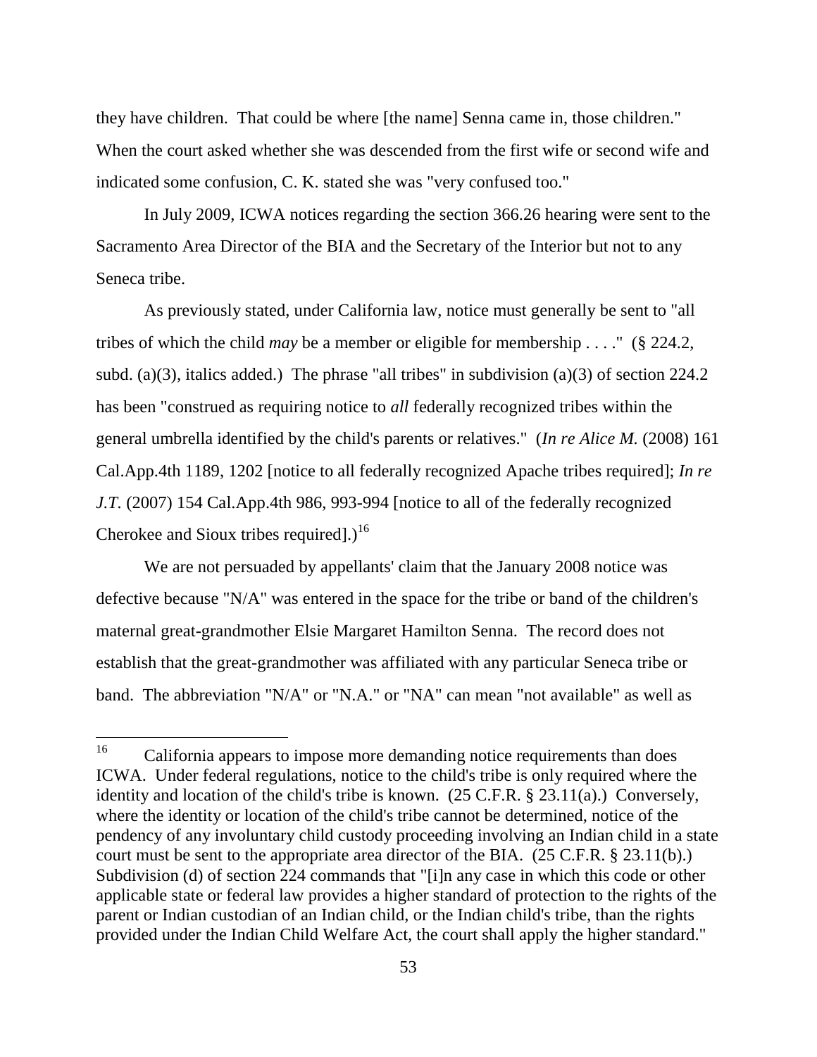they have children. That could be where [the name] Senna came in, those children." When the court asked whether she was descended from the first wife or second wife and indicated some confusion, C. K. stated she was "very confused too."

In July 2009, ICWA notices regarding the section 366.26 hearing were sent to the Sacramento Area Director of the BIA and the Secretary of the Interior but not to any Seneca tribe.

As previously stated, under California law, notice must generally be sent to "all tribes of which the child *may* be a member or eligible for membership . . . ." (§ 224.2, subd. (a)(3), italics added.) The phrase "all tribes" in subdivision (a)(3) of section 224.2 has been "construed as requiring notice to *all* federally recognized tribes within the general umbrella identified by the child's parents or relatives." (*In re Alice M.* (2008) 161 Cal.App.4th 1189, 1202 [notice to all federally recognized Apache tribes required]; *In re J.T.* (2007) 154 Cal.App.4th 986, 993-994 [notice to all of the federally recognized Cherokee and Sioux tribes required].)[16]

We are not persuaded by appellants' claim that the January 2008 notice was defective because "N/A" was entered in the space for the tribe or band of the children's maternal great-grandmother Elsie Margaret Hamilton Senna. The record does not establish that the great-grandmother was affiliated with any particular Seneca tribe or band. The abbreviation "N/A" or "N.A." or "NA" can mean "not available" as well as

---

[16] California appears to impose more demanding notice requirements than does ICWA. Under federal regulations, notice to the child's tribe is only required where the identity and location of the child's tribe is known. (25 C.F.R. § 23.11(a).) Conversely, where the identity or location of the child's tribe cannot be determined, notice of the pendency of any involuntary child custody proceeding involving an Indian child in a state court must be sent to the appropriate area director of the BIA. (25 C.F.R. § 23.11(b).) Subdivision (d) of section 224 commands that "[i]n any case in which this code or other applicable state or federal law provides a higher standard of protection to the rights of the parent or Indian custodian of an Indian child, or the Indian child's tribe, than the rights provided under the Indian Child Welfare Act, the court shall apply the higher standard."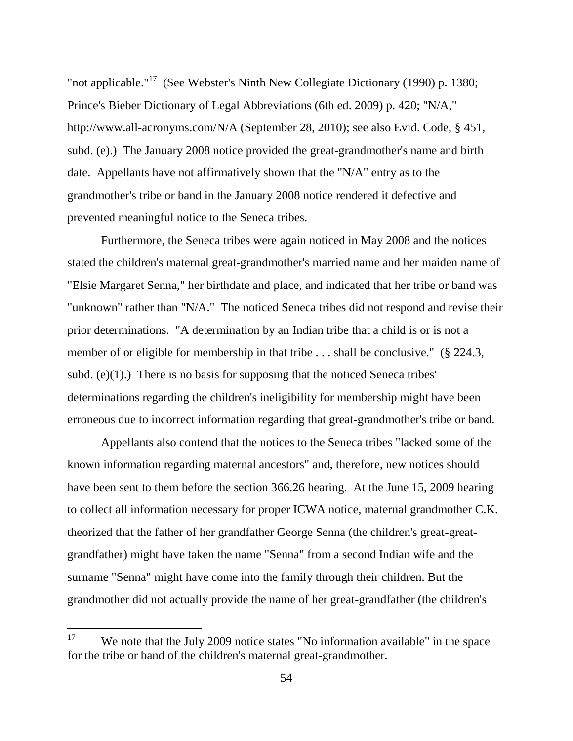"not applicable."[17] (See Webster's Ninth New Collegiate Dictionary (1990) p. 1380; Prince's Bieber Dictionary of Legal Abbreviations (6th ed. 2009) p. 420; "N/A," http://www.all-acronyms.com/N/A (September 28, 2010); see also Evid. Code, § 451, subd. (e).) The January 2008 notice provided the great-grandmother's name and birth date. Appellants have not affirmatively shown that the "N/A" entry as to the grandmother's tribe or band in the January 2008 notice rendered it defective and prevented meaningful notice to the Seneca tribes.

Furthermore, the Seneca tribes were again noticed in May 2008 and the notices stated the children's maternal great-grandmother's married name and her maiden name of "Elsie Margaret Senna," her birthdate and place, and indicated that her tribe or band was "unknown" rather than "N/A." The noticed Seneca tribes did not respond and revise their prior determinations. "A determination by an Indian tribe that a child is or is not a member of or eligible for membership in that tribe . . . shall be conclusive." (§ 224.3, subd. (e)(1).) There is no basis for supposing that the noticed Seneca tribes' determinations regarding the children's ineligibility for membership might have been erroneous due to incorrect information regarding that great-grandmother's tribe or band.

Appellants also contend that the notices to the Seneca tribes "lacked some of the known information regarding maternal ancestors" and, therefore, new notices should have been sent to them before the section 366.26 hearing. At the June 15, 2009 hearing to collect all information necessary for proper ICWA notice, maternal grandmother C.K. theorized that the father of her grandfather George Senna (the children's great-great-grandfather) might have taken the name "Senna" from a second Indian wife and the surname "Senna" might have come into the family through their children. But the grandmother did not actually provide the name of her great-grandfather (the children's

---

[17] We note that the July 2009 notice states "No information available" in the space for the tribe or band of the children's maternal great-grandmother.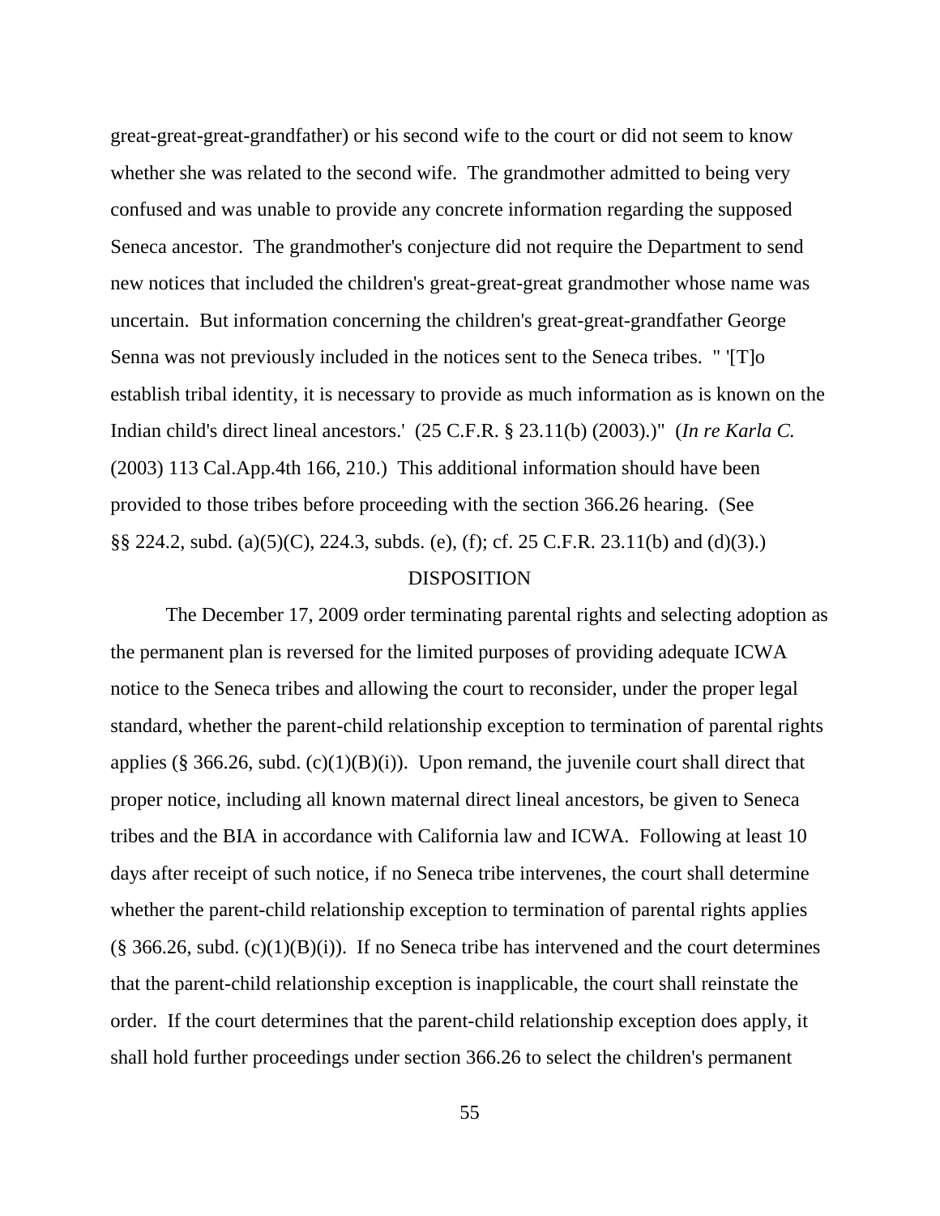great-great-great-grandfather) or his second wife to the court or did not seem to know whether she was related to the second wife. The grandmother admitted to being very confused and was unable to provide any concrete information regarding the supposed Seneca ancestor. The grandmother's conjecture did not require the Department to send new notices that included the children's great-great-great grandmother whose name was uncertain. But information concerning the children's great-great-grandfather George Senna was not previously included in the notices sent to the Seneca tribes. " '[T]o establish tribal identity, it is necessary to provide as much information as is known on the Indian child's direct lineal ancestors.' (25 C.F.R. § 23.11(b) (2003).)" (*In re Karla C.* (2003) 113 Cal.App.4th 166, 210.) This additional information should have been provided to those tribes before proceeding with the section 366.26 hearing. (See §§ 224.2, subd. (a)(5)(C), 224.3, subds. (e), (f); cf. 25 C.F.R. 23.11(b) and (d)(3).)

## DISPOSITION

The December 17, 2009 order terminating parental rights and selecting adoption as the permanent plan is reversed for the limited purposes of providing adequate ICWA notice to the Seneca tribes and allowing the court to reconsider, under the proper legal standard, whether the parent-child relationship exception to termination of parental rights applies (§ 366.26, subd. (c)(1)(B)(i)). Upon remand, the juvenile court shall direct that proper notice, including all known maternal direct lineal ancestors, be given to Seneca tribes and the BIA in accordance with California law and ICWA. Following at least 10 days after receipt of such notice, if no Seneca tribe intervenes, the court shall determine whether the parent-child relationship exception to termination of parental rights applies (§ 366.26, subd. (c)(1)(B)(i)). If no Seneca tribe has intervened and the court determines that the parent-child relationship exception is inapplicable, the court shall reinstate the order. If the court determines that the parent-child relationship exception does apply, it shall hold further proceedings under section 366.26 to select the children's permanent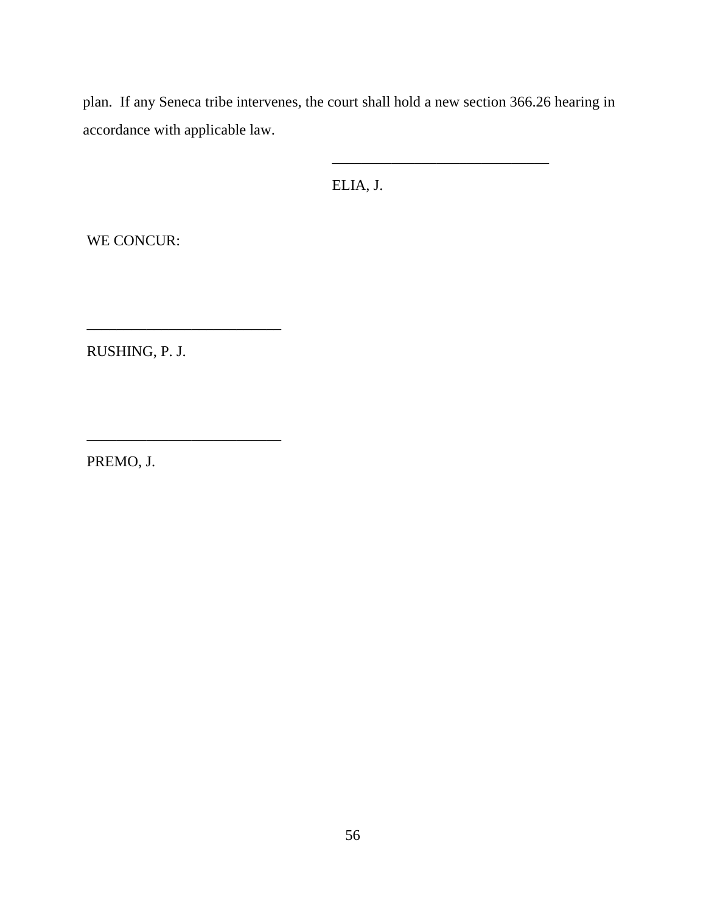plan. If any Seneca tribe intervenes, the court shall hold a new section 366.26 hearing in accordance with applicable law.

______________________________
ELIA, J.

WE CONCUR:

__________________________
RUSHING, P. J.

__________________________
PREMO, J.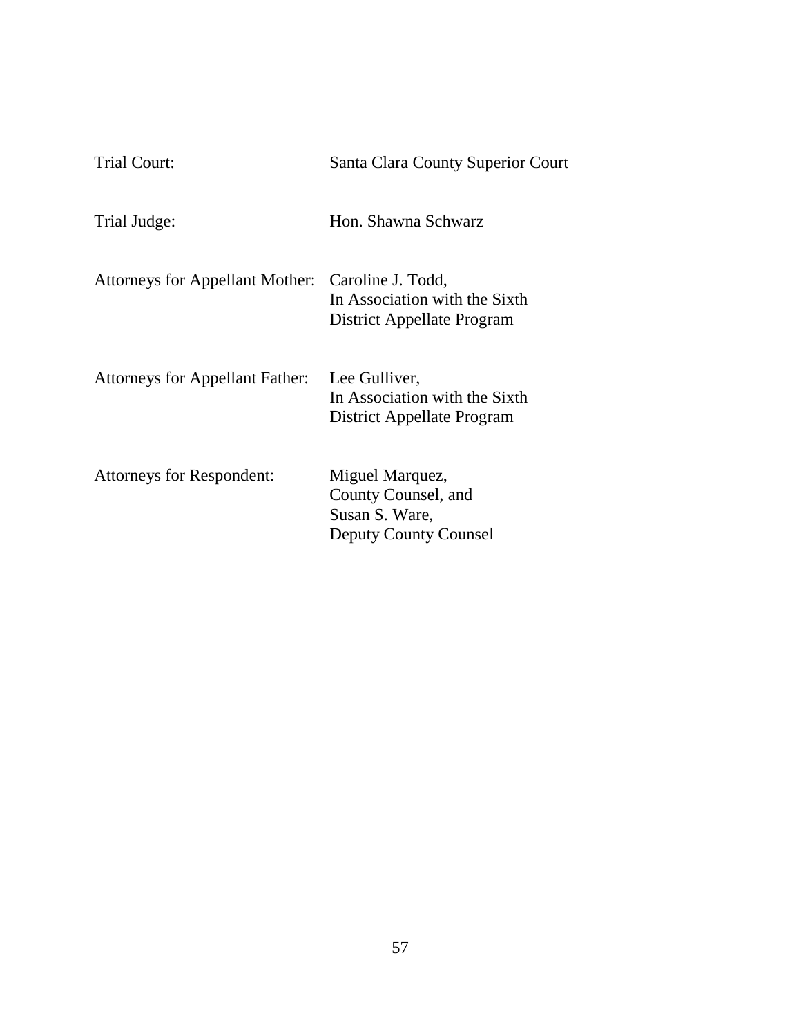| | |
|---|---|
| Trial Court: | Santa Clara County Superior Court |
| Trial Judge: | Hon. Shawna Schwarz |
| Attorneys for Appellant Mother: | Caroline J. Todd,<br>In Association with the Sixth District Appellate Program |
| Attorneys for Appellant Father: | Lee Gulliver,<br>In Association with the Sixth District Appellate Program |
| Attorneys for Respondent: | Miguel Marquez,<br>County Counsel, and<br>Susan S. Ware,<br>Deputy County Counsel |